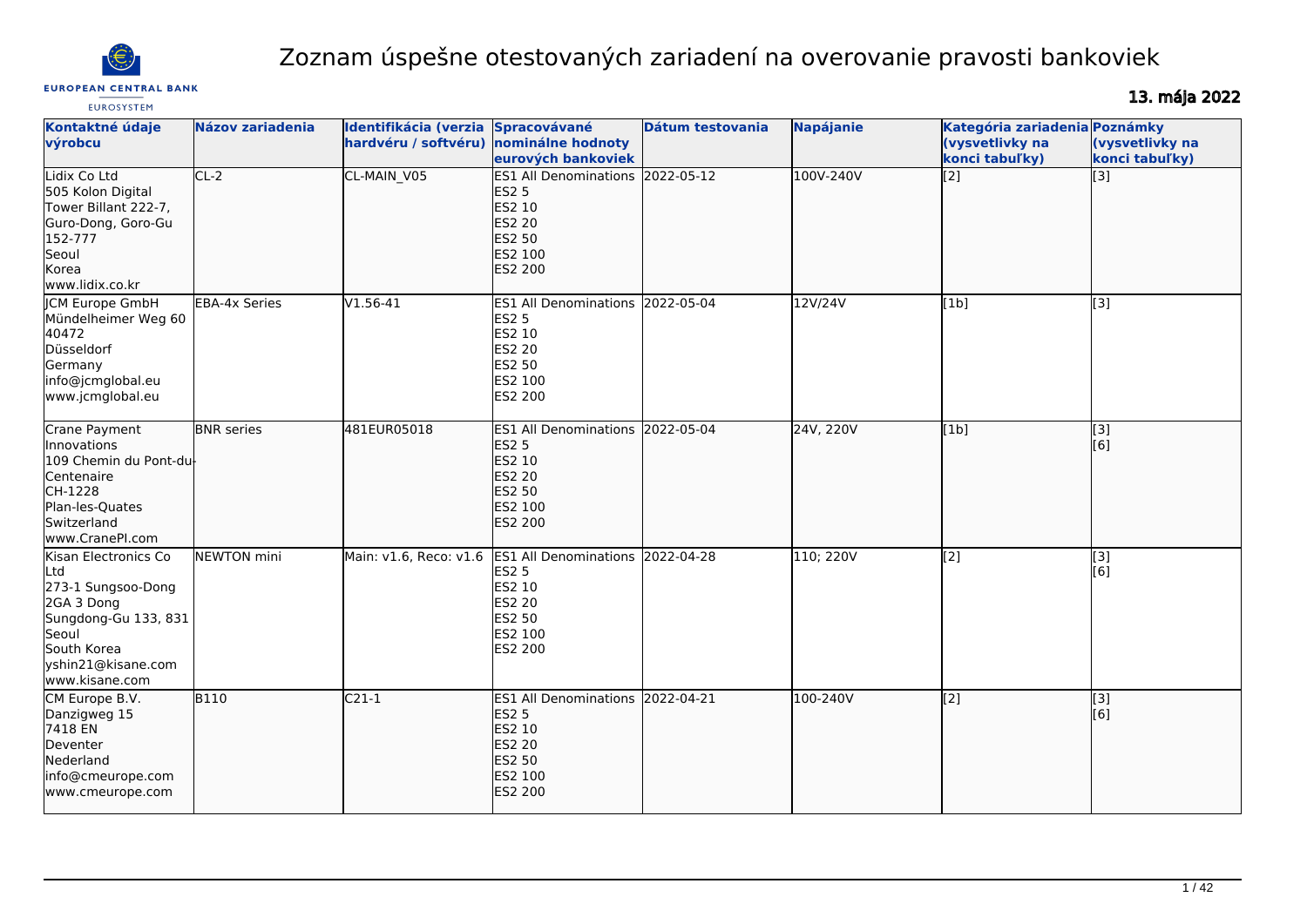# Zoznam úspešne otestovaných zariadení na overovanie pravosti bankoviek

**13. mája 2022**

| Kontaktné údaje výrobcu | Názov zariadenia | Identifikácia (verzia hardvéru / softvéru) | Spracovávané nominálne hodnoty eurových bankoviek | Dátum testovania | Napájanie | Kategória zariadenia (vysvetlivky na konci tabuľky) | Poznámky (vysvetlivky na konci tabuľky) |
|---|---|---|---|---|---|---|---|
| Lidix Co Ltd<br>505 Kolon Digital Tower Billant 222-7, Guro-Dong, Goro-Gu<br>152-777<br>Seoul<br>Korea<br>www.lidix.co.kr | CL-2 | CL-MAIN_V05 | ES1 All Denominations<br>ES2 5<br>ES2 10<br>ES2 20<br>ES2 50<br>ES2 100<br>ES2 200 | 2022-05-12 | 100V-240V | [2] | [3] |
| JCM Europe GmbH<br>Mündelheimer Weg 60<br>40472<br>Düsseldorf<br>Germany<br>info@jcmglobal.eu<br>www.jcmglobal.eu | EBA-4x Series | V1.56-41 | ES1 All Denominations<br>ES2 5<br>ES2 10<br>ES2 20<br>ES2 50<br>ES2 100<br>ES2 200 | 2022-05-04 | 12V/24V | [1b] | [3] |
| Crane Payment Innovations<br>109 Chemin du Pont-du-Centenaire<br>CH-1228<br>Plan-les-Quates<br>Switzerland<br>www.CranePI.com | BNR series | 481EUR05018 | ES1 All Denominations<br>ES2 5<br>ES2 10<br>ES2 20<br>ES2 50<br>ES2 100<br>ES2 200 | 2022-05-04 | 24V, 220V | [1b] | [3]<br>[6] |
| Kisan Electronics Co Ltd<br>273-1 Sungsoo-Dong 2GA 3 Dong<br>Sungdong-Gu 133, 831<br>Seoul<br>South Korea<br>yshin21@kisane.com<br>www.kisane.com | NEWTON mini | Main: v1.6, Reco: v1.6 | ES1 All Denominations<br>ES2 5<br>ES2 10<br>ES2 20<br>ES2 50<br>ES2 100<br>ES2 200 | 2022-04-28 | 110; 220V | [2] | [3]<br>[6] |
| CM Europe B.V.<br>Danzigweg 15<br>7418 EN<br>Deventer<br>Nederland<br>info@cmeurope.com<br>www.cmeurope.com | B110 | C21-1 | ES1 All Denominations<br>ES2 5<br>ES2 10<br>ES2 20<br>ES2 50<br>ES2 100<br>ES2 200 | 2022-04-21 | 100-240V | [2] | [3]<br>[6] |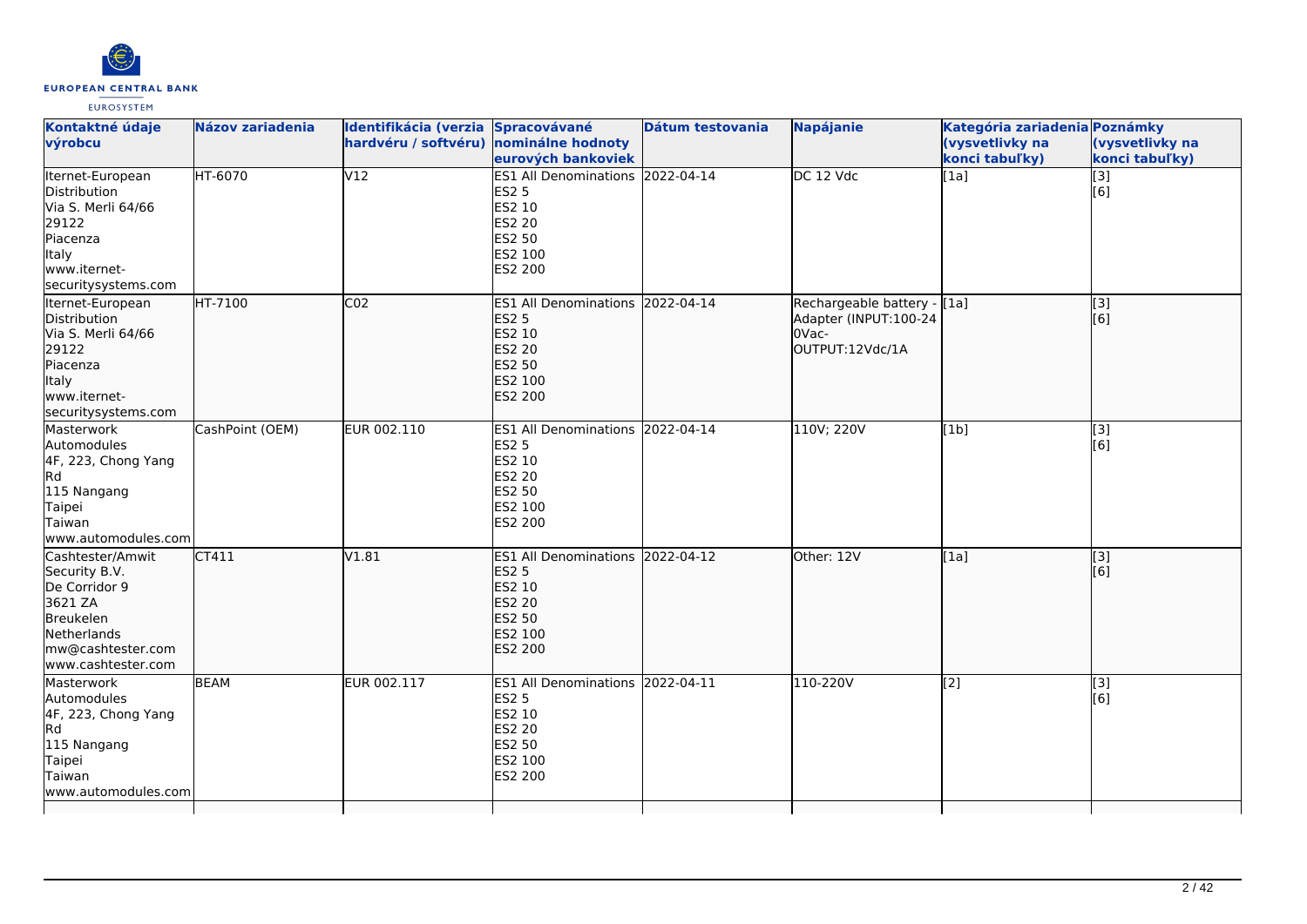| Kontaktné údaje výrobcu | Názov zariadenia | Identifikácia (verzia hardvéru / softvéru) | Spracovávané nominálne hodnoty eurových bankoviek | Dátum testovania | Napájanie | Kategória zariadenia (vysvetlivky na konci tabuľky) | Poznámky (vysvetlivky na konci tabuľky) |
|---|---|---|---|---|---|---|---|
| Iternet-European Distribution<br>Via S. Merli 64/66<br>29122<br>Piacenza<br>Italy<br>www.iternet-securitysystems.com | HT-6070 | V12 | ES1 All Denominations<br>ES2 5<br>ES2 10<br>ES2 20<br>ES2 50<br>ES2 100<br>ES2 200 | 2022-04-14 | DC 12 Vdc | [1a] | [3]<br>[6] |
| Iternet-European Distribution<br>Via S. Merli 64/66<br>29122<br>Piacenza<br>Italy<br>www.iternet-securitysystems.com | HT-7100 | C02 | ES1 All Denominations<br>ES2 5<br>ES2 10<br>ES2 20<br>ES2 50<br>ES2 100<br>ES2 200 | 2022-04-14 | Rechargeable battery - Adapter (INPUT:100-240Vac-OUTPUT:12Vdc/1A | [1a] | [3]<br>[6] |
| Masterwork Automodules<br>4F, 223, Chong Yang Rd<br>115 Nangang<br>Taipei<br>Taiwan<br>www.automodules.com | CashPoint (OEM) | EUR 002.110 | ES1 All Denominations<br>ES2 5<br>ES2 10<br>ES2 20<br>ES2 50<br>ES2 100<br>ES2 200 | 2022-04-14 | 110V; 220V | [1b] | [3]<br>[6] |
| Cashtester/Amwit Security B.V.<br>De Corridor 9<br>3621 ZA<br>Breukelen<br>Netherlands<br>mw@cashtester.com<br>www.cashtester.com | CT411 | V1.81 | ES1 All Denominations<br>ES2 5<br>ES2 10<br>ES2 20<br>ES2 50<br>ES2 100<br>ES2 200 | 2022-04-12 | Other: 12V | [1a] | [3]<br>[6] |
| Masterwork Automodules<br>4F, 223, Chong Yang Rd<br>115 Nangang<br>Taipei<br>Taiwan<br>www.automodules.com | BEAM | EUR 002.117 | ES1 All Denominations<br>ES2 5<br>ES2 10<br>ES2 20<br>ES2 50<br>ES2 100<br>ES2 200 | 2022-04-11 | 110-220V | [2] | [3]<br>[6] |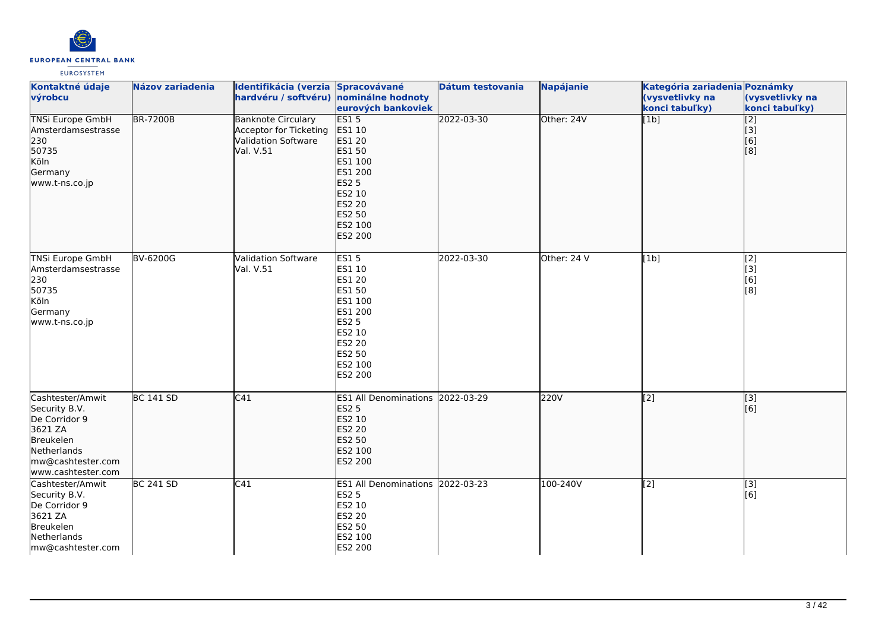| Kontaktné údaje výrobcu | Názov zariadenia | Identifikácia (verzia hardvéru / softvéru) | Spracovávané nominálne hodnoty eurových bankoviek | Dátum testovania | Napájanie | Kategória zariadenia (vysvetlivky na konci tabuľky) | Poznámky (vysvetlivky na konci tabuľky) |
|---|---|---|---|---|---|---|---|
| TNSi Europe GmbH<br>Amsterdamsestrasse 230<br>50735<br>Köln<br>Germany<br>www.t-ns.co.jp | BR-7200B | Banknote Circulary Acceptor for Ticketing Validation Software Val. V.51 | ES1 5<br>ES1 10<br>ES1 20<br>ES1 50<br>ES1 100<br>ES1 200<br>ES2 5<br>ES2 10<br>ES2 20<br>ES2 50<br>ES2 100<br>ES2 200 | 2022-03-30 | Other: 24V | [1b] | [2]<br>[3]<br>[6]<br>[8] |
| TNSi Europe GmbH<br>Amsterdamsestrasse 230<br>50735<br>Köln<br>Germany<br>www.t-ns.co.jp | BV-6200G | Validation Software Val. V.51 | ES1 5<br>ES1 10<br>ES1 20<br>ES1 50<br>ES1 100<br>ES1 200<br>ES2 5<br>ES2 10<br>ES2 20<br>ES2 50<br>ES2 100<br>ES2 200 | 2022-03-30 | Other: 24 V | [1b] | [2]<br>[3]<br>[6]<br>[8] |
| Cashtester/Amwit Security B.V.<br>De Corridor 9<br>3621 ZA<br>Breukelen<br>Netherlands<br>mw@cashtester.com<br>www.cashtester.com | BC 141 SD | C41 | ES1 All Denominations<br>ES2 5<br>ES2 10<br>ES2 20<br>ES2 50<br>ES2 100<br>ES2 200 | 2022-03-29 | 220V | [2] | [3]<br>[6] |
| Cashtester/Amwit Security B.V.<br>De Corridor 9<br>3621 ZA<br>Breukelen<br>Netherlands<br>mw@cashtester.com | BC 241 SD | C41 | ES1 All Denominations<br>ES2 5<br>ES2 10<br>ES2 20<br>ES2 50<br>ES2 100<br>ES2 200 | 2022-03-23 | 100-240V | [2] | [3]<br>[6] |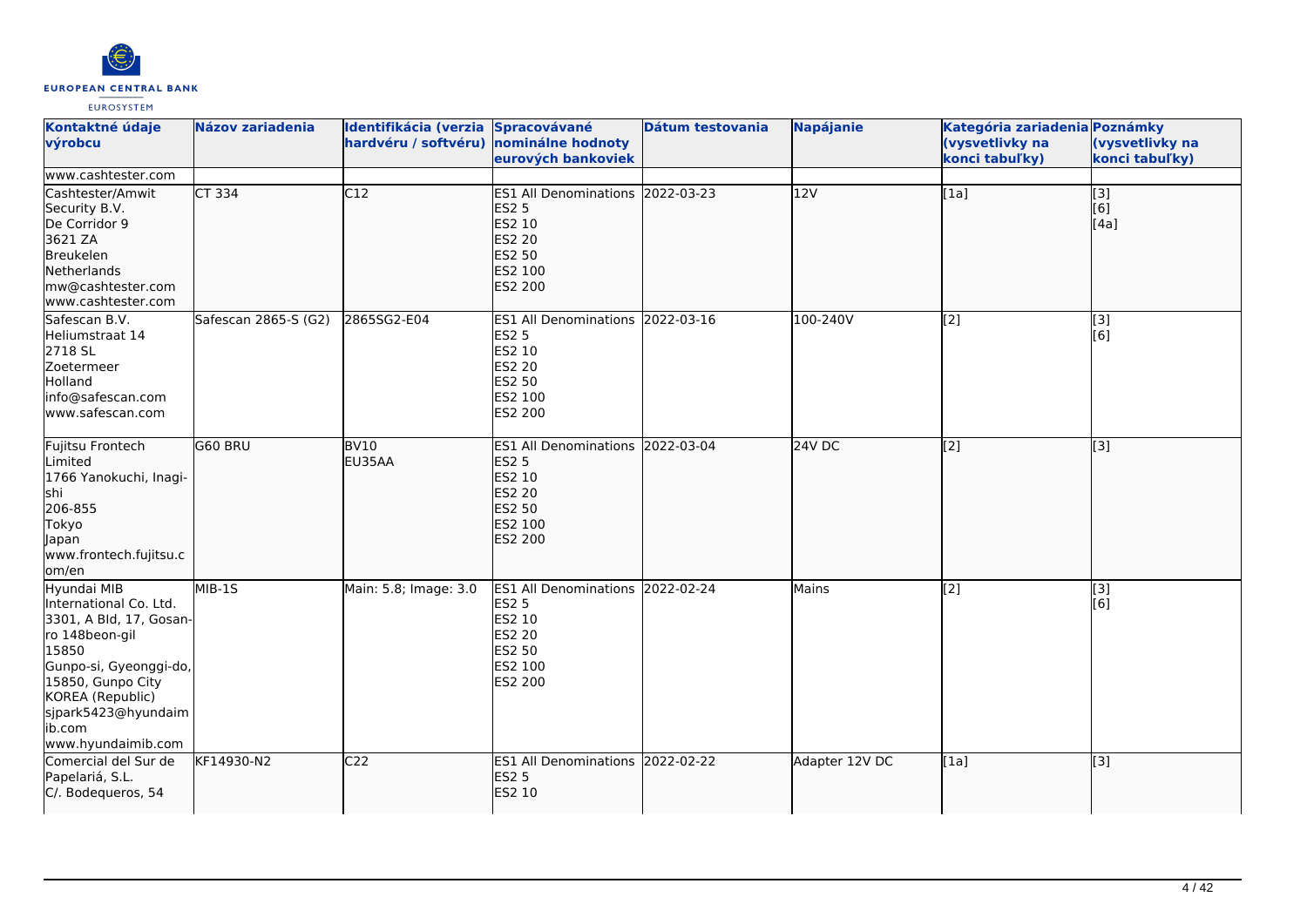| Kontaktné údaje výrobcu | Názov zariadenia | Identifikácia (verzia hardvéru / softvéru) | Spracovávané nominálne hodnoty eurových bankoviek | Dátum testovania | Napájanie | Kategória zariadenia (vysvetlivky na konci tabuľky) | Poznámky (vysvetlivky na konci tabuľky) |
|---|---|---|---|---|---|---|---|
| www.cashtester.com | | | | | | | |
| Cashtester/Amwit Security B.V.<br>De Corridor 9<br>3621 ZA<br>Breukelen<br>Netherlands<br>mw@cashtester.com<br>www.cashtester.com | CT 334 | C12 | ES1 All Denominations<br>ES2 5<br>ES2 10<br>ES2 20<br>ES2 50<br>ES2 100<br>ES2 200 | 2022-03-23 | 12V | [1a] | [3]<br>[6]<br>[4a] |
| Safescan B.V.<br>Heliumstraat 14<br>2718 SL<br>Zoetermeer<br>Holland<br>info@safescan.com<br>www.safescan.com | Safescan 2865-S (G2) | 2865SG2-E04 | ES1 All Denominations<br>ES2 5<br>ES2 10<br>ES2 20<br>ES2 50<br>ES2 100<br>ES2 200 | 2022-03-16 | 100-240V | [2] | [3]<br>[6] |
| Fujitsu Frontech Limited<br>1766 Yanokuchi, Inagi-shi<br>206-855<br>Tokyo<br>Japan<br>www.frontech.fujitsu.com/en | G60 BRU | BV10<br>EU35AA | ES1 All Denominations<br>ES2 5<br>ES2 10<br>ES2 20<br>ES2 50<br>ES2 100<br>ES2 200 | 2022-03-04 | 24V DC | [2] | [3] |
| Hyundai MIB International Co. Ltd.<br>3301, A Bld, 17, Gosan-ro 148beon-gil<br>15850<br>Gunpo-si, Gyeonggi-do, 15850, Gunpo City<br>KOREA (Republic)<br>sjpark5423@hyundaimib.com<br>www.hyundaimib.com | MIB-1S | Main: 5.8; Image: 3.0 | ES1 All Denominations<br>ES2 5<br>ES2 10<br>ES2 20<br>ES2 50<br>ES2 100<br>ES2 200 | 2022-02-24 | Mains | [2] | [3]<br>[6] |
| Comercial del Sur de Papelariá, S.L.<br>C/. Bodequeros, 54 | KF14930-N2 | C22 | ES1 All Denominations<br>ES2 5<br>ES2 10 | 2022-02-22 | Adapter 12V DC | [1a] | [3] |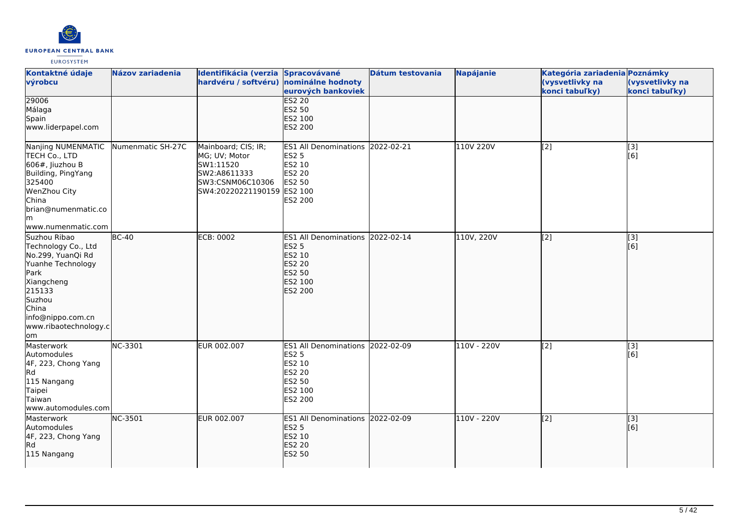| Kontaktné údaje výrobcu | Názov zariadenia | Identifikácia (verzia hardvéru / softvéru) | Spracovávané nominálne hodnoty eurových bankoviek | Dátum testovania | Napájanie | Kategória zariadenia (vysvetlivky na konci tabuľky) | Poznámky (vysvetlivky na konci tabuľky) |
| --- | --- | --- | --- | --- | --- | --- | --- |
| 29006<br>Málaga<br>Spain<br>www.liderpapel.com | | | ES2 20<br>ES2 50<br>ES2 100<br>ES2 200 | | | | |
| Nanjing NUMENMATIC TECH Co., LTD<br>606#, Jiuzhou B Building, PingYang<br>325400<br>WenZhou City<br>China<br>brian@numenmatic.com<br>www.numenmatic.com | Numenmatic SH-27C | Mainboard; CIS; IR; MG; UV; Motor<br>SW1:11520<br>SW2:A8611333<br>SW3:CSNM06C10306<br>SW4:20220221190159 | ES1 All Denominations<br>ES2 5<br>ES2 10<br>ES2 20<br>ES2 50<br>ES2 100<br>ES2 200 | 2022-02-21 | 110V 220V | [2] | [3]<br>[6] |
| Suzhou Ribao Technology Co., Ltd<br>No.299, YuanQi Rd<br>Yuanhe Technology Park<br>Xiangcheng<br>215133<br>Suzhou<br>China<br>info@nippo.com.cn<br>www.ribaotechnology.com | BC-40 | ECB: 0002 | ES1 All Denominations<br>ES2 5<br>ES2 10<br>ES2 20<br>ES2 50<br>ES2 100<br>ES2 200 | 2022-02-14 | 110V, 220V | [2] | [3]<br>[6] |
| Masterwork Automodules<br>4F, 223, Chong Yang Rd<br>115 Nangang<br>Taipei<br>Taiwan<br>www.automodules.com | NC-3301 | EUR 002.007 | ES1 All Denominations<br>ES2 5<br>ES2 10<br>ES2 20<br>ES2 50<br>ES2 100<br>ES2 200 | 2022-02-09 | 110V - 220V | [2] | [3]<br>[6] |
| Masterwork Automodules<br>4F, 223, Chong Yang Rd<br>115 Nangang | NC-3501 | EUR 002.007 | ES1 All Denominations<br>ES2 5<br>ES2 10<br>ES2 20<br>ES2 50 | 2022-02-09 | 110V - 220V | [2] | [3]<br>[6] |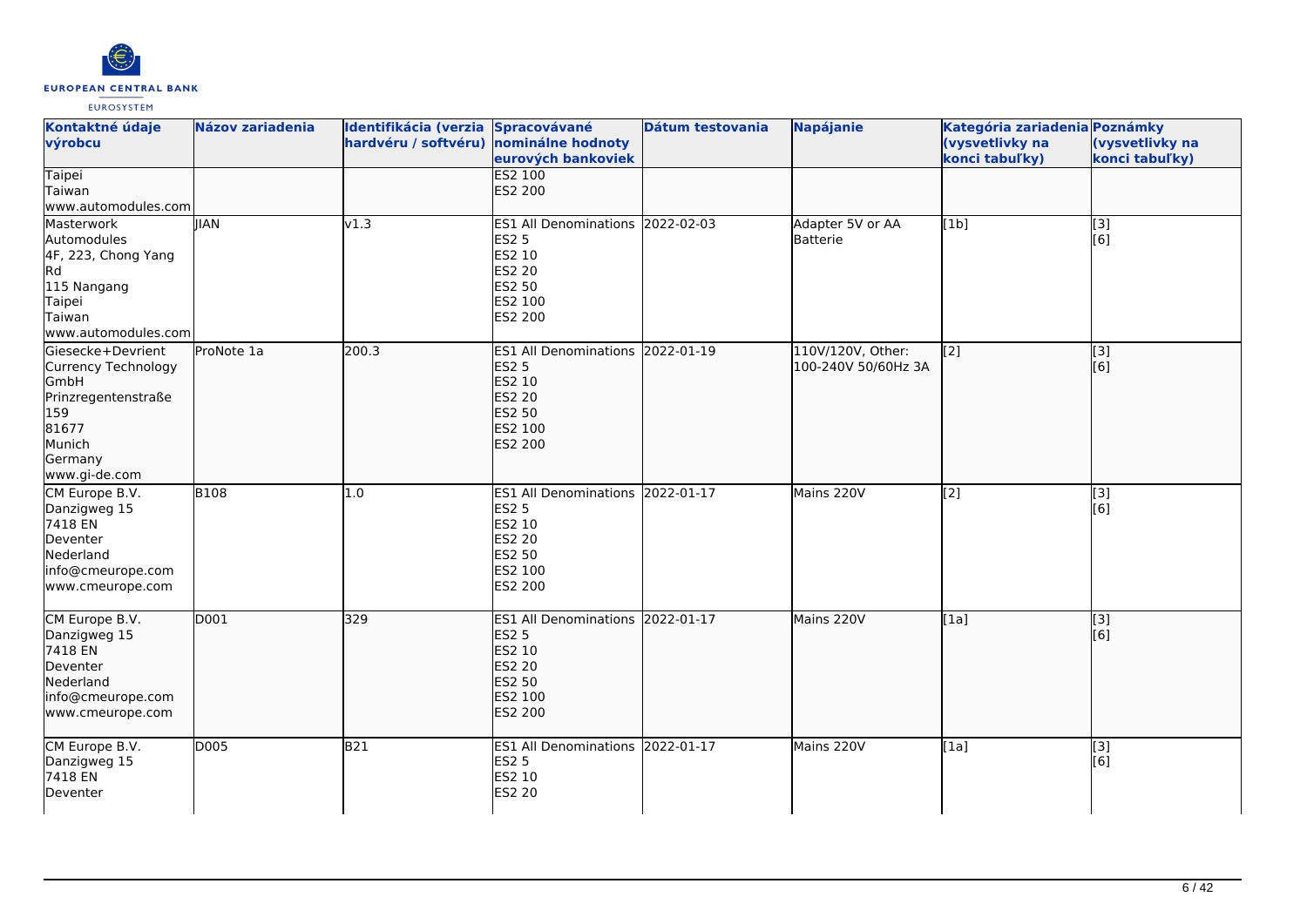| Kontaktné údaje výrobcu | Názov zariadenia | Identifikácia (verzia hardvéru / softvéru) | Spracovávané nominálne hodnoty eurových bankoviek | Dátum testovania | Napájanie | Kategória zariadenia (vysvetlivky na konci tabuľky) | Poznámky (vysvetlivky na konci tabuľky) |
|---|---|---|---|---|---|---|---|
| Taipei<br>Taiwan<br>www.automodules.com | | | ES2 100<br>ES2 200 | | | | |
| Masterwork Automodules<br>4F, 223, Chong Yang Rd<br>115 Nangang<br>Taipei<br>Taiwan<br>www.automodules.com | JIAN | v1.3 | ES1 All Denominations<br>ES2 5<br>ES2 10<br>ES2 20<br>ES2 50<br>ES2 100<br>ES2 200 | 2022-02-03 | Adapter 5V or AA Batterie | [1b] | [3]<br>[6] |
| Giesecke+Devrient Currency Technology GmbH<br>Prinzregentenstraße 159<br>81677<br>Munich<br>Germany<br>www.gi-de.com | ProNote 1a | 200.3 | ES1 All Denominations<br>ES2 5<br>ES2 10<br>ES2 20<br>ES2 50<br>ES2 100<br>ES2 200 | 2022-01-19 | 110V/120V, Other: 100-240V 50/60Hz 3A | [2] | [3]<br>[6] |
| CM Europe B.V.<br>Danzigweg 15<br>7418 EN<br>Deventer<br>Nederland<br>info@cmeurope.com<br>www.cmeurope.com | B108 | 1.0 | ES1 All Denominations<br>ES2 5<br>ES2 10<br>ES2 20<br>ES2 50<br>ES2 100<br>ES2 200 | 2022-01-17 | Mains 220V | [2] | [3]<br>[6] |
| CM Europe B.V.<br>Danzigweg 15<br>7418 EN<br>Deventer<br>Nederland<br>info@cmeurope.com<br>www.cmeurope.com | D001 | 329 | ES1 All Denominations<br>ES2 5<br>ES2 10<br>ES2 20<br>ES2 50<br>ES2 100<br>ES2 200 | 2022-01-17 | Mains 220V | [1a] | [3]<br>[6] |
| CM Europe B.V.<br>Danzigweg 15<br>7418 EN<br>Deventer | D005 | B21 | ES1 All Denominations<br>ES2 5<br>ES2 10<br>ES2 20 | 2022-01-17 | Mains 220V | [1a] | [3]<br>[6] |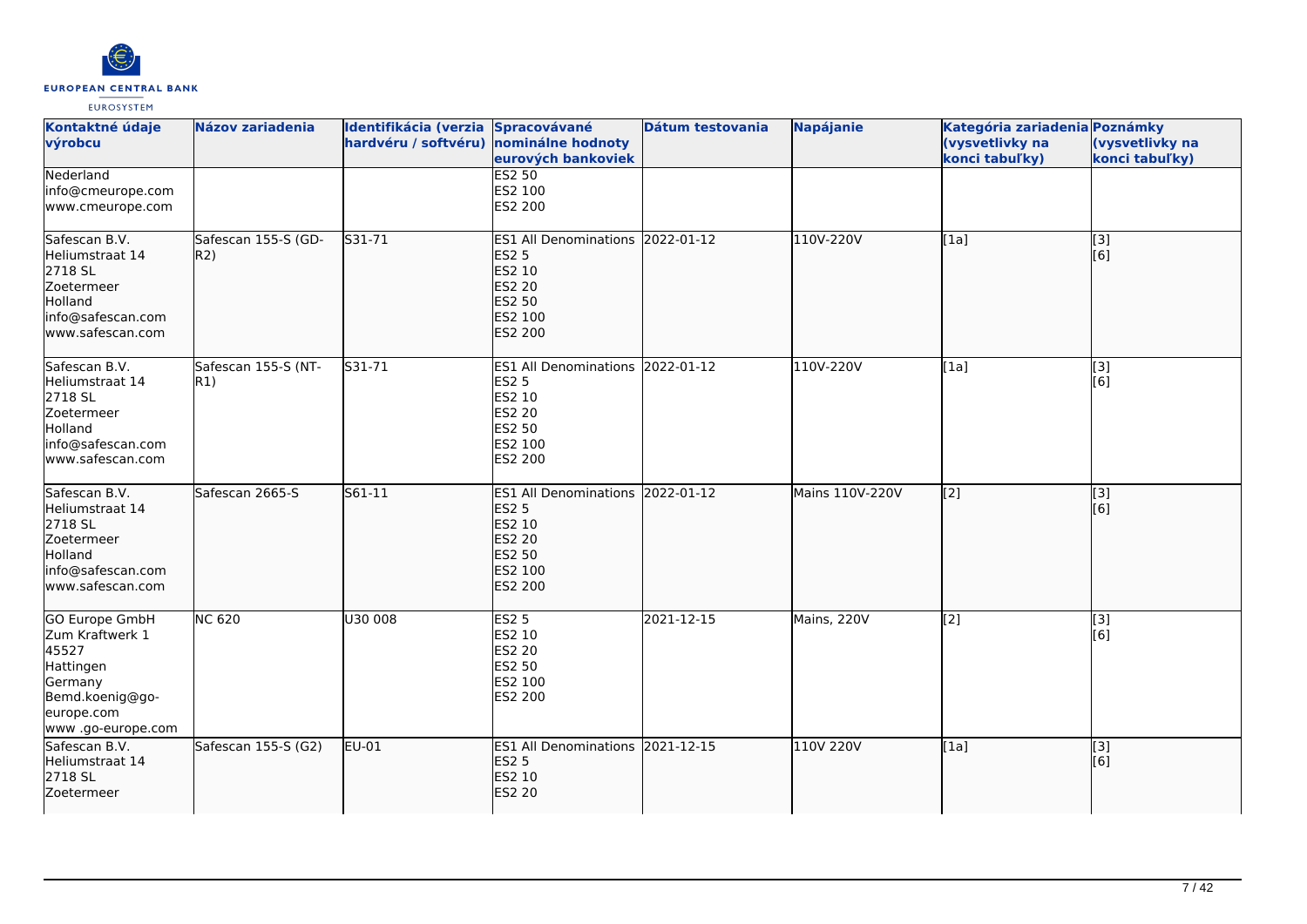| Kontaktné údaje výrobcu | Názov zariadenia | Identifikácia (verzia hardvéru / softvéru) | Spracovávané nominálne hodnoty eurových bankoviek | Dátum testovania | Napájanie | Kategória zariadenia (vysvetlivky na konci tabuľky) | Poznámky (vysvetlivky na konci tabuľky) |
|---|---|---|---|---|---|---|---|
| Nederland<br>info@cmeurope.com<br>www.cmeurope.com | | | ES2 50<br>ES2 100<br>ES2 200 | | | | |
| Safescan B.V.<br>Heliumstraat 14<br>2718 SL<br>Zoetermeer<br>Holland<br>info@safescan.com<br>www.safescan.com | Safescan 155-S (GD-R2) | S31-71 | ES1 All Denominations<br>ES2 5<br>ES2 10<br>ES2 20<br>ES2 50<br>ES2 100<br>ES2 200 | 2022-01-12 | 110V-220V | [1a] | [3]<br>[6] |
| Safescan B.V.<br>Heliumstraat 14<br>2718 SL<br>Zoetermeer<br>Holland<br>info@safescan.com<br>www.safescan.com | Safescan 155-S (NT-R1) | S31-71 | ES1 All Denominations<br>ES2 5<br>ES2 10<br>ES2 20<br>ES2 50<br>ES2 100<br>ES2 200 | 2022-01-12 | 110V-220V | [1a] | [3]<br>[6] |
| Safescan B.V.<br>Heliumstraat 14<br>2718 SL<br>Zoetermeer<br>Holland<br>info@safescan.com<br>www.safescan.com | Safescan 2665-S | S61-11 | ES1 All Denominations<br>ES2 5<br>ES2 10<br>ES2 20<br>ES2 50<br>ES2 100<br>ES2 200 | 2022-01-12 | Mains 110V-220V | [2] | [3]<br>[6] |
| GO Europe GmbH<br>Zum Kraftwerk 1<br>45527<br>Hattingen<br>Germany<br>Bemd.koenig@go-europe.com<br>www .go-europe.com | NC 620 | U30 008 | ES2 5<br>ES2 10<br>ES2 20<br>ES2 50<br>ES2 100<br>ES2 200 | 2021-12-15 | Mains, 220V | [2] | [3]<br>[6] |
| Safescan B.V.<br>Heliumstraat 14<br>2718 SL<br>Zoetermeer | Safescan 155-S (G2) | EU-01 | ES1 All Denominations<br>ES2 5<br>ES2 10<br>ES2 20 | 2021-12-15 | 110V 220V | [1a] | [3]<br>[6] |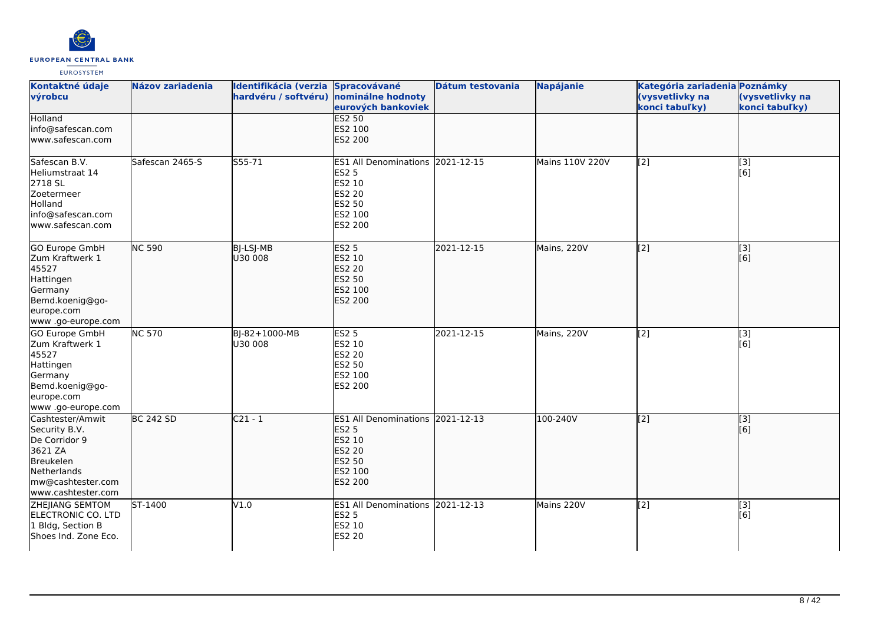| Kontaktné údaje výrobcu | Názov zariadenia | Identifikácia (verzia hardvéru / softvéru) | Spracovávané nominálne hodnoty eurových bankoviek | Dátum testovania | Napájanie | Kategória zariadenia (vysvetlivky na konci tabuľky) | Poznámky (vysvetlivky na konci tabuľky) |
|---|---|---|---|---|---|---|---|
| Holland<br>info@safescan.com<br>www.safescan.com | | | ES2 50<br>ES2 100<br>ES2 200 | | | | |
| Safescan B.V.<br>Heliumstraat 14<br>2718 SL<br>Zoetermeer<br>Holland<br>info@safescan.com<br>www.safescan.com | Safescan 2465-S | S55-71 | ES1 All Denominations<br>ES2 5<br>ES2 10<br>ES2 20<br>ES2 50<br>ES2 100<br>ES2 200 | 2021-12-15 | Mains 110V 220V | [2] | [3]<br>[6] |
| GO Europe GmbH<br>Zum Kraftwerk 1<br>45527<br>Hattingen<br>Germany<br>Bemd.koenig@go-europe.com<br>www .go-europe.com | NC 590 | BJ-LSJ-MB<br>U30 008 | ES2 5<br>ES2 10<br>ES2 20<br>ES2 50<br>ES2 100<br>ES2 200 | 2021-12-15 | Mains, 220V | [2] | [3]<br>[6] |
| GO Europe GmbH<br>Zum Kraftwerk 1<br>45527<br>Hattingen<br>Germany<br>Bemd.koenig@go-europe.com<br>www .go-europe.com | NC 570 | BJ-82+1000-MB<br>U30 008 | ES2 5<br>ES2 10<br>ES2 20<br>ES2 50<br>ES2 100<br>ES2 200 | 2021-12-15 | Mains, 220V | [2] | [3]<br>[6] |
| Cashtester/Amwit Security B.V.<br>De Corridor 9<br>3621 ZA<br>Breukelen<br>Netherlands<br>mw@cashtester.com<br>www.cashtester.com | BC 242 SD | C21 - 1 | ES1 All Denominations<br>ES2 5<br>ES2 10<br>ES2 20<br>ES2 50<br>ES2 100<br>ES2 200 | 2021-12-13 | 100-240V | [2] | [3]<br>[6] |
| ZHEJIANG SEMTOM ELECTRONIC CO. LTD<br>1 Bldg, Section B<br>Shoes Ind. Zone Eco. | ST-1400 | V1.0 | ES1 All Denominations<br>ES2 5<br>ES2 10<br>ES2 20 | 2021-12-13 | Mains 220V | [2] | [3]<br>[6] |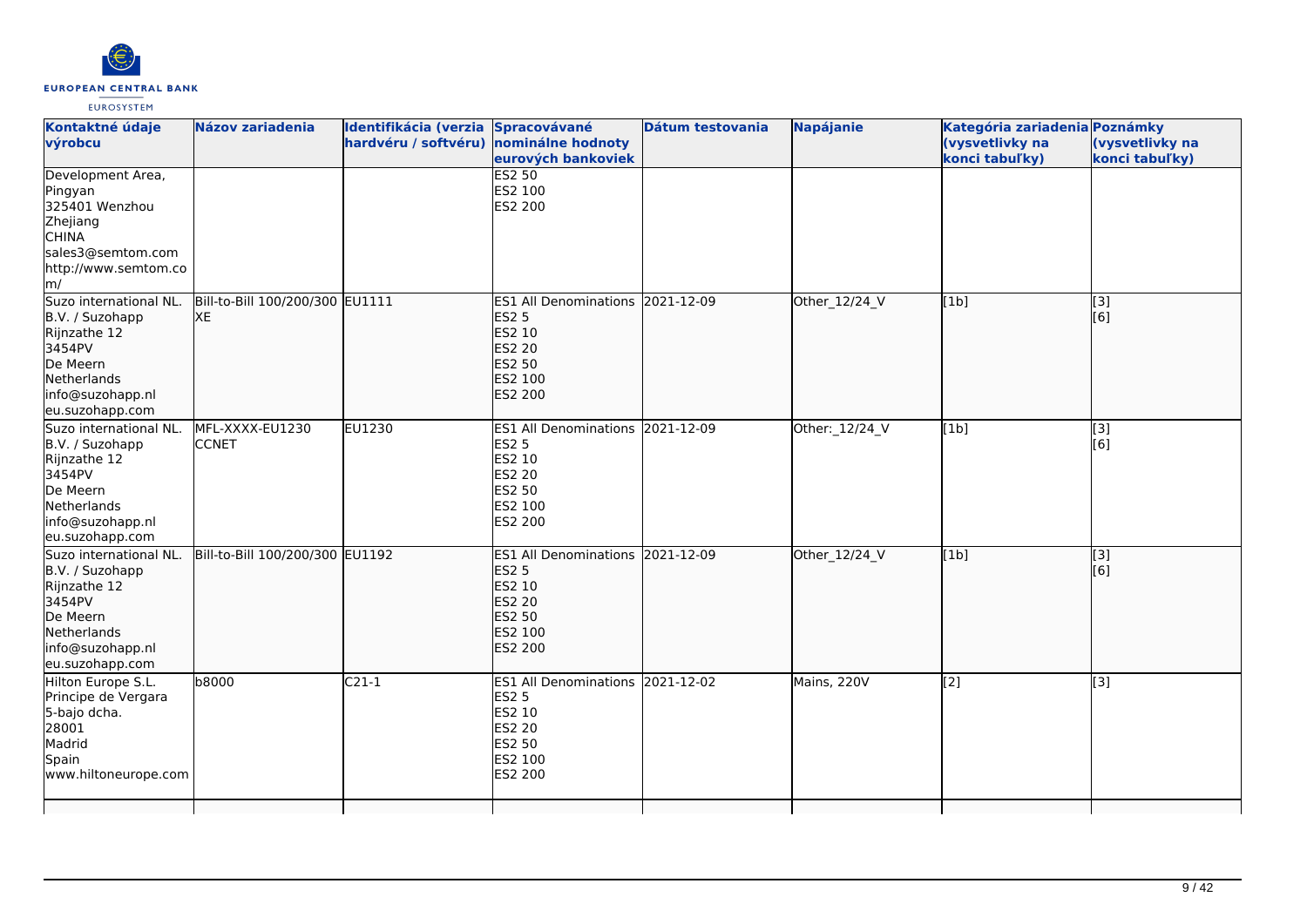| Kontaktné údaje výrobcu | Názov zariadenia | Identifikácia (verzia hardvéru / softvéru) | Spracovávané nominálne hodnoty eurových bankoviek | Dátum testovania | Napájanie | Kategória zariadenia (vysvetlivky na konci tabuľky) | Poznámky (vysvetlivky na konci tabuľky) |
|---|---|---|---|---|---|---|---|
| Development Area,<br>Pingyan<br>325401 Wenzhou<br>Zhejiang<br>CHINA<br>sales3@semtom.com<br>http://www.semtom.com/ | | | ES2 50<br>ES2 100<br>ES2 200 | | | | |
| Suzo international NL. B.V. / Suzohapp<br>Rijnzathe 12<br>3454PV<br>De Meern<br>Netherlands<br>info@suzohapp.nl<br>eu.suzohapp.com | Bill-to-Bill 100/200/300 XE | EU1111 | ES1 All Denominations<br>ES2 5<br>ES2 10<br>ES2 20<br>ES2 50<br>ES2 100<br>ES2 200 | 2021-12-09 | Other_12/24_V | [1b] | [3]<br>[6] |
| Suzo international NL. B.V. / Suzohapp<br>Rijnzathe 12<br>3454PV<br>De Meern<br>Netherlands<br>info@suzohapp.nl<br>eu.suzohapp.com | MFL-XXXX-EU1230 CCNET | EU1230 | ES1 All Denominations<br>ES2 5<br>ES2 10<br>ES2 20<br>ES2 50<br>ES2 100<br>ES2 200 | 2021-12-09 | Other:_12/24_V | [1b] | [3]<br>[6] |
| Suzo international NL. B.V. / Suzohapp<br>Rijnzathe 12<br>3454PV<br>De Meern<br>Netherlands<br>info@suzohapp.nl<br>eu.suzohapp.com | Bill-to-Bill 100/200/300 | EU1192 | ES1 All Denominations<br>ES2 5<br>ES2 10<br>ES2 20<br>ES2 50<br>ES2 100<br>ES2 200 | 2021-12-09 | Other_12/24_V | [1b] | [3]<br>[6] |
| Hilton Europe S.L.<br>Principe de Vergara<br>5-bajo dcha.<br>28001<br>Madrid<br>Spain<br>www.hiltoneurope.com | b8000 | C21-1 | ES1 All Denominations<br>ES2 5<br>ES2 10<br>ES2 20<br>ES2 50<br>ES2 100<br>ES2 200 | 2021-12-02 | Mains, 220V | [2] | [3] |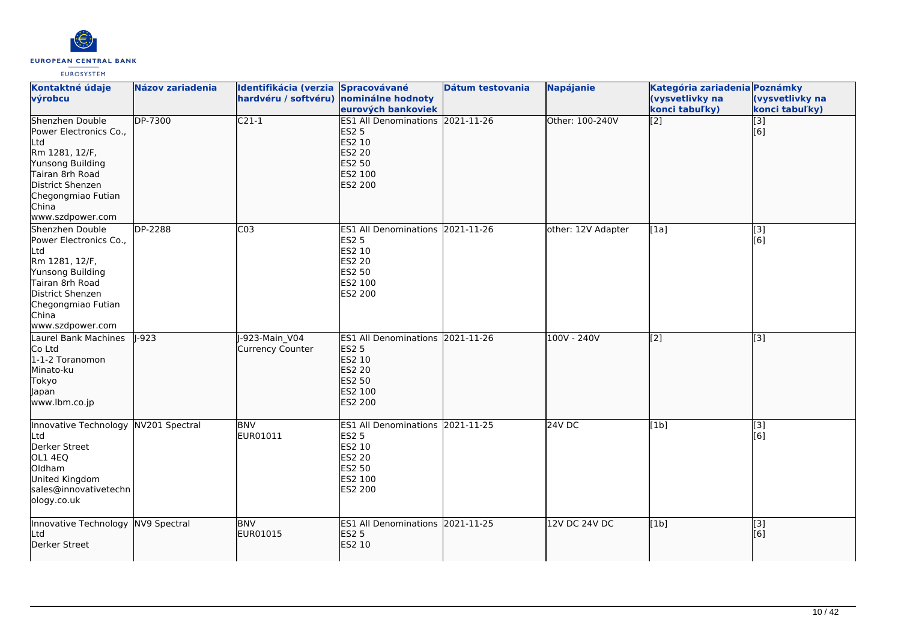| Kontaktné údaje výrobcu | Názov zariadenia | Identifikácia (verzia hardvéru / softvéru) | Spracovávané nominálne hodnoty eurových bankoviek | Dátum testovania | Napájanie | Kategória zariadenia (vysvetlivky na konci tabuľky) | Poznámky (vysvetlivky na konci tabuľky) |
| --- | --- | --- | --- | --- | --- | --- | --- |
| Shenzhen Double Power Electronics Co., Ltd<br>Rm 1281, 12/F, Yunsong Building<br>Tairan 8rh Road<br>District Shenzen<br>Chegongmiao Futian<br>China<br>www.szdpower.com | DP-7300 | C21-1 | ES1 All Denominations<br>ES2 5<br>ES2 10<br>ES2 20<br>ES2 50<br>ES2 100<br>ES2 200 | 2021-11-26 | Other: 100-240V | [2] | [3]<br>[6] |
| Shenzhen Double Power Electronics Co., Ltd<br>Rm 1281, 12/F, Yunsong Building<br>Tairan 8rh Road<br>District Shenzen<br>Chegongmiao Futian<br>China<br>www.szdpower.com | DP-2288 | C03 | ES1 All Denominations<br>ES2 5<br>ES2 10<br>ES2 20<br>ES2 50<br>ES2 100<br>ES2 200 | 2021-11-26 | other: 12V Adapter | [1a] | [3]<br>[6] |
| Laurel Bank Machines Co Ltd<br>1-1-2 Toranomon<br>Minato-ku<br>Tokyo<br>Japan<br>www.lbm.co.jp | J-923 | J-923-Main_V04<br>Currency Counter | ES1 All Denominations<br>ES2 5<br>ES2 10<br>ES2 20<br>ES2 50<br>ES2 100<br>ES2 200 | 2021-11-26 | 100V - 240V | [2] | [3] |
| Innovative Technology Ltd<br>Derker Street<br>OL1 4EQ<br>Oldham<br>United Kingdom<br>sales@innovativetechnology.co.uk | NV201 Spectral | BNV<br>EUR01011 | ES1 All Denominations<br>ES2 5<br>ES2 10<br>ES2 20<br>ES2 50<br>ES2 100<br>ES2 200 | 2021-11-25 | 24V DC | [1b] | [3]<br>[6] |
| Innovative Technology Ltd<br>Derker Street | NV9 Spectral | BNV<br>EUR01015 | ES1 All Denominations<br>ES2 5<br>ES2 10 | 2021-11-25 | 12V DC 24V DC | [1b] | [3]<br>[6] |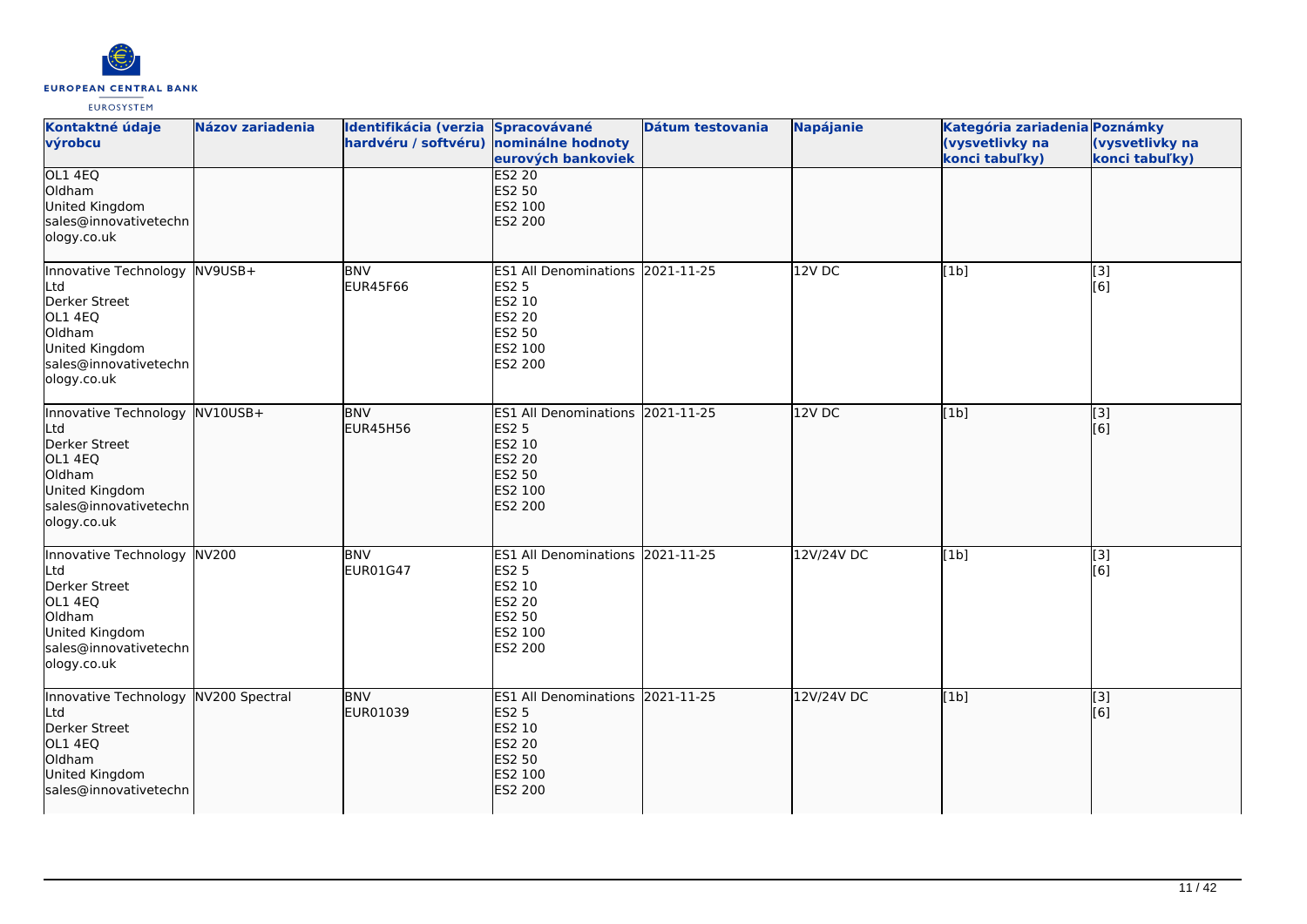| Kontaktné údaje výrobcu | Názov zariadenia | Identifikácia (verzia hardvéru / softvéru) | Spracovávané nominálne hodnoty eurových bankoviek | Dátum testovania | Napájanie | Kategória zariadenia (vysvetlivky na konci tabuľky) | Poznámky (vysvetlivky na konci tabuľky) |
| --- | --- | --- | --- | --- | --- | --- | --- |
| OL1 4EQ<br>Oldham<br>United Kingdom<br>sales@innovativetechnology.co.uk | | | ES2 20<br>ES2 50<br>ES2 100<br>ES2 200 | | | | |
| Innovative Technology Ltd<br>Derker Street<br>OL1 4EQ<br>Oldham<br>United Kingdom<br>sales@innovativetechnology.co.uk | NV9USB+ | BNV<br>EUR45F66 | ES1 All Denominations<br>ES2 5<br>ES2 10<br>ES2 20<br>ES2 50<br>ES2 100<br>ES2 200 | 2021-11-25 | 12V DC | [1b] | [3]<br>[6] |
| Innovative Technology Ltd<br>Derker Street<br>OL1 4EQ<br>Oldham<br>United Kingdom<br>sales@innovativetechnology.co.uk | NV10USB+ | BNV<br>EUR45H56 | ES1 All Denominations<br>ES2 5<br>ES2 10<br>ES2 20<br>ES2 50<br>ES2 100<br>ES2 200 | 2021-11-25 | 12V DC | [1b] | [3]<br>[6] |
| Innovative Technology Ltd<br>Derker Street<br>OL1 4EQ<br>Oldham<br>United Kingdom<br>sales@innovativetechnology.co.uk | NV200 | BNV<br>EUR01G47 | ES1 All Denominations<br>ES2 5<br>ES2 10<br>ES2 20<br>ES2 50<br>ES2 100<br>ES2 200 | 2021-11-25 | 12V/24V DC | [1b] | [3]<br>[6] |
| Innovative Technology Ltd<br>Derker Street<br>OL1 4EQ<br>Oldham<br>United Kingdom<br>sales@innovativetechn | NV200 Spectral | BNV<br>EUR01039 | ES1 All Denominations<br>ES2 5<br>ES2 10<br>ES2 20<br>ES2 50<br>ES2 100<br>ES2 200 | 2021-11-25 | 12V/24V DC | [1b] | [3]<br>[6] |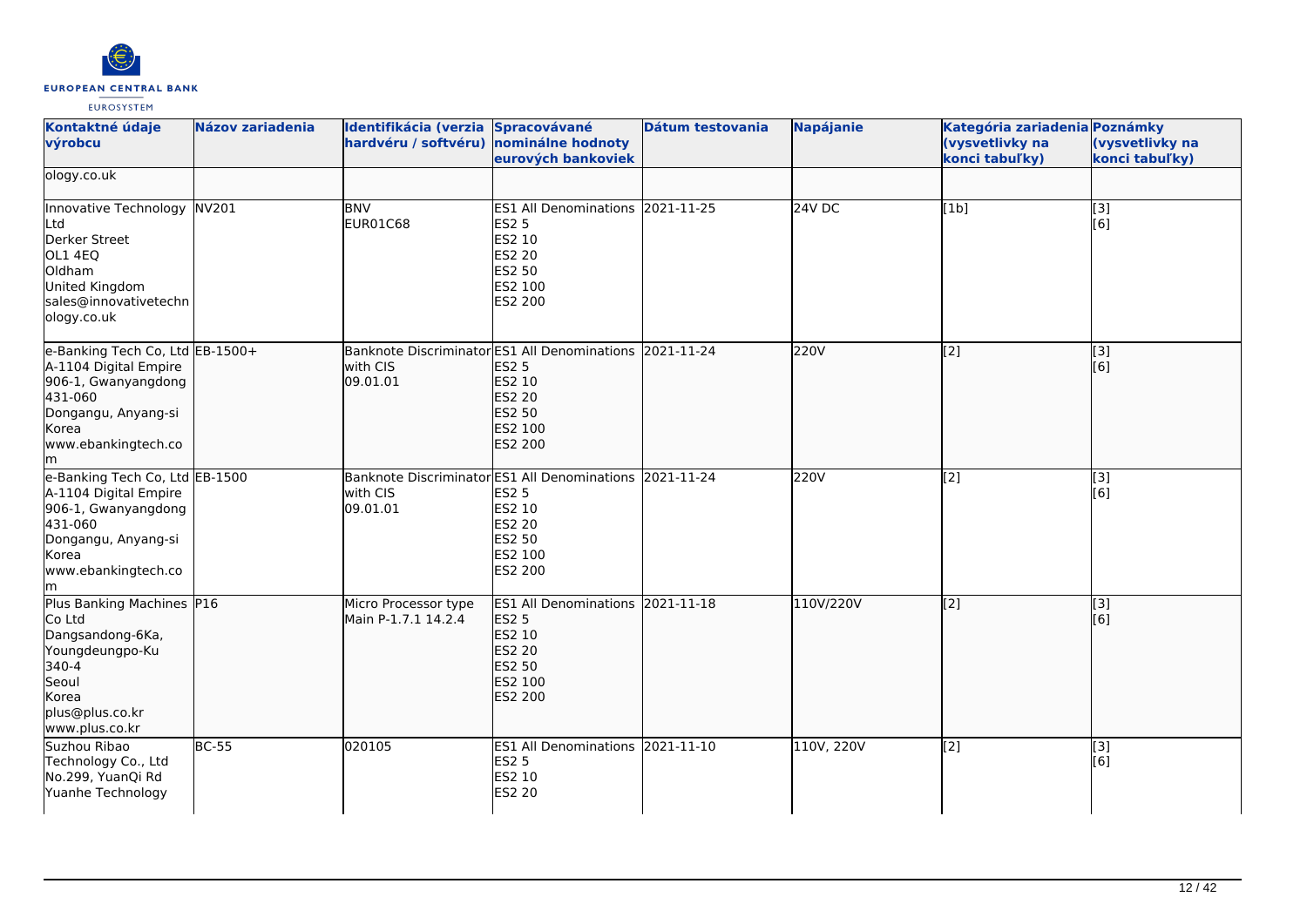| Kontaktné údaje výrobcu | Názov zariadenia | Identifikácia (verzia hardvéru / softvéru) | Spracovávané nominálne hodnoty eurových bankoviek | Dátum testovania | Napájanie | Kategória zariadenia (vysvetlivky na konci tabuľky) | Poznámky (vysvetlivky na konci tabuľky) |
| --- | --- | --- | --- | --- | --- | --- | --- |
| ology.co.uk | | | | | | | |
| Innovative Technology Ltd<br>Derker Street<br>OL1 4EQ<br>Oldham<br>United Kingdom<br>sales@innovativetechnology.co.uk | NV201 | BNV<br>EUR01C68 | ES1 All Denominations<br>ES2 5<br>ES2 10<br>ES2 20<br>ES2 50<br>ES2 100<br>ES2 200 | 2021-11-25 | 24V DC | [1b] | [3]<br>[6] |
| e-Banking Tech Co, Ltd<br>A-1104 Digital Empire<br>906-1, Gwanyangdong<br>431-060<br>Dongangu, Anyang-si<br>Korea<br>www.ebankingtech.com | EB-1500+ | Banknote Discriminator with CIS<br>09.01.01 | ES1 All Denominations<br>ES2 5<br>ES2 10<br>ES2 20<br>ES2 50<br>ES2 100<br>ES2 200 | 2021-11-24 | 220V | [2] | [3]<br>[6] |
| e-Banking Tech Co, Ltd<br>A-1104 Digital Empire<br>906-1, Gwanyangdong<br>431-060<br>Dongangu, Anyang-si<br>Korea<br>www.ebankingtech.com | EB-1500 | Banknote Discriminator with CIS<br>09.01.01 | ES1 All Denominations<br>ES2 5<br>ES2 10<br>ES2 20<br>ES2 50<br>ES2 100<br>ES2 200 | 2021-11-24 | 220V | [2] | [3]<br>[6] |
| Plus Banking Machines Co Ltd<br>Dangsandong-6Ka,<br>Youngdeungpo-Ku<br>340-4<br>Seoul<br>Korea<br>plus@plus.co.kr<br>www.plus.co.kr | P16 | Micro Processor type<br>Main P-1.7.1 14.2.4 | ES1 All Denominations<br>ES2 5<br>ES2 10<br>ES2 20<br>ES2 50<br>ES2 100<br>ES2 200 | 2021-11-18 | 110V/220V | [2] | [3]<br>[6] |
| Suzhou Ribao Technology Co., Ltd<br>No.299, YuanQi Rd<br>Yuanhe Technology | BC-55 | 020105 | ES1 All Denominations<br>ES2 5<br>ES2 10<br>ES2 20 | 2021-11-10 | 110V, 220V | [2] | [3]<br>[6] |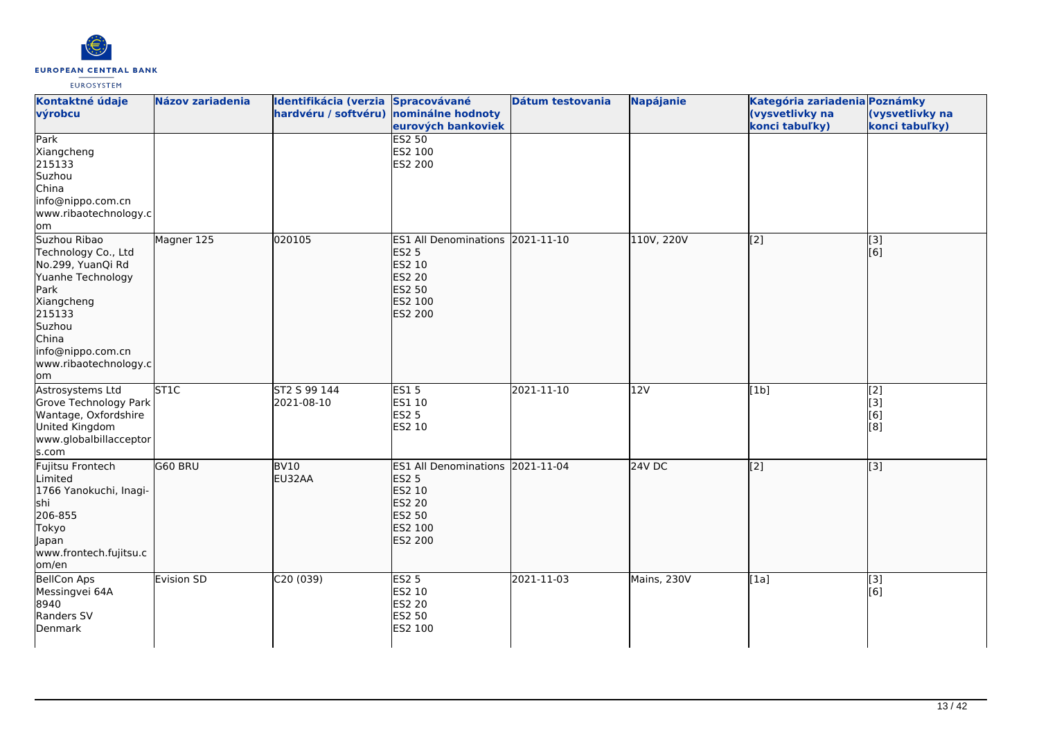| Kontaktné údaje výrobcu | Názov zariadenia | Identifikácia (verzia hardvéru / softvéru) | Spracovávané nominálne hodnoty eurových bankoviek | Dátum testovania | Napájanie | Kategória zariadenia (vysvetlivky na konci tabuľky) | Poznámky (vysvetlivky na konci tabuľky) |
|---|---|---|---|---|---|---|---|
| Park<br>Xiangcheng<br>215133<br>Suzhou<br>China<br>info@nippo.com.cn<br>www.ribaotechnology.com | | | ES2 50<br>ES2 100<br>ES2 200 | | | | |
| Suzhou Ribao Technology Co., Ltd<br>No.299, YuanQi Rd<br>Yuanhe Technology Park<br>Xiangcheng<br>215133<br>Suzhou<br>China<br>info@nippo.com.cn<br>www.ribaotechnology.com | Magner 125 | 020105 | ES1 All Denominations<br>ES2 5<br>ES2 10<br>ES2 20<br>ES2 50<br>ES2 100<br>ES2 200 | 2021-11-10 | 110V, 220V | [2] | [3]<br>[6] |
| Astrosystems Ltd<br>Grove Technology Park<br>Wantage, Oxfordshire<br>United Kingdom<br>www.globalbillacceptors.com | ST1C | ST2 S 99 144<br>2021-08-10 | ES1 5<br>ES1 10<br>ES2 5<br>ES2 10 | 2021-11-10 | 12V | [1b] | [2]<br>[3]<br>[6]<br>[8] |
| Fujitsu Frontech Limited<br>1766 Yanokuchi, Inagi-shi<br>206-855<br>Tokyo<br>Japan<br>www.frontech.fujitsu.com/en | G60 BRU | BV10<br>EU32AA | ES1 All Denominations<br>ES2 5<br>ES2 10<br>ES2 20<br>ES2 50<br>ES2 100<br>ES2 200 | 2021-11-04 | 24V DC | [2] | [3] |
| BellCon Aps<br>Messingvei 64A<br>8940<br>Randers SV<br>Denmark | Evision SD | C20 (039) | ES2 5<br>ES2 10<br>ES2 20<br>ES2 50<br>ES2 100 | 2021-11-03 | Mains, 230V | [1a] | [3]<br>[6] |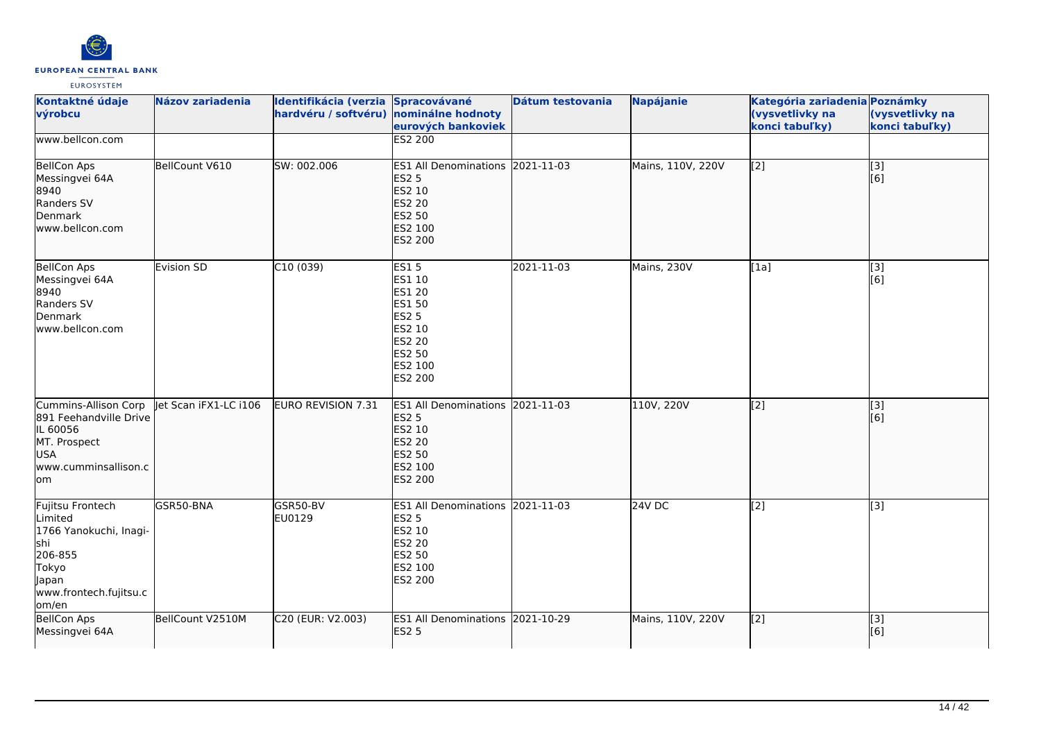| Kontaktné údaje výrobcu | Názov zariadenia | Identifikácia (verzia hardvéru / softvéru) | Spracovávané nominálne hodnoty eurových bankoviek | Dátum testovania | Napájanie | Kategória zariadenia (vysvetlivky na konci tabuľky) | Poznámky (vysvetlivky na konci tabuľky) |
|---|---|---|---|---|---|---|---|
| www.bellcon.com | | | ES2 200 | | | | |
| BellCon Aps<br>Messingvei 64A<br>8940<br>Randers SV<br>Denmark<br>www.bellcon.com | BellCount V610 | SW: 002.006 | ES1 All Denominations<br>ES2 5<br>ES2 10<br>ES2 20<br>ES2 50<br>ES2 100<br>ES2 200 | 2021-11-03 | Mains, 110V, 220V | [2] | [3]<br>[6] |
| BellCon Aps<br>Messingvei 64A<br>8940<br>Randers SV<br>Denmark<br>www.bellcon.com | Evision SD | C10 (039) | ES1 5<br>ES1 10<br>ES1 20<br>ES1 50<br>ES2 5<br>ES2 10<br>ES2 20<br>ES2 50<br>ES2 100<br>ES2 200 | 2021-11-03 | Mains, 230V | [1a] | [3]<br>[6] |
| Cummins-Allison Corp<br>891 Feehandville Drive<br>IL 60056<br>MT. Prospect<br>USA<br>www.cumminsallison.com | Jet Scan iFX1-LC i106 | EURO REVISION 7.31 | ES1 All Denominations<br>ES2 5<br>ES2 10<br>ES2 20<br>ES2 50<br>ES2 100<br>ES2 200 | 2021-11-03 | 110V, 220V | [2] | [3]<br>[6] |
| Fujitsu Frontech Limited<br>1766 Yanokuchi, Inagi-shi<br>206-855<br>Tokyo<br>Japan<br>www.frontech.fujitsu.com/en | GSR50-BNA | GSR50-BV<br>EU0129 | ES1 All Denominations<br>ES2 5<br>ES2 10<br>ES2 20<br>ES2 50<br>ES2 100<br>ES2 200 | 2021-11-03 | 24V DC | [2] | [3] |
| BellCon Aps<br>Messingvei 64A | BellCount V2510M | C20 (EUR: V2.003) | ES1 All Denominations<br>ES2 5 | 2021-10-29 | Mains, 110V, 220V | [2] | [3]<br>[6] |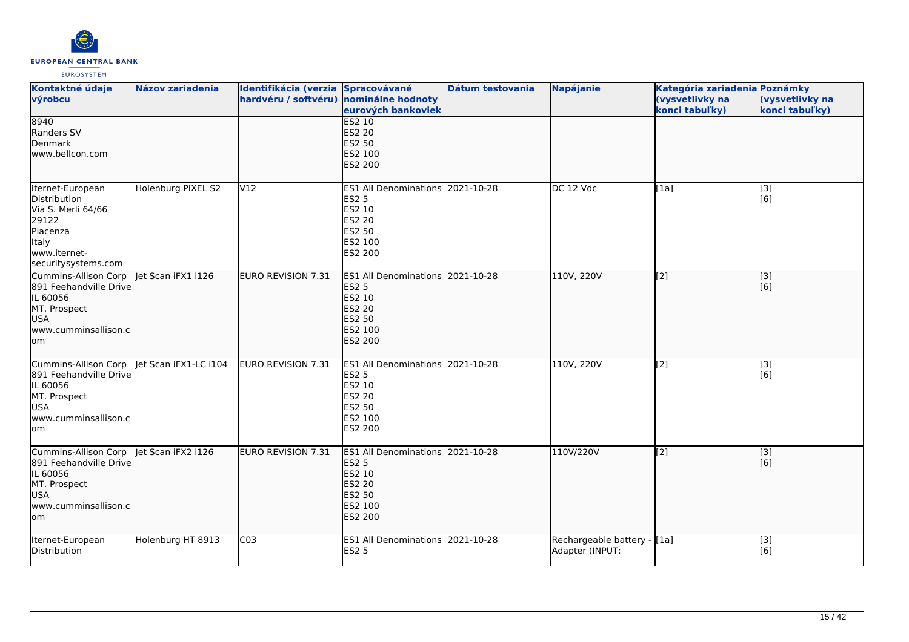| Kontaktné údaje výrobcu | Názov zariadenia | Identifikácia (verzia hardvéru / softvéru) | Spracovávané nominálne hodnoty eurových bankoviek | Dátum testovania | Napájanie | Kategória zariadenia (vysvetlivky na konci tabuľky) | Poznámky (vysvetlivky na konci tabuľky) |
|---|---|---|---|---|---|---|---|
| 8940<br>Randers SV<br>Denmark<br>www.bellcon.com | | | ES2 10<br>ES2 20<br>ES2 50<br>ES2 100<br>ES2 200 | | | | |
| Iternet-European Distribution<br>Via S. Merli 64/66<br>29122<br>Piacenza<br>Italy<br>www.iternet-securitysystems.com | Holenburg PIXEL S2 | V12 | ES1 All Denominations<br>ES2 5<br>ES2 10<br>ES2 20<br>ES2 50<br>ES2 100<br>ES2 200 | 2021-10-28 | DC 12 Vdc | [1a] | [3]<br>[6] |
| Cummins-Allison Corp<br>891 Feehandville Drive<br>IL 60056<br>MT. Prospect<br>USA<br>www.cumminsallison.com | Jet Scan iFX1 i126 | EURO REVISION 7.31 | ES1 All Denominations<br>ES2 5<br>ES2 10<br>ES2 20<br>ES2 50<br>ES2 100<br>ES2 200 | 2021-10-28 | 110V, 220V | [2] | [3]<br>[6] |
| Cummins-Allison Corp<br>891 Feehandville Drive<br>IL 60056<br>MT. Prospect<br>USA<br>www.cumminsallison.com | Jet Scan iFX1-LC i104 | EURO REVISION 7.31 | ES1 All Denominations<br>ES2 5<br>ES2 10<br>ES2 20<br>ES2 50<br>ES2 100<br>ES2 200 | 2021-10-28 | 110V, 220V | [2] | [3]<br>[6] |
| Cummins-Allison Corp<br>891 Feehandville Drive<br>IL 60056<br>MT. Prospect<br>USA<br>www.cumminsallison.com | Jet Scan iFX2 i126 | EURO REVISION 7.31 | ES1 All Denominations<br>ES2 5<br>ES2 10<br>ES2 20<br>ES2 50<br>ES2 100<br>ES2 200 | 2021-10-28 | 110V/220V | [2] | [3]<br>[6] |
| Iternet-European Distribution | Holenburg HT 8913 | C03 | ES1 All Denominations<br>ES2 5 | 2021-10-28 | Rechargeable battery - Adapter (INPUT: | [1a] | [3]<br>[6] |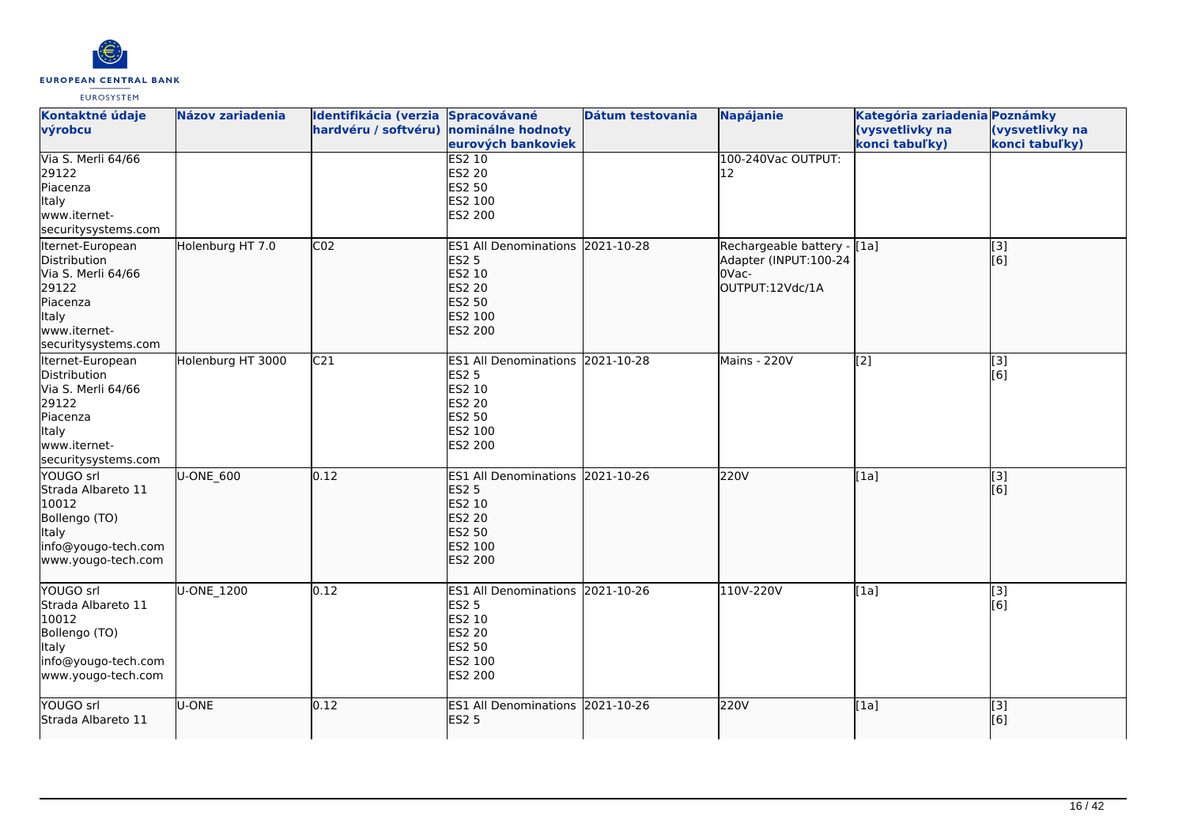| Kontaktné údaje výrobcu | Názov zariadenia | Identifikácia (verzia hardvéru / softvéru) | Spracovávané nominálne hodnoty eurových bankoviek | Dátum testovania | Napájanie | Kategória zariadenia (vysvetlivky na konci tabuľky) | Poznámky (vysvetlivky na konci tabuľky) |
|---|---|---|---|---|---|---|---|
| Via S. Merli 64/66<br>29122<br>Piacenza<br>Italy<br>www.iternet-securitysystems.com | | | ES2 10<br>ES2 20<br>ES2 50<br>ES2 100<br>ES2 200 | | 100-240Vac OUTPUT: 12 | | |
| Iternet-European Distribution<br>Via S. Merli 64/66<br>29122<br>Piacenza<br>Italy<br>www.iternet-securitysystems.com | Holenburg HT 7.0 | C02 | ES1 All Denominations<br>ES2 5<br>ES2 10<br>ES2 20<br>ES2 50<br>ES2 100<br>ES2 200 | 2021-10-28 | Rechargeable battery - Adapter (INPUT:100-240Vac-OUTPUT:12Vdc/1A | [1a] | [3]<br>[6] |
| Iternet-European Distribution<br>Via S. Merli 64/66<br>29122<br>Piacenza<br>Italy<br>www.iternet-securitysystems.com | Holenburg HT 3000 | C21 | ES1 All Denominations<br>ES2 5<br>ES2 10<br>ES2 20<br>ES2 50<br>ES2 100<br>ES2 200 | 2021-10-28 | Mains - 220V | [2] | [3]<br>[6] |
| YOUGO srl<br>Strada Albareto 11<br>10012<br>Bollengo (TO)<br>Italy<br>info@yougo-tech.com<br>www.yougo-tech.com | U-ONE_600 | 0.12 | ES1 All Denominations<br>ES2 5<br>ES2 10<br>ES2 20<br>ES2 50<br>ES2 100<br>ES2 200 | 2021-10-26 | 220V | [1a] | [3]<br>[6] |
| YOUGO srl<br>Strada Albareto 11<br>10012<br>Bollengo (TO)<br>Italy<br>info@yougo-tech.com<br>www.yougo-tech.com | U-ONE_1200 | 0.12 | ES1 All Denominations<br>ES2 5<br>ES2 10<br>ES2 20<br>ES2 50<br>ES2 100<br>ES2 200 | 2021-10-26 | 110V-220V | [1a] | [3]<br>[6] |
| YOUGO srl<br>Strada Albareto 11 | U-ONE | 0.12 | ES1 All Denominations<br>ES2 5 | 2021-10-26 | 220V | [1a] | [3]<br>[6] |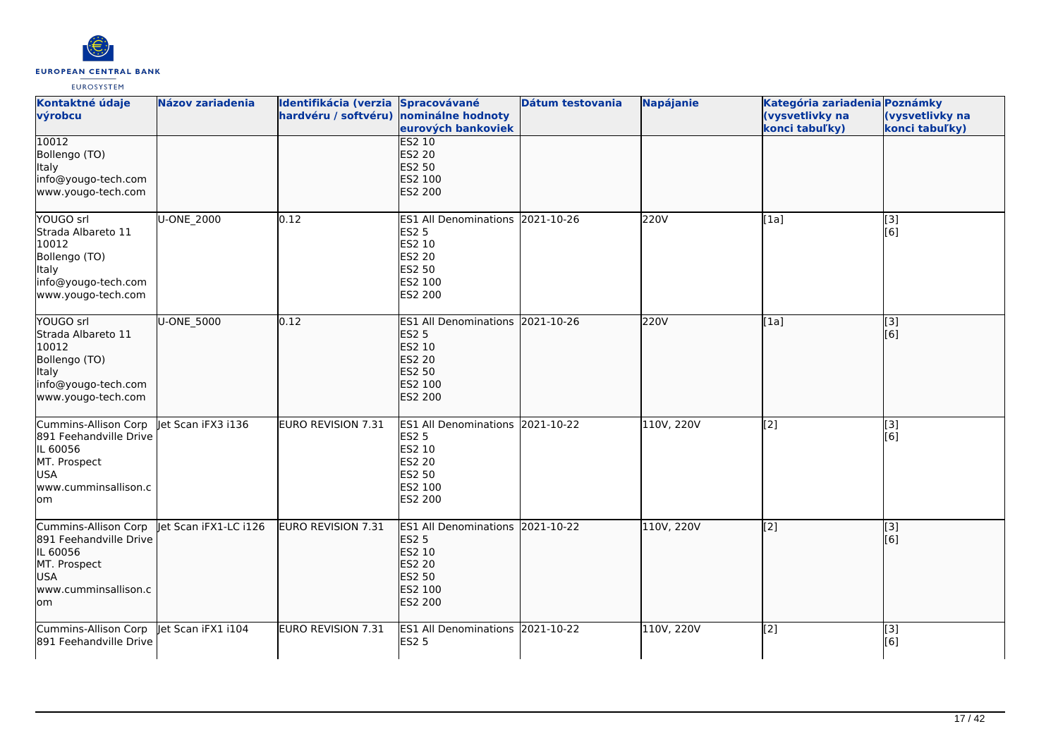| Kontaktné údaje výrobcu | Názov zariadenia | Identifikácia (verzia hardvéru / softvéru) | Spracovávané nominálne hodnoty eurových bankoviek | Dátum testovania | Napájanie | Kategória zariadenia (vysvetlivky na konci tabuľky) | Poznámky (vysvetlivky na konci tabuľky) |
|---|---|---|---|---|---|---|---|
| 10012<br>Bollengo (TO)<br>Italy<br>info@yougo-tech.com<br>www.yougo-tech.com | | | ES2 10<br>ES2 20<br>ES2 50<br>ES2 100<br>ES2 200 | | | | |
| YOUGO srl<br>Strada Albareto 11<br>10012<br>Bollengo (TO)<br>Italy<br>info@yougo-tech.com<br>www.yougo-tech.com | U-ONE_2000 | 0.12 | ES1 All Denominations<br>ES2 5<br>ES2 10<br>ES2 20<br>ES2 50<br>ES2 100<br>ES2 200 | 2021-10-26 | 220V | [1a] | [3]<br>[6] |
| YOUGO srl<br>Strada Albareto 11<br>10012<br>Bollengo (TO)<br>Italy<br>info@yougo-tech.com<br>www.yougo-tech.com | U-ONE_5000 | 0.12 | ES1 All Denominations<br>ES2 5<br>ES2 10<br>ES2 20<br>ES2 50<br>ES2 100<br>ES2 200 | 2021-10-26 | 220V | [1a] | [3]<br>[6] |
| Cummins-Allison Corp<br>891 Feehandville Drive<br>IL 60056<br>MT. Prospect<br>USA<br>www.cumminsallison.com | Jet Scan iFX3 i136 | EURO REVISION 7.31 | ES1 All Denominations<br>ES2 5<br>ES2 10<br>ES2 20<br>ES2 50<br>ES2 100<br>ES2 200 | 2021-10-22 | 110V, 220V | [2] | [3]<br>[6] |
| Cummins-Allison Corp<br>891 Feehandville Drive<br>IL 60056<br>MT. Prospect<br>USA<br>www.cumminsallison.com | Jet Scan iFX1-LC i126 | EURO REVISION 7.31 | ES1 All Denominations<br>ES2 5<br>ES2 10<br>ES2 20<br>ES2 50<br>ES2 100<br>ES2 200 | 2021-10-22 | 110V, 220V | [2] | [3]<br>[6] |
| Cummins-Allison Corp<br>891 Feehandville Drive | Jet Scan iFX1 i104 | EURO REVISION 7.31 | ES1 All Denominations<br>ES2 5 | 2021-10-22 | 110V, 220V | [2] | [3]<br>[6] |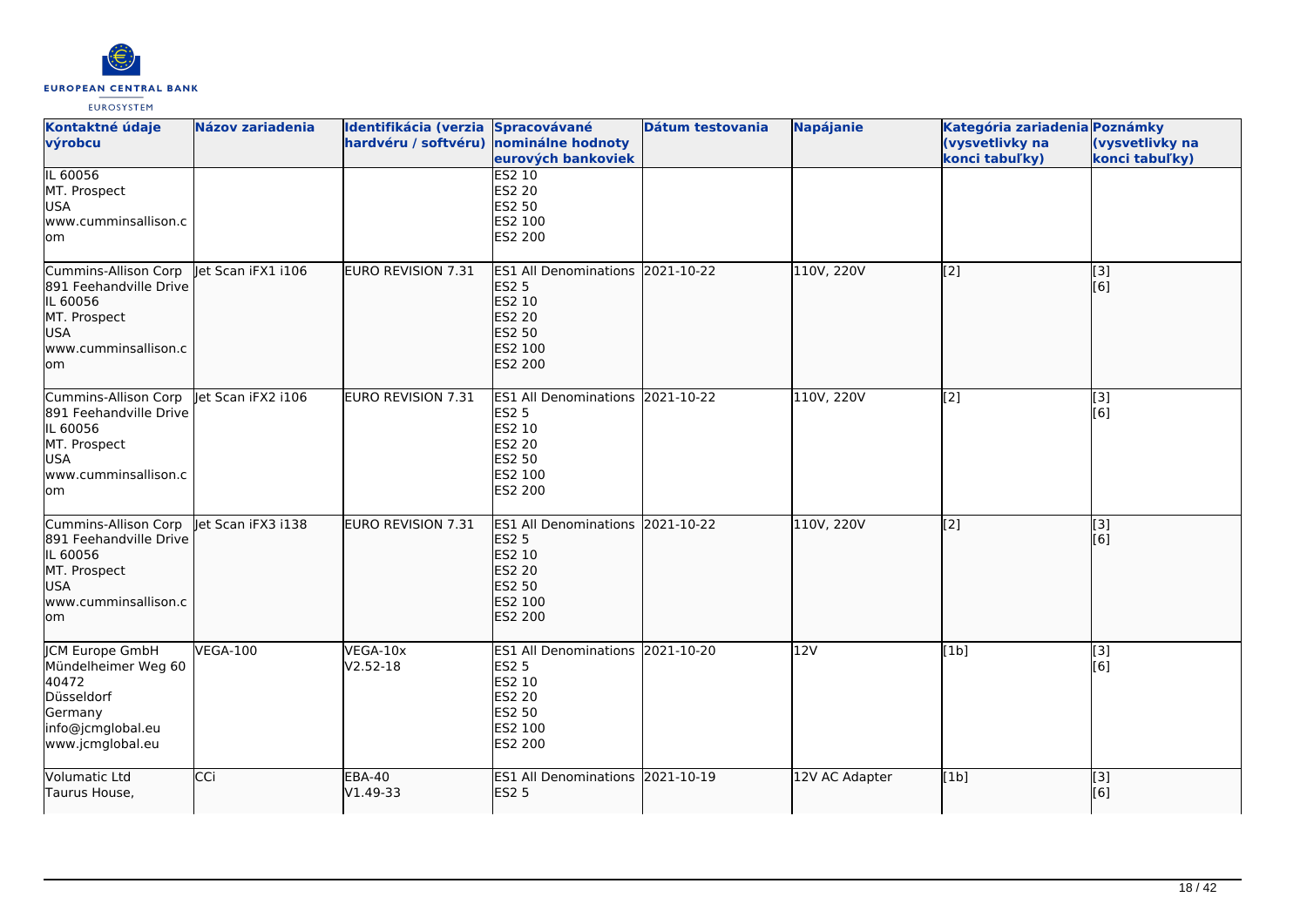| Kontaktné údaje výrobcu | Názov zariadenia | Identifikácia (verzia hardvéru / softvéru) | Spracovávané nominálne hodnoty eurových bankoviek | Dátum testovania | Napájanie | Kategória zariadenia (vysvetlivky na konci tabuľky) | Poznámky (vysvetlivky na konci tabuľky) |
|---|---|---|---|---|---|---|---|
| IL 60056<br>MT. Prospect<br>USA<br>www.cumminsallison.com | | | ES2 10<br>ES2 20<br>ES2 50<br>ES2 100<br>ES2 200 | | | | |
| Cummins-Allison Corp<br>891 Feehandville Drive<br>IL 60056<br>MT. Prospect<br>USA<br>www.cumminsallison.com | Jet Scan iFX1 i106 | EURO REVISION 7.31 | ES1 All Denominations<br>ES2 5<br>ES2 10<br>ES2 20<br>ES2 50<br>ES2 100<br>ES2 200 | 2021-10-22 | 110V, 220V | [2] | [3]<br>[6] |
| Cummins-Allison Corp<br>891 Feehandville Drive<br>IL 60056<br>MT. Prospect<br>USA<br>www.cumminsallison.com | Jet Scan iFX2 i106 | EURO REVISION 7.31 | ES1 All Denominations<br>ES2 5<br>ES2 10<br>ES2 20<br>ES2 50<br>ES2 100<br>ES2 200 | 2021-10-22 | 110V, 220V | [2] | [3]<br>[6] |
| Cummins-Allison Corp<br>891 Feehandville Drive<br>IL 60056<br>MT. Prospect<br>USA<br>www.cumminsallison.com | Jet Scan iFX3 i138 | EURO REVISION 7.31 | ES1 All Denominations<br>ES2 5<br>ES2 10<br>ES2 20<br>ES2 50<br>ES2 100<br>ES2 200 | 2021-10-22 | 110V, 220V | [2] | [3]<br>[6] |
| JCM Europe GmbH<br>Mündelheimer Weg 60<br>40472<br>Düsseldorf<br>Germany<br>info@jcmglobal.eu<br>www.jcmglobal.eu | VEGA-100 | VEGA-10x<br>V2.52-18 | ES1 All Denominations<br>ES2 5<br>ES2 10<br>ES2 20<br>ES2 50<br>ES2 100<br>ES2 200 | 2021-10-20 | 12V | [1b] | [3]<br>[6] |
| Volumatic Ltd<br>Taurus House, | CCi | EBA-40<br>V1.49-33 | ES1 All Denominations<br>ES2 5 | 2021-10-19 | 12V AC Adapter | [1b] | [3]<br>[6] |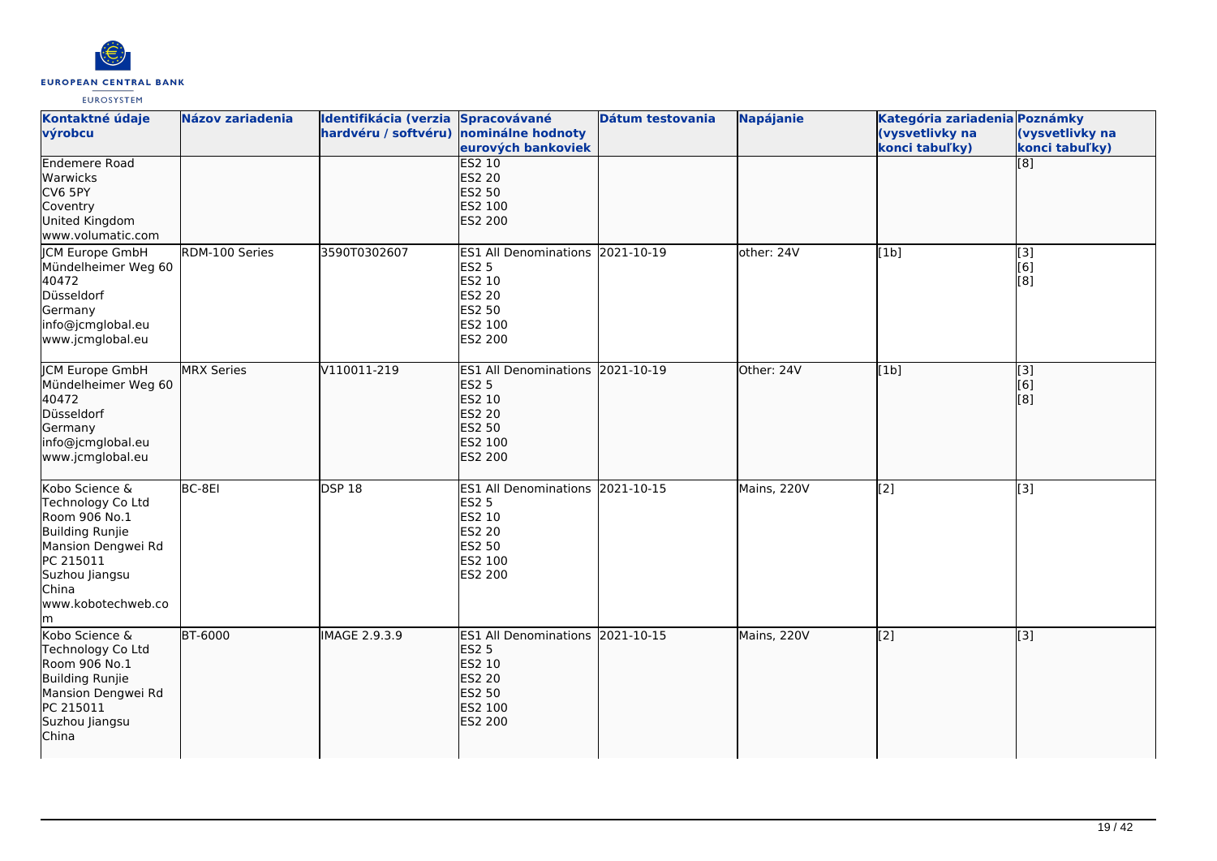| Kontaktné údaje výrobcu | Názov zariadenia | Identifikácia (verzia hardvéru / softvéru) | Spracovávané nominálne hodnoty eurových bankoviek | Dátum testovania | Napájanie | Kategória zariadenia (vysvetlivky na konci tabuľky) | Poznámky (vysvetlivky na konci tabuľky) |
|---|---|---|---|---|---|---|---|
| Endemere Road<br>Warwicks<br>CV6 5PY<br>Coventry<br>United Kingdom<br>www.volumatic.com | | | ES2 10<br>ES2 20<br>ES2 50<br>ES2 100<br>ES2 200 | | | | [8] |
| JCM Europe GmbH<br>Mündelheimer Weg 60<br>40472<br>Düsseldorf<br>Germany<br>info@jcmglobal.eu<br>www.jcmglobal.eu | RDM-100 Series | 3590T0302607 | ES1 All Denominations<br>ES2 5<br>ES2 10<br>ES2 20<br>ES2 50<br>ES2 100<br>ES2 200 | 2021-10-19 | other: 24V | [1b] | [3]<br>[6]<br>[8] |
| JCM Europe GmbH<br>Mündelheimer Weg 60<br>40472<br>Düsseldorf<br>Germany<br>info@jcmglobal.eu<br>www.jcmglobal.eu | MRX Series | V110011-219 | ES1 All Denominations<br>ES2 5<br>ES2 10<br>ES2 20<br>ES2 50<br>ES2 100<br>ES2 200 | 2021-10-19 | Other: 24V | [1b] | [3]<br>[6]<br>[8] |
| Kobo Science & Technology Co Ltd<br>Room 906 No.1 Building Runjie Mansion Dengwei Rd<br>PC 215011<br>Suzhou Jiangsu<br>China<br>www.kobotechweb.com | BC-8EI | DSP 18 | ES1 All Denominations<br>ES2 5<br>ES2 10<br>ES2 20<br>ES2 50<br>ES2 100<br>ES2 200 | 2021-10-15 | Mains, 220V | [2] | [3] |
| Kobo Science & Technology Co Ltd<br>Room 906 No.1 Building Runjie Mansion Dengwei Rd<br>PC 215011<br>Suzhou Jiangsu<br>China | BT-6000 | IMAGE 2.9.3.9 | ES1 All Denominations<br>ES2 5<br>ES2 10<br>ES2 20<br>ES2 50<br>ES2 100<br>ES2 200 | 2021-10-15 | Mains, 220V | [2] | [3] |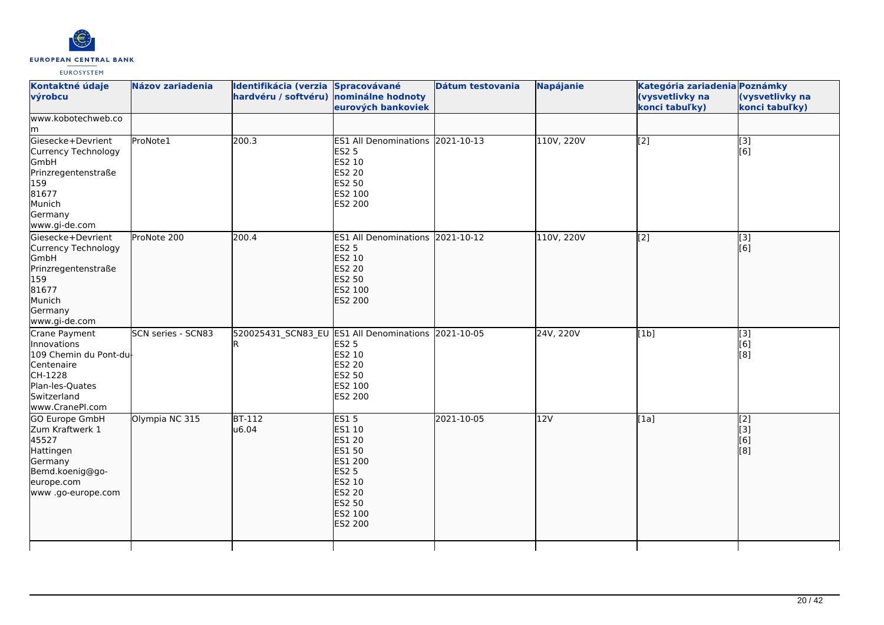| Kontaktné údaje výrobcu | Názov zariadenia | Identifikácia (verzia hardvéru / softvéru) | Spracovávané nominálne hodnoty eurových bankoviek | Dátum testovania | Napájanie | Kategória zariadenia (vysvetlivky na konci tabuľky) | Poznámky (vysvetlivky na konci tabuľky) |
|---|---|---|---|---|---|---|---|
| www.kobotechweb.com | | | | | | | |
| Giesecke+Devrient Currency Technology GmbH Prinzregentenstraße 159 81677 Munich Germany www.gi-de.com | ProNote1 | 200.3 | ES1 All Denominations ES2 5 ES2 10 ES2 20 ES2 50 ES2 100 ES2 200 | 2021-10-13 | 110V, 220V | [2] | [3] [6] |
| Giesecke+Devrient Currency Technology GmbH Prinzregentenstraße 159 81677 Munich Germany www.gi-de.com | ProNote 200 | 200.4 | ES1 All Denominations ES2 5 ES2 10 ES2 20 ES2 50 ES2 100 ES2 200 | 2021-10-12 | 110V, 220V | [2] | [3] [6] |
| Crane Payment Innovations 109 Chemin du Pont-du-Centenaire CH-1228 Plan-les-Quates Switzerland www.CranePI.com | SCN series - SCN83 | 520025431_SCN83_EUR | ES1 All Denominations ES2 5 ES2 10 ES2 20 ES2 50 ES2 100 ES2 200 | 2021-10-05 | 24V, 220V | [1b] | [3] [6] [8] |
| GO Europe GmbH Zum Kraftwerk 1 45527 Hattingen Germany Bemd.koenig@go-europe.com www .go-europe.com | Olympia NC 315 | BT-112 u6.04 | ES1 5 ES1 10 ES1 20 ES1 50 ES1 200 ES2 5 ES2 10 ES2 20 ES2 50 ES2 100 ES2 200 | 2021-10-05 | 12V | [1a] | [2] [3] [6] [8] |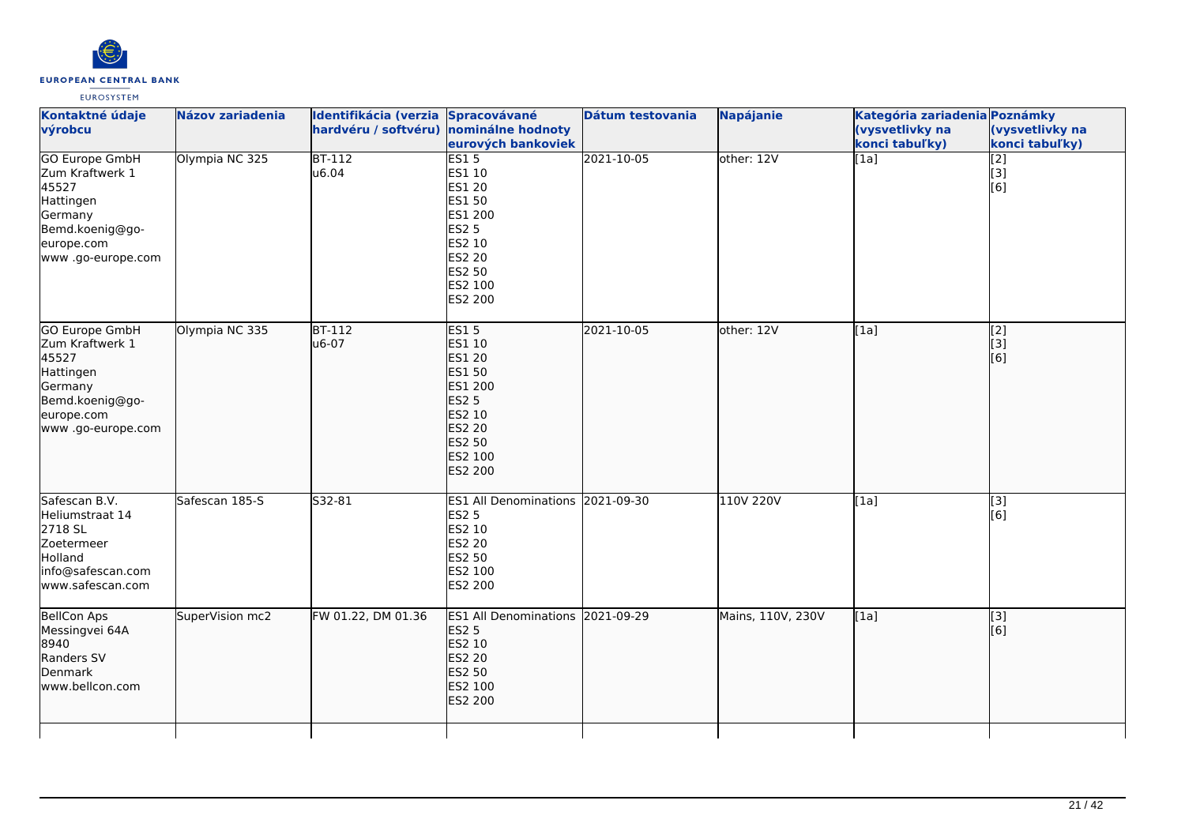| Kontaktné údaje výrobcu | Názov zariadenia | Identifikácia (verzia hardvéru / softvéru) | Spracovávané nominálne hodnoty eurových bankoviek | Dátum testovania | Napájanie | Kategória zariadenia (vysvetlivky na konci tabuľky) | Poznámky (vysvetlivky na konci tabuľky) |
| --- | --- | --- | --- | --- | --- | --- | --- |
| GO Europe GmbH<br>Zum Kraftwerk 1<br>45527<br>Hattingen<br>Germany<br>Bemd.koenig@go-europe.com<br>www .go-europe.com | Olympia NC 325 | BT-112<br>u6.04 | ES1 5<br>ES1 10<br>ES1 20<br>ES1 50<br>ES1 200<br>ES2 5<br>ES2 10<br>ES2 20<br>ES2 50<br>ES2 100<br>ES2 200 | 2021-10-05 | other: 12V | [1a] | [2]<br>[3]<br>[6] |
| GO Europe GmbH<br>Zum Kraftwerk 1<br>45527<br>Hattingen<br>Germany<br>Bemd.koenig@go-europe.com<br>www .go-europe.com | Olympia NC 335 | BT-112<br>u6-07 | ES1 5<br>ES1 10<br>ES1 20<br>ES1 50<br>ES1 200<br>ES2 5<br>ES2 10<br>ES2 20<br>ES2 50<br>ES2 100<br>ES2 200 | 2021-10-05 | other: 12V | [1a] | [2]<br>[3]<br>[6] |
| Safescan B.V.<br>Heliumstraat 14<br>2718 SL<br>Zoetermeer<br>Holland<br>info@safescan.com<br>www.safescan.com | Safescan 185-S | S32-81 | ES1 All Denominations<br>ES2 5<br>ES2 10<br>ES2 20<br>ES2 50<br>ES2 100<br>ES2 200 | 2021-09-30 | 110V 220V | [1a] | [3]<br>[6] |
| BellCon Aps<br>Messingvei 64A<br>8940<br>Randers SV<br>Denmark<br>www.bellcon.com | SuperVision mc2 | FW 01.22, DM 01.36 | ES1 All Denominations<br>ES2 5<br>ES2 10<br>ES2 20<br>ES2 50<br>ES2 100<br>ES2 200 | 2021-09-29 | Mains, 110V, 230V | [1a] | [3]<br>[6] |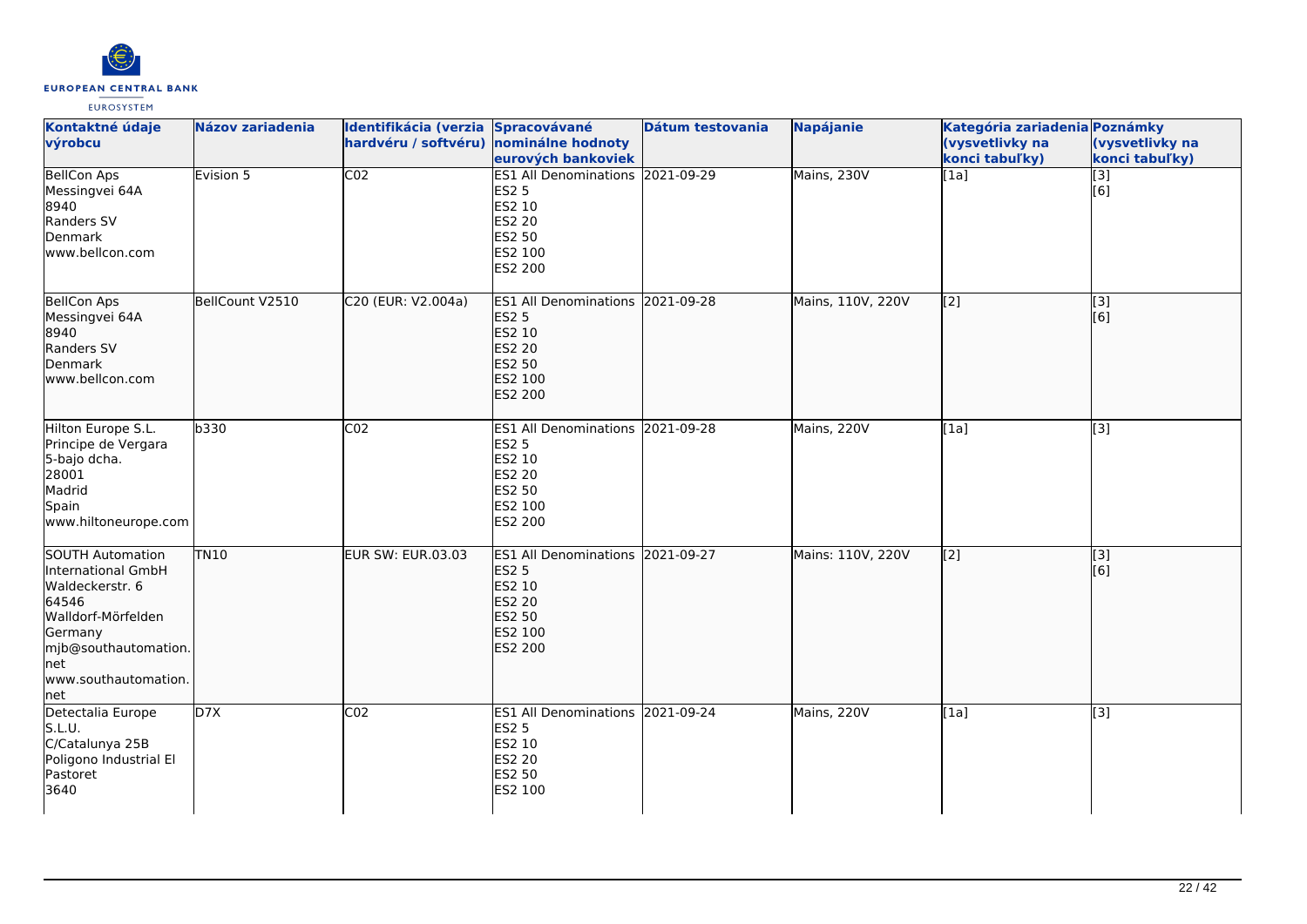| Kontaktné údaje výrobcu | Názov zariadenia | Identifikácia (verzia hardvéru / softvéru) | Spracovávané nominálne hodnoty eurových bankoviek | Dátum testovania | Napájanie | Kategória zariadenia (vysvetlivky na konci tabuľky) | Poznámky (vysvetlivky na konci tabuľky) |
|---|---|---|---|---|---|---|---|
| BellCon Aps<br>Messingvei 64A<br>8940<br>Randers SV<br>Denmark<br>www.bellcon.com | Evision 5 | C02 | ES1 All Denominations<br>ES2 5<br>ES2 10<br>ES2 20<br>ES2 50<br>ES2 100<br>ES2 200 | 2021-09-29 | Mains, 230V | [1a] | [3]<br>[6] |
| BellCon Aps<br>Messingvei 64A<br>8940<br>Randers SV<br>Denmark<br>www.bellcon.com | BellCount V2510 | C20 (EUR: V2.004a) | ES1 All Denominations<br>ES2 5<br>ES2 10<br>ES2 20<br>ES2 50<br>ES2 100<br>ES2 200 | 2021-09-28 | Mains, 110V, 220V | [2] | [3]<br>[6] |
| Hilton Europe S.L.<br>Principe de Vergara<br>5-bajo dcha.<br>28001<br>Madrid<br>Spain<br>www.hiltoneurope.com | b330 | C02 | ES1 All Denominations<br>ES2 5<br>ES2 10<br>ES2 20<br>ES2 50<br>ES2 100<br>ES2 200 | 2021-09-28 | Mains, 220V | [1a] | [3] |
| SOUTH Automation International GmbH<br>Waldeckerstr. 6<br>64546<br>Walldorf-Mörfelden<br>Germany<br>mjb@southautomation.net<br>www.southautomation.net | TN10 | EUR SW: EUR.03.03 | ES1 All Denominations<br>ES2 5<br>ES2 10<br>ES2 20<br>ES2 50<br>ES2 100<br>ES2 200 | 2021-09-27 | Mains: 110V, 220V | [2] | [3]<br>[6] |
| Detectalia Europe S.L.U.<br>C/Catalunya 25B<br>Poligono Industrial El Pastoret<br>3640 | D7X | C02 | ES1 All Denominations<br>ES2 5<br>ES2 10<br>ES2 20<br>ES2 50<br>ES2 100 | 2021-09-24 | Mains, 220V | [1a] | [3] |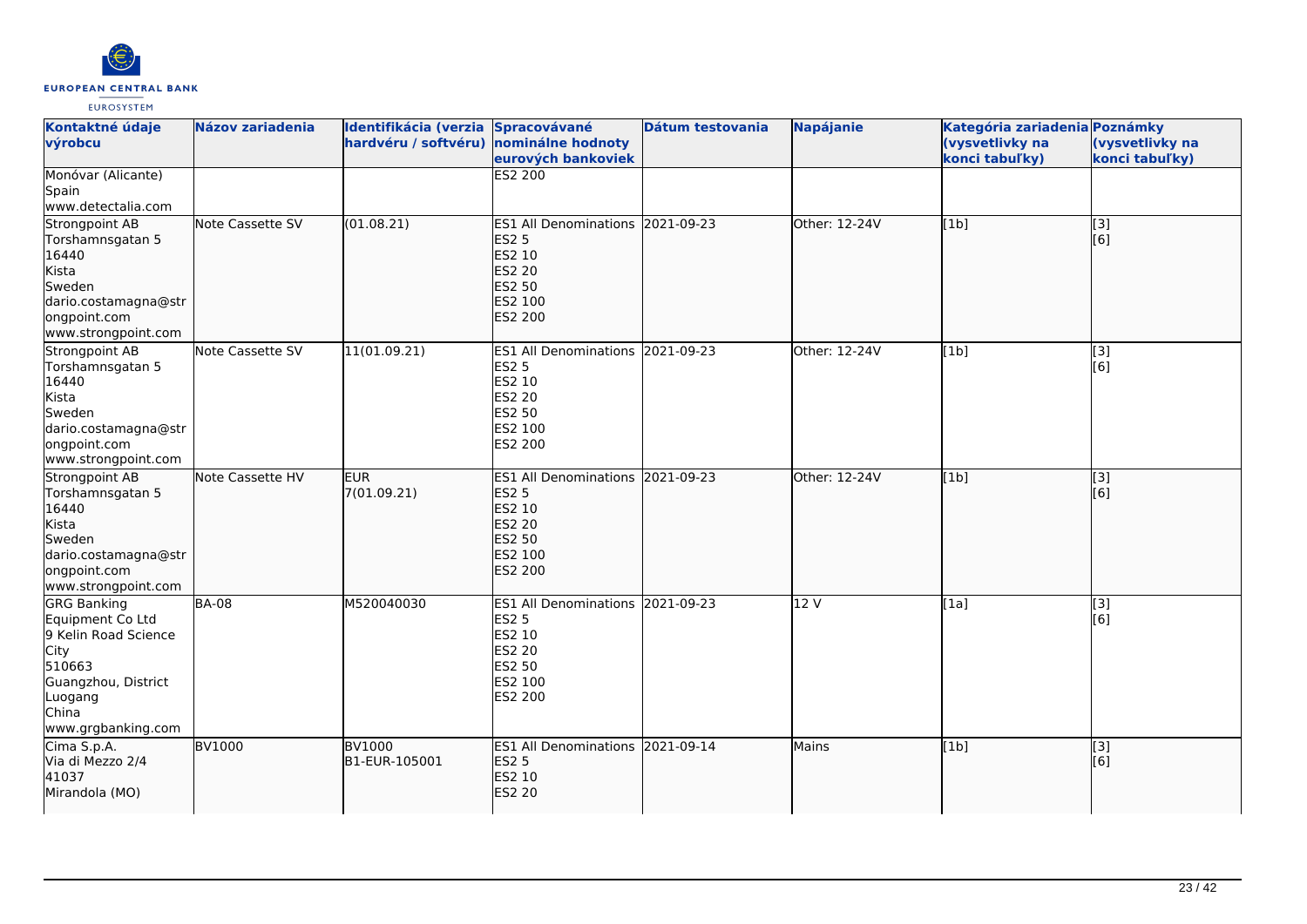| Kontaktné údaje výrobcu | Názov zariadenia | Identifikácia (verzia hardvéru / softvéru) | Spracovávané nominálne hodnoty eurových bankoviek | Dátum testovania | Napájanie | Kategória zariadenia (vysvetlivky na konci tabuľky) | Poznámky (vysvetlivky na konci tabuľky) |
|---|---|---|---|---|---|---|---|
| Monóvar (Alicante)<br>Spain<br>www.detectalia.com | | | ES2 200 | | | | |
| Strongpoint AB<br>Torshamnsgatan 5<br>16440<br>Kista<br>Sweden<br>dario.costamagna@strongpoint.com<br>www.strongpoint.com | Note Cassette SV | (01.08.21) | ES1 All Denominations<br>ES2 5<br>ES2 10<br>ES2 20<br>ES2 50<br>ES2 100<br>ES2 200 | 2021-09-23 | Other: 12-24V | [1b] | [3]<br>[6] |
| Strongpoint AB<br>Torshamnsgatan 5<br>16440<br>Kista<br>Sweden<br>dario.costamagna@strongpoint.com<br>www.strongpoint.com | Note Cassette SV | 11(01.09.21) | ES1 All Denominations<br>ES2 5<br>ES2 10<br>ES2 20<br>ES2 50<br>ES2 100<br>ES2 200 | 2021-09-23 | Other: 12-24V | [1b] | [3]<br>[6] |
| Strongpoint AB<br>Torshamnsgatan 5<br>16440<br>Kista<br>Sweden<br>dario.costamagna@strongpoint.com<br>www.strongpoint.com | Note Cassette HV | EUR<br>7(01.09.21) | ES1 All Denominations<br>ES2 5<br>ES2 10<br>ES2 20<br>ES2 50<br>ES2 100<br>ES2 200 | 2021-09-23 | Other: 12-24V | [1b] | [3]<br>[6] |
| GRG Banking Equipment Co Ltd<br>9 Kelin Road Science City<br>510663<br>Guangzhou, District Luogang<br>China<br>www.grgbanking.com | BA-08 | M520040030 | ES1 All Denominations<br>ES2 5<br>ES2 10<br>ES2 20<br>ES2 50<br>ES2 100<br>ES2 200 | 2021-09-23 | 12 V | [1a] | [3]<br>[6] |
| Cima S.p.A.<br>Via di Mezzo 2/4<br>41037<br>Mirandola (MO) | BV1000 | BV1000<br>B1-EUR-105001 | ES1 All Denominations<br>ES2 5<br>ES2 10<br>ES2 20 | 2021-09-14 | Mains | [1b] | [3]<br>[6] |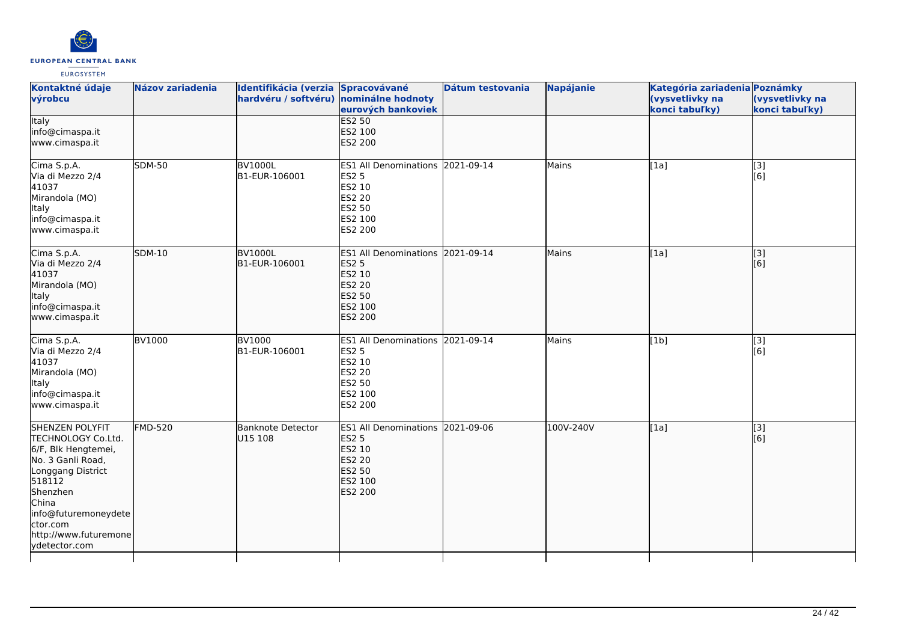| Kontaktné údaje výrobcu | Názov zariadenia | Identifikácia (verzia hardvéru / softvéru) | Spracovávané nominálne hodnoty eurových bankoviek | Dátum testovania | Napájanie | Kategória zariadenia (vysvetlivky na konci tabuľky) | Poznámky (vysvetlivky na konci tabuľky) |
| --- | --- | --- | --- | --- | --- | --- | --- |
| Italy<br>info@cimaspa.it<br>www.cimaspa.it | | | ES2 50<br>ES2 100<br>ES2 200 | | | | |
| Cima S.p.A.<br>Via di Mezzo 2/4<br>41037<br>Mirandola (MO)<br>Italy<br>info@cimaspa.it<br>www.cimaspa.it | SDM-50 | BV1000L<br>B1-EUR-106001 | ES1 All Denominations<br>ES2 5<br>ES2 10<br>ES2 20<br>ES2 50<br>ES2 100<br>ES2 200 | 2021-09-14 | Mains | [1a] | [3]<br>[6] |
| Cima S.p.A.<br>Via di Mezzo 2/4<br>41037<br>Mirandola (MO)<br>Italy<br>info@cimaspa.it<br>www.cimaspa.it | SDM-10 | BV1000L<br>B1-EUR-106001 | ES1 All Denominations<br>ES2 5<br>ES2 10<br>ES2 20<br>ES2 50<br>ES2 100<br>ES2 200 | 2021-09-14 | Mains | [1a] | [3]<br>[6] |
| Cima S.p.A.<br>Via di Mezzo 2/4<br>41037<br>Mirandola (MO)<br>Italy<br>info@cimaspa.it<br>www.cimaspa.it | BV1000 | BV1000<br>B1-EUR-106001 | ES1 All Denominations<br>ES2 5<br>ES2 10<br>ES2 20<br>ES2 50<br>ES2 100<br>ES2 200 | 2021-09-14 | Mains | [1b] | [3]<br>[6] |
| SHENZEN POLYFIT TECHNOLOGY Co.Ltd.<br>6/F, Blk Hengtemei,<br>No. 3 Ganli Road,<br>Longgang District<br>518112<br>Shenzhen<br>China<br>info@futuremoneydetector.com<br>http://www.futuremoneydetector.com | FMD-520 | Banknote Detector<br>U15 108 | ES1 All Denominations<br>ES2 5<br>ES2 10<br>ES2 20<br>ES2 50<br>ES2 100<br>ES2 200 | 2021-09-06 | 100V-240V | [1a] | [3]<br>[6] |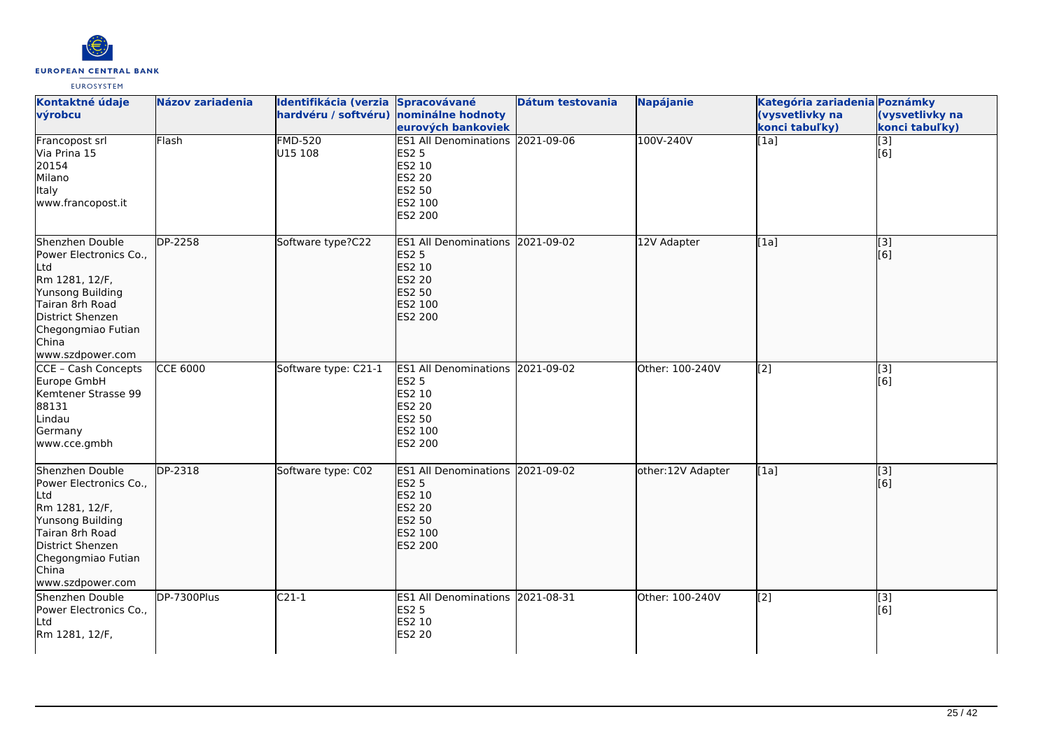| Kontaktné údaje výrobcu | Názov zariadenia | Identifikácia (verzia hardvéru / softvéru) | Spracovávané nominálne hodnoty eurových bankoviek | Dátum testovania | Napájanie | Kategória zariadenia (vysvetlivky na konci tabuľky) | Poznámky (vysvetlivky na konci tabuľky) |
|---|---|---|---|---|---|---|---|
| Francopost srl<br>Via Prina 15<br>20154<br>Milano<br>Italy<br>www.francopost.it | Flash | FMD-520<br>U15 108 | ES1 All Denominations<br>ES2 5<br>ES2 10<br>ES2 20<br>ES2 50<br>ES2 100<br>ES2 200 | 2021-09-06 | 100V-240V | [1a] | [3]<br>[6] |
| Shenzhen Double Power Electronics Co., Ltd<br>Rm 1281, 12/F,<br>Yunsong Building<br>Tairan 8rh Road<br>District Shenzen<br>Chegongmiao Futian<br>China<br>www.szdpower.com | DP-2258 | Software type?C22 | ES1 All Denominations<br>ES2 5<br>ES2 10<br>ES2 20<br>ES2 50<br>ES2 100<br>ES2 200 | 2021-09-02 | 12V Adapter | [1a] | [3]<br>[6] |
| CCE – Cash Concepts Europe GmbH<br>Kemtener Strasse 99<br>88131<br>Lindau<br>Germany<br>www.cce.gmbh | CCE 6000 | Software type: C21-1 | ES1 All Denominations<br>ES2 5<br>ES2 10<br>ES2 20<br>ES2 50<br>ES2 100<br>ES2 200 | 2021-09-02 | Other: 100-240V | [2] | [3]<br>[6] |
| Shenzhen Double Power Electronics Co., Ltd<br>Rm 1281, 12/F,<br>Yunsong Building<br>Tairan 8rh Road<br>District Shenzen<br>Chegongmiao Futian<br>China<br>www.szdpower.com | DP-2318 | Software type: C02 | ES1 All Denominations<br>ES2 5<br>ES2 10<br>ES2 20<br>ES2 50<br>ES2 100<br>ES2 200 | 2021-09-02 | other:12V Adapter | [1a] | [3]<br>[6] |
| Shenzhen Double Power Electronics Co., Ltd<br>Rm 1281, 12/F, | DP-7300Plus | C21-1 | ES1 All Denominations<br>ES2 5<br>ES2 10<br>ES2 20 | 2021-08-31 | Other: 100-240V | [2] | [3]<br>[6] |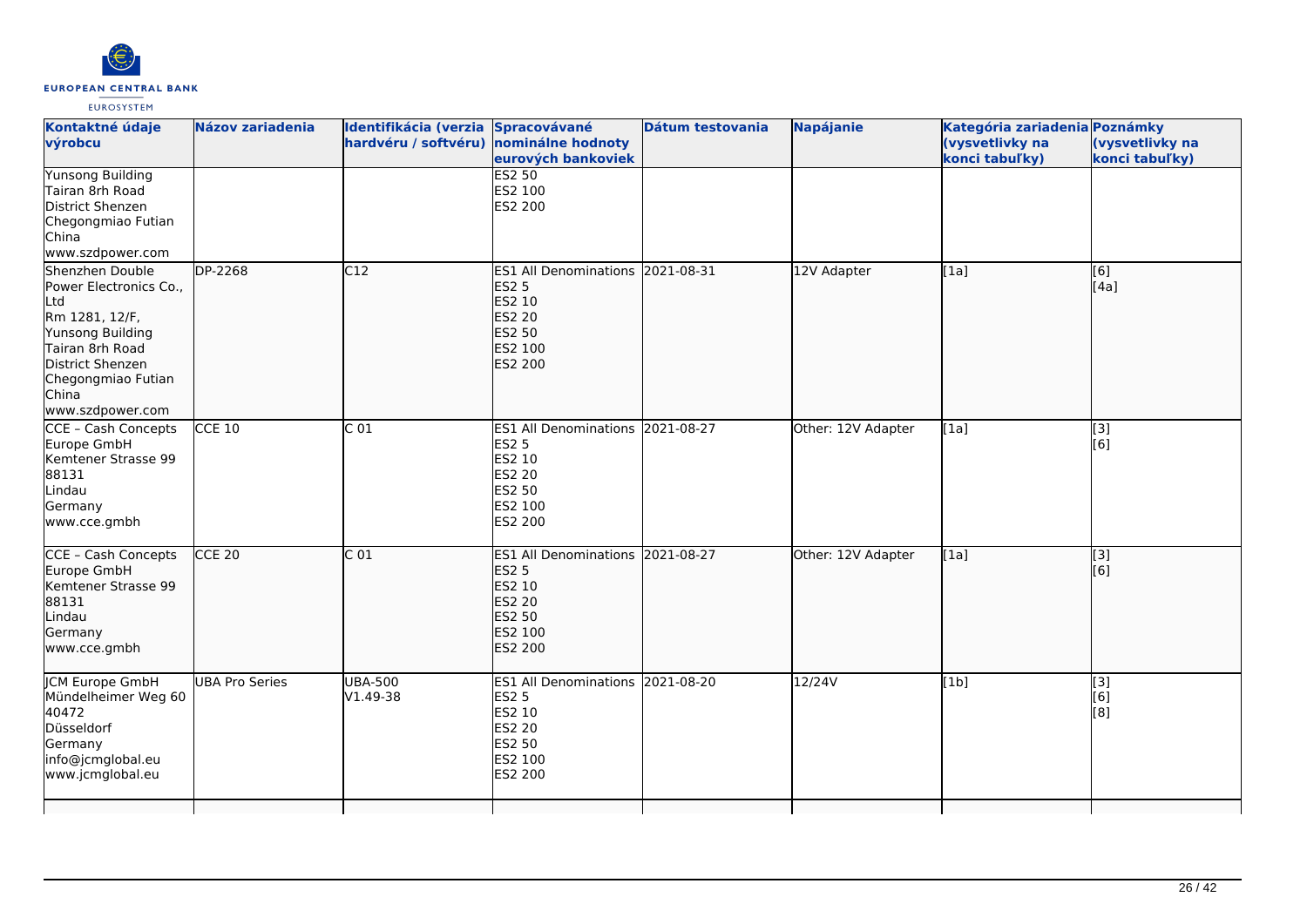| Kontaktné údaje výrobcu | Názov zariadenia | Identifikácia (verzia hardvéru / softvéru) | Spracovávané nominálne hodnoty eurových bankoviek | Dátum testovania | Napájanie | Kategória zariadenia (vysvetlivky na konci tabuľky) | Poznámky (vysvetlivky na konci tabuľky) |
|---|---|---|---|---|---|---|---|
| Yunsong Building<br>Tairan 8rh Road<br>District Shenzen<br>Chegongmiao Futian<br>China<br>www.szdpower.com | | | ES2 50<br>ES2 100<br>ES2 200 | | | | |
| Shenzhen Double Power Electronics Co., Ltd<br>Rm 1281, 12/F,<br>Yunsong Building<br>Tairan 8rh Road<br>District Shenzen<br>Chegongmiao Futian<br>China<br>www.szdpower.com | DP-2268 | C12 | ES1 All Denominations<br>ES2 5<br>ES2 10<br>ES2 20<br>ES2 50<br>ES2 100<br>ES2 200 | 2021-08-31 | 12V Adapter | [1a] | [6]<br>[4a] |
| CCE - Cash Concepts Europe GmbH<br>Kemtener Strasse 99<br>88131<br>Lindau<br>Germany<br>www.cce.gmbh | CCE 10 | C 01 | ES1 All Denominations<br>ES2 5<br>ES2 10<br>ES2 20<br>ES2 50<br>ES2 100<br>ES2 200 | 2021-08-27 | Other: 12V Adapter | [1a] | [3]<br>[6] |
| CCE - Cash Concepts Europe GmbH<br>Kemtener Strasse 99<br>88131<br>Lindau<br>Germany<br>www.cce.gmbh | CCE 20 | C 01 | ES1 All Denominations<br>ES2 5<br>ES2 10<br>ES2 20<br>ES2 50<br>ES2 100<br>ES2 200 | 2021-08-27 | Other: 12V Adapter | [1a] | [3]<br>[6] |
| JCM Europe GmbH<br>Mündelheimer Weg 60<br>40472<br>Düsseldorf<br>Germany<br>info@jcmglobal.eu<br>www.jcmglobal.eu | UBA Pro Series | UBA-500<br>V1.49-38 | ES1 All Denominations<br>ES2 5<br>ES2 10<br>ES2 20<br>ES2 50<br>ES2 100<br>ES2 200 | 2021-08-20 | 12/24V | [1b] | [3]<br>[6]<br>[8] |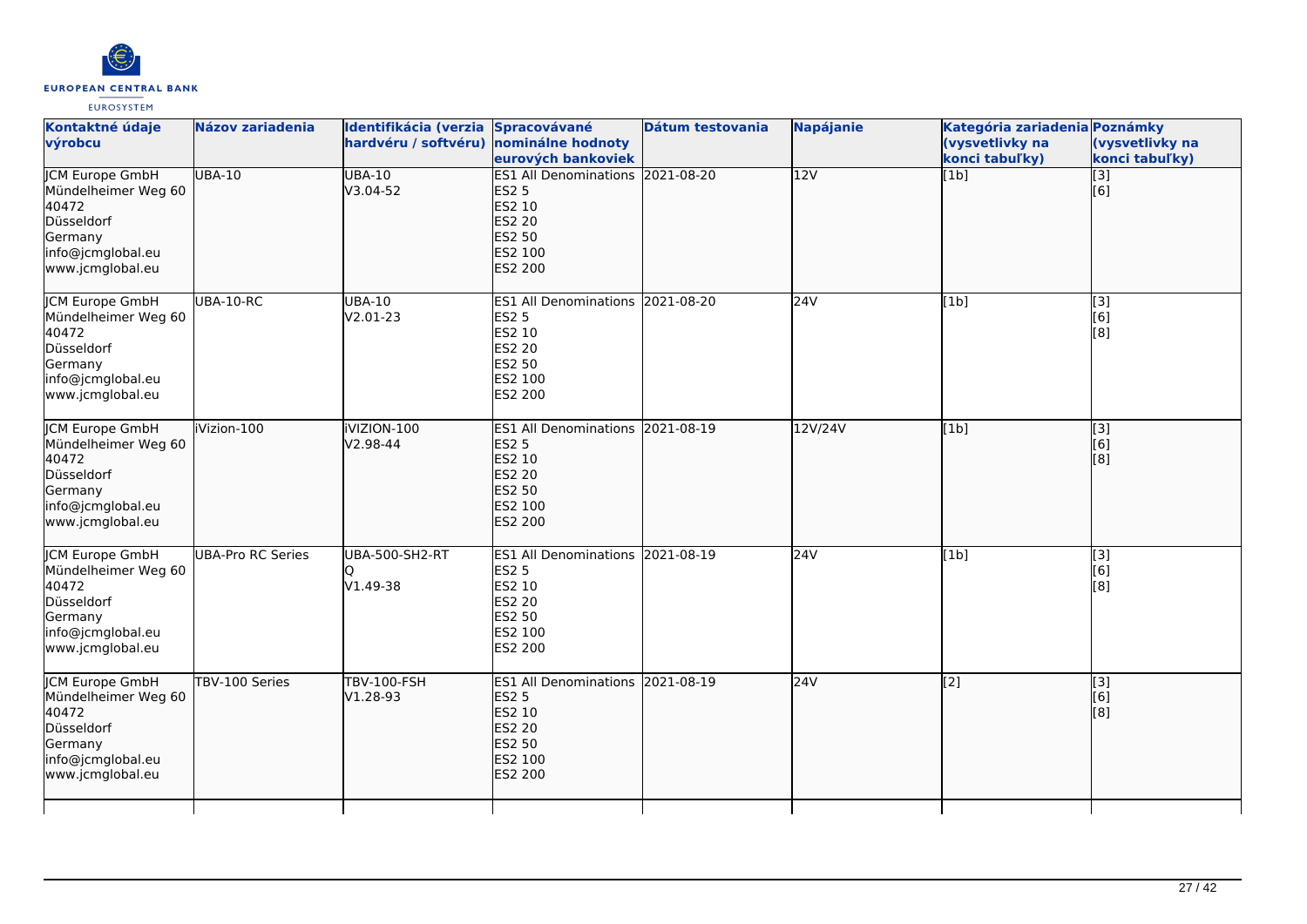| Kontaktné údaje výrobcu | Názov zariadenia | Identifikácia (verzia hardvéru / softvéru) | Spracovávané nominálne hodnoty eurových bankoviek | Dátum testovania | Napájanie | Kategória zariadenia (vysvetlivky na konci tabuľky) | Poznámky (vysvetlivky na konci tabuľky) |
|---|---|---|---|---|---|---|---|
| JCM Europe GmbH<br>Mündelheimer Weg 60<br>40472<br>Düsseldorf<br>Germany<br>info@jcmglobal.eu<br>www.jcmglobal.eu | UBA-10 | UBA-10<br>V3.04-52 | ES1 All Denominations<br>ES2 5<br>ES2 10<br>ES2 20<br>ES2 50<br>ES2 100<br>ES2 200 | 2021-08-20 | 12V | [1b] | [3]<br>[6] |
| JCM Europe GmbH<br>Mündelheimer Weg 60<br>40472<br>Düsseldorf<br>Germany<br>info@jcmglobal.eu<br>www.jcmglobal.eu | UBA-10-RC | UBA-10<br>V2.01-23 | ES1 All Denominations<br>ES2 5<br>ES2 10<br>ES2 20<br>ES2 50<br>ES2 100<br>ES2 200 | 2021-08-20 | 24V | [1b] | [3]<br>[6]<br>[8] |
| JCM Europe GmbH<br>Mündelheimer Weg 60<br>40472<br>Düsseldorf<br>Germany<br>info@jcmglobal.eu<br>www.jcmglobal.eu | iVizion-100 | iVIZION-100<br>V2.98-44 | ES1 All Denominations<br>ES2 5<br>ES2 10<br>ES2 20<br>ES2 50<br>ES2 100<br>ES2 200 | 2021-08-19 | 12V/24V | [1b] | [3]<br>[6]<br>[8] |
| JCM Europe GmbH<br>Mündelheimer Weg 60<br>40472<br>Düsseldorf<br>Germany<br>info@jcmglobal.eu<br>www.jcmglobal.eu | UBA-Pro RC Series | UBA-500-SH2-RT<br>Q<br>V1.49-38 | ES1 All Denominations<br>ES2 5<br>ES2 10<br>ES2 20<br>ES2 50<br>ES2 100<br>ES2 200 | 2021-08-19 | 24V | [1b] | [3]<br>[6]<br>[8] |
| JCM Europe GmbH<br>Mündelheimer Weg 60<br>40472<br>Düsseldorf<br>Germany<br>info@jcmglobal.eu<br>www.jcmglobal.eu | TBV-100 Series | TBV-100-FSH<br>V1.28-93 | ES1 All Denominations<br>ES2 5<br>ES2 10<br>ES2 20<br>ES2 50<br>ES2 100<br>ES2 200 | 2021-08-19 | 24V | [2] | [3]<br>[6]<br>[8] |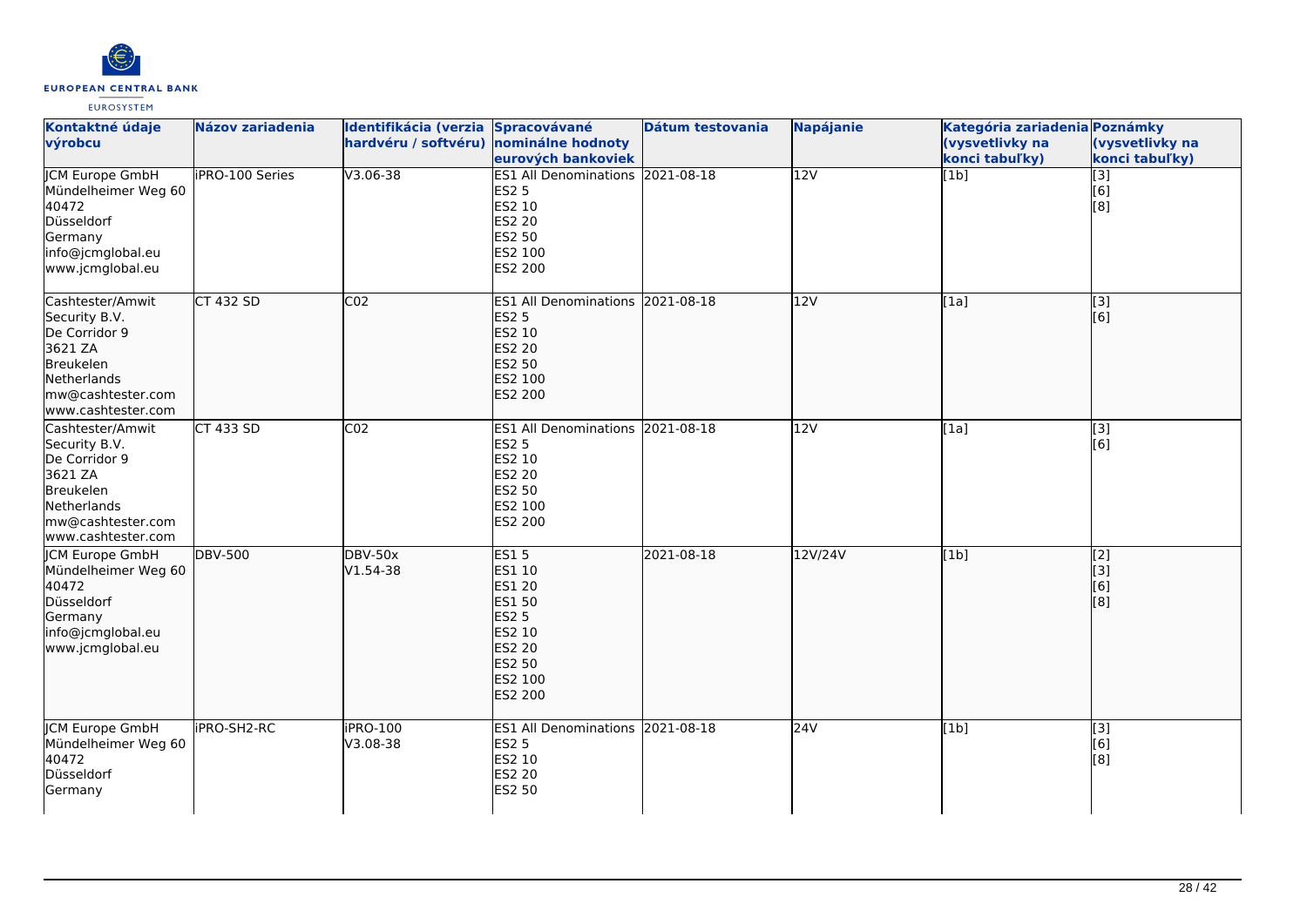| Kontaktné údaje výrobcu | Názov zariadenia | Identifikácia (verzia hardvéru / softvéru) | Spracovávané nominálne hodnoty eurových bankoviek | Dátum testovania | Napájanie | Kategória zariadenia (vysvetlivky na konci tabuľky) | Poznámky (vysvetlivky na konci tabuľky) |
|---|---|---|---|---|---|---|---|
| JCM Europe GmbH<br>Mündelheimer Weg 60<br>40472<br>Düsseldorf<br>Germany<br>info@jcmglobal.eu<br>www.jcmglobal.eu | iPRO-100 Series | V3.06-38 | ES1 All Denominations<br>ES2 5<br>ES2 10<br>ES2 20<br>ES2 50<br>ES2 100<br>ES2 200 | 2021-08-18 | 12V | [1b] | [3]<br>[6]<br>[8] |
| Cashtester/Amwit Security B.V.<br>De Corridor 9<br>3621 ZA<br>Breukelen<br>Netherlands<br>mw@cashtester.com<br>www.cashtester.com | CT 432 SD | C02 | ES1 All Denominations<br>ES2 5<br>ES2 10<br>ES2 20<br>ES2 50<br>ES2 100<br>ES2 200 | 2021-08-18 | 12V | [1a] | [3]<br>[6] |
| Cashtester/Amwit Security B.V.<br>De Corridor 9<br>3621 ZA<br>Breukelen<br>Netherlands<br>mw@cashtester.com<br>www.cashtester.com | CT 433 SD | C02 | ES1 All Denominations<br>ES2 5<br>ES2 10<br>ES2 20<br>ES2 50<br>ES2 100<br>ES2 200 | 2021-08-18 | 12V | [1a] | [3]<br>[6] |
| JCM Europe GmbH<br>Mündelheimer Weg 60<br>40472<br>Düsseldorf<br>Germany<br>info@jcmglobal.eu<br>www.jcmglobal.eu | DBV-500 | DBV-50x<br>V1.54-38 | ES1 5<br>ES1 10<br>ES1 20<br>ES1 50<br>ES2 5<br>ES2 10<br>ES2 20<br>ES2 50<br>ES2 100<br>ES2 200 | 2021-08-18 | 12V/24V | [1b] | [2]<br>[3]<br>[6]<br>[8] |
| JCM Europe GmbH<br>Mündelheimer Weg 60<br>40472<br>Düsseldorf<br>Germany | iPRO-SH2-RC | iPRO-100<br>V3.08-38 | ES1 All Denominations<br>ES2 5<br>ES2 10<br>ES2 20<br>ES2 50 | 2021-08-18 | 24V | [1b] | [3]<br>[6]<br>[8] |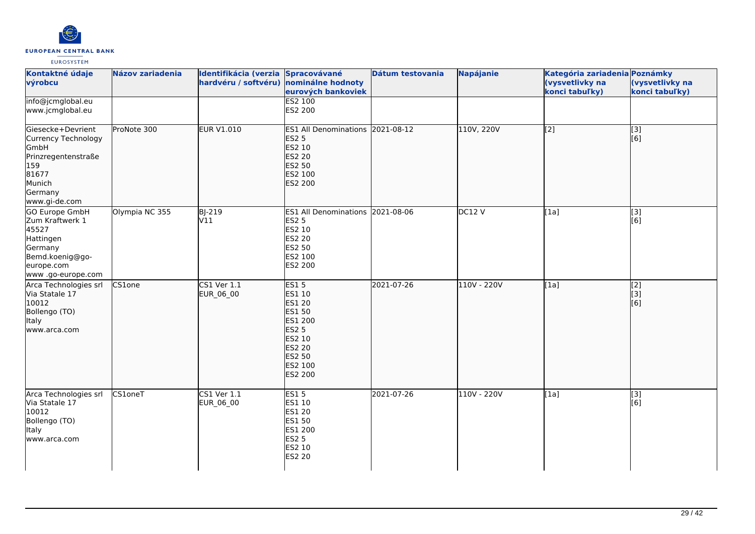| Kontaktné údaje výrobcu | Názov zariadenia | Identifikácia (verzia hardvéru / softvéru) | Spracovávané nominálne hodnoty eurových bankoviek | Dátum testovania | Napájanie | Kategória zariadenia (vysvetlivky na konci tabuľky) | Poznámky (vysvetlivky na konci tabuľky) |
|---|---|---|---|---|---|---|---|
| info@jcmglobal.eu<br>www.jcmglobal.eu | | | ES2 100<br>ES2 200 | | | | |
| Giesecke+Devrient Currency Technology GmbH<br>Prinzregentenstraße 159<br>81677<br>Munich<br>Germany<br>www.gi-de.com | ProNote 300 | EUR V1.010 | ES1 All Denominations<br>ES2 5<br>ES2 10<br>ES2 20<br>ES2 50<br>ES2 100<br>ES2 200 | 2021-08-12 | 110V, 220V | [2] | [3]<br>[6] |
| GO Europe GmbH<br>Zum Kraftwerk 1<br>45527<br>Hattingen<br>Germany<br>Bemd.koenig@go-europe.com<br>www .go-europe.com | Olympia NC 355 | BJ-219<br>V11 | ES1 All Denominations<br>ES2 5<br>ES2 10<br>ES2 20<br>ES2 50<br>ES2 100<br>ES2 200 | 2021-08-06 | DC12 V | [1a] | [3]<br>[6] |
| Arca Technologies srl<br>Via Statale 17<br>10012<br>Bollengo (TO)<br>Italy<br>www.arca.com | CS1one | CS1 Ver 1.1<br>EUR_06_00 | ES1 5<br>ES1 10<br>ES1 20<br>ES1 50<br>ES1 200<br>ES2 5<br>ES2 10<br>ES2 20<br>ES2 50<br>ES2 100<br>ES2 200 | 2021-07-26 | 110V - 220V | [1a] | [2]<br>[3]<br>[6] |
| Arca Technologies srl<br>Via Statale 17<br>10012<br>Bollengo (TO)<br>Italy<br>www.arca.com | CS1oneT | CS1 Ver 1.1<br>EUR_06_00 | ES1 5<br>ES1 10<br>ES1 20<br>ES1 50<br>ES1 200<br>ES2 5<br>ES2 10<br>ES2 20 | 2021-07-26 | 110V - 220V | [1a] | [3]<br>[6] |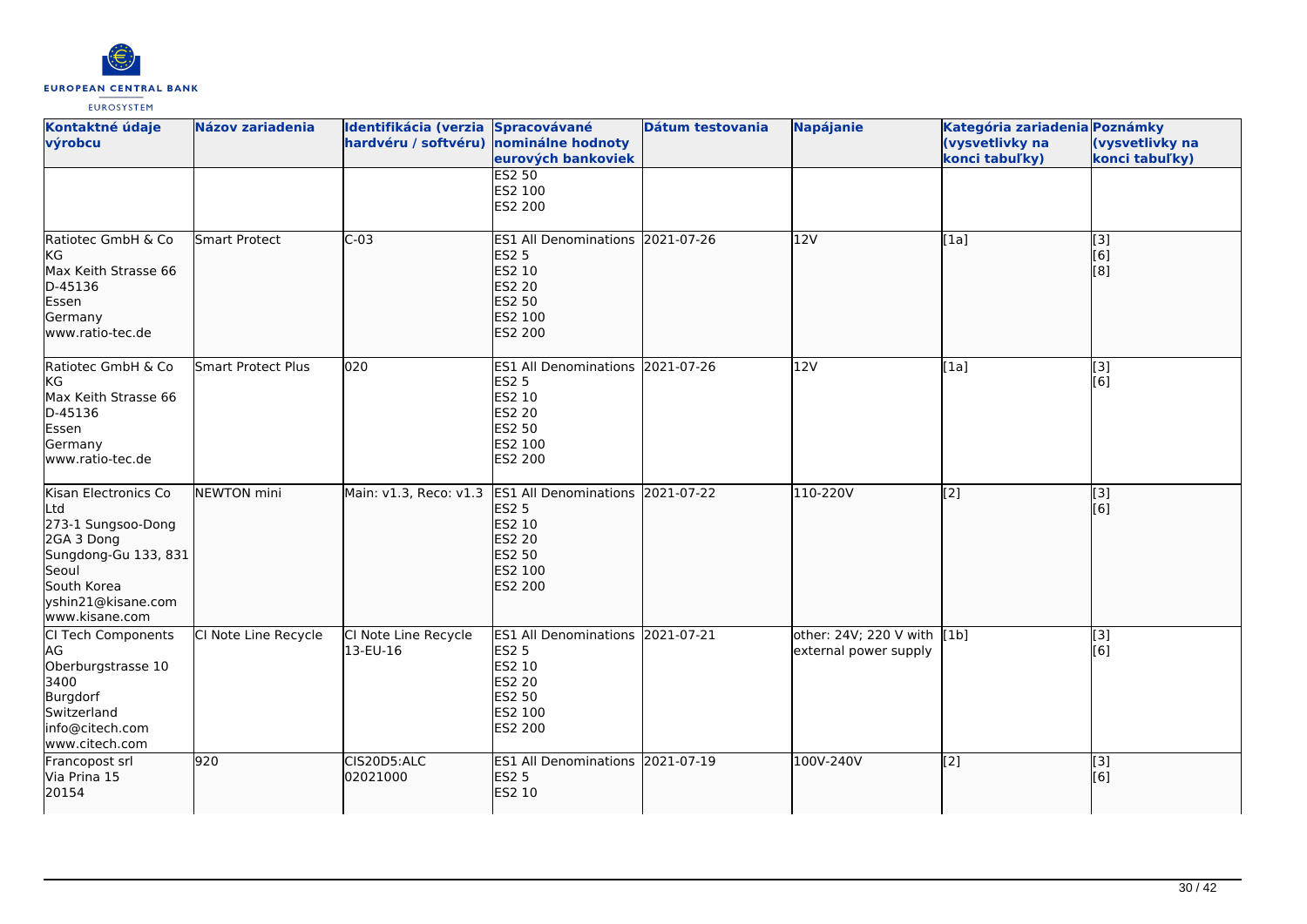| Kontaktné údaje výrobcu | Názov zariadenia | Identifikácia (verzia hardvéru / softvéru) | Spracovávané nominálne hodnoty eurových bankoviek | Dátum testovania | Napájanie | Kategória zariadenia (vysvetlivky na konci tabuľky) | Poznámky (vysvetlivky na konci tabuľky) |
|---|---|---|---|---|---|---|---|
| | | | ES2 50<br>ES2 100<br>ES2 200 | | | | |
| Ratiotec GmbH & Co KG<br>Max Keith Strasse 66<br>D-45136<br>Essen<br>Germany<br>www.ratio-tec.de | Smart Protect | C-03 | ES1 All Denominations<br>ES2 5<br>ES2 10<br>ES2 20<br>ES2 50<br>ES2 100<br>ES2 200 | 2021-07-26 | 12V | [1a] | [3]<br>[6]<br>[8] |
| Ratiotec GmbH & Co KG<br>Max Keith Strasse 66<br>D-45136<br>Essen<br>Germany<br>www.ratio-tec.de | Smart Protect Plus | 020 | ES1 All Denominations<br>ES2 5<br>ES2 10<br>ES2 20<br>ES2 50<br>ES2 100<br>ES2 200 | 2021-07-26 | 12V | [1a] | [3]<br>[6] |
| Kisan Electronics Co Ltd<br>273-1 Sungsoo-Dong 2GA 3 Dong<br>Sungdong-Gu 133, 831<br>Seoul<br>South Korea<br>yshin21@kisane.com<br>www.kisane.com | NEWTON mini | Main: v1.3, Reco: v1.3 | ES1 All Denominations<br>ES2 5<br>ES2 10<br>ES2 20<br>ES2 50<br>ES2 100<br>ES2 200 | 2021-07-22 | 110-220V | [2] | [3]<br>[6] |
| CI Tech Components AG<br>Oberburgstrasse 10<br>3400<br>Burgdorf<br>Switzerland<br>info@citech.com<br>www.citech.com | CI Note Line Recycle | CI Note Line Recycle 13-EU-16 | ES1 All Denominations<br>ES2 5<br>ES2 10<br>ES2 20<br>ES2 50<br>ES2 100<br>ES2 200 | 2021-07-21 | other: 24V; 220 V with external power supply | [1b] | [3]<br>[6] |
| Francopost srl<br>Via Prina 15<br>20154 | 920 | CIS20D5:ALC 02021000 | ES1 All Denominations<br>ES2 5<br>ES2 10 | 2021-07-19 | 100V-240V | [2] | [3]<br>[6] |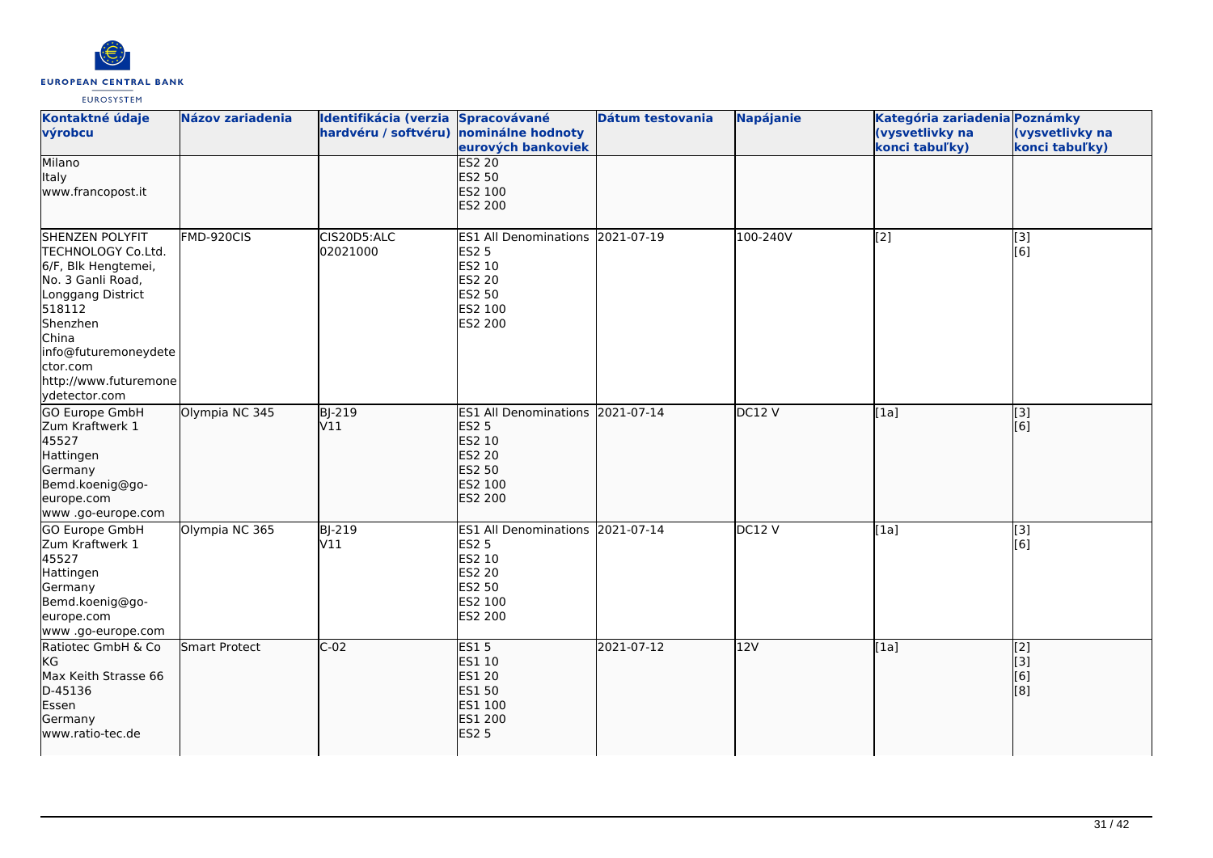| Kontaktné údaje výrobcu | Názov zariadenia | Identifikácia (verzia hardvéru / softvéru) | Spracovávané nominálne hodnoty eurových bankoviek | Dátum testovania | Napájanie | Kategória zariadenia (vysvetlivky na konci tabuľky) | Poznámky (vysvetlivky na konci tabuľky) |
|---|---|---|---|---|---|---|---|
| Milano<br>Italy<br>www.francopost.it | | | ES2 20<br>ES2 50<br>ES2 100<br>ES2 200 | | | | |
| SHENZEN POLYFIT TECHNOLOGY Co.Ltd.<br>6/F, Blk Hengtemei,<br>No. 3 Ganli Road,<br>Longgang District<br>518112<br>Shenzhen<br>China<br>info@futuremoneydetector.com<br>http://www.futuremoneydetector.com | FMD-920CIS | CIS20D5:ALC<br>02021000 | ES1 All Denominations<br>ES2 5<br>ES2 10<br>ES2 20<br>ES2 50<br>ES2 100<br>ES2 200 | 2021-07-19 | 100-240V | [2] | [3]<br>[6] |
| GO Europe GmbH<br>Zum Kraftwerk 1<br>45527<br>Hattingen<br>Germany<br>Bemd.koenig@go-europe.com<br>www .go-europe.com | Olympia NC 345 | BJ-219<br>V11 | ES1 All Denominations<br>ES2 5<br>ES2 10<br>ES2 20<br>ES2 50<br>ES2 100<br>ES2 200 | 2021-07-14 | DC12 V | [1a] | [3]<br>[6] |
| GO Europe GmbH<br>Zum Kraftwerk 1<br>45527<br>Hattingen<br>Germany<br>Bemd.koenig@go-europe.com<br>www .go-europe.com | Olympia NC 365 | BJ-219<br>V11 | ES1 All Denominations<br>ES2 5<br>ES2 10<br>ES2 20<br>ES2 50<br>ES2 100<br>ES2 200 | 2021-07-14 | DC12 V | [1a] | [3]<br>[6] |
| Ratiotec GmbH & Co KG<br>Max Keith Strasse 66<br>D-45136<br>Essen<br>Germany<br>www.ratio-tec.de | Smart Protect | C-02 | ES1 5<br>ES1 10<br>ES1 20<br>ES1 50<br>ES1 100<br>ES1 200<br>ES2 5 | 2021-07-12 | 12V | [1a] | [2]<br>[3]<br>[6]<br>[8] |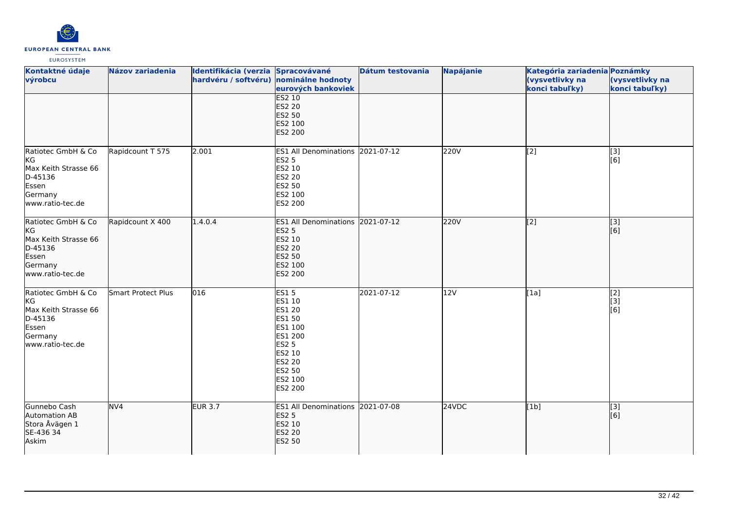| Kontaktné údaje výrobcu | Názov zariadenia | Identifikácia (verzia hardvéru / softvéru) | Spracovávané nominálne hodnoty eurových bankoviek | Dátum testovania | Napájanie | Kategória zariadenia (vysvetlivky na konci tabuľky) | Poznámky (vysvetlivky na konci tabuľky) |
|---|---|---|---|---|---|---|---|
| | | | ES2 10<br>ES2 20<br>ES2 50<br>ES2 100<br>ES2 200 | | | | |
| Ratiotec GmbH & Co KG<br>Max Keith Strasse 66<br>D-45136<br>Essen<br>Germany<br>www.ratio-tec.de | Rapidcount T 575 | 2.001 | ES1 All Denominations<br>ES2 5<br>ES2 10<br>ES2 20<br>ES2 50<br>ES2 100<br>ES2 200 | 2021-07-12 | 220V | [2] | [3]<br>[6] |
| Ratiotec GmbH & Co KG<br>Max Keith Strasse 66<br>D-45136<br>Essen<br>Germany<br>www.ratio-tec.de | Rapidcount X 400 | 1.4.0.4 | ES1 All Denominations<br>ES2 5<br>ES2 10<br>ES2 20<br>ES2 50<br>ES2 100<br>ES2 200 | 2021-07-12 | 220V | [2] | [3]<br>[6] |
| Ratiotec GmbH & Co KG<br>Max Keith Strasse 66<br>D-45136<br>Essen<br>Germany<br>www.ratio-tec.de | Smart Protect Plus | 016 | ES1 5<br>ES1 10<br>ES1 20<br>ES1 50<br>ES1 100<br>ES1 200<br>ES2 5<br>ES2 10<br>ES2 20<br>ES2 50<br>ES2 100<br>ES2 200 | 2021-07-12 | 12V | [1a] | [2]<br>[3]<br>[6] |
| Gunnebo Cash Automation AB<br>Stora Åvägen 1<br>SE-436 34<br>Askim | NV4 | EUR 3.7 | ES1 All Denominations<br>ES2 5<br>ES2 10<br>ES2 20<br>ES2 50 | 2021-07-08 | 24VDC | [1b] | [3]<br>[6] |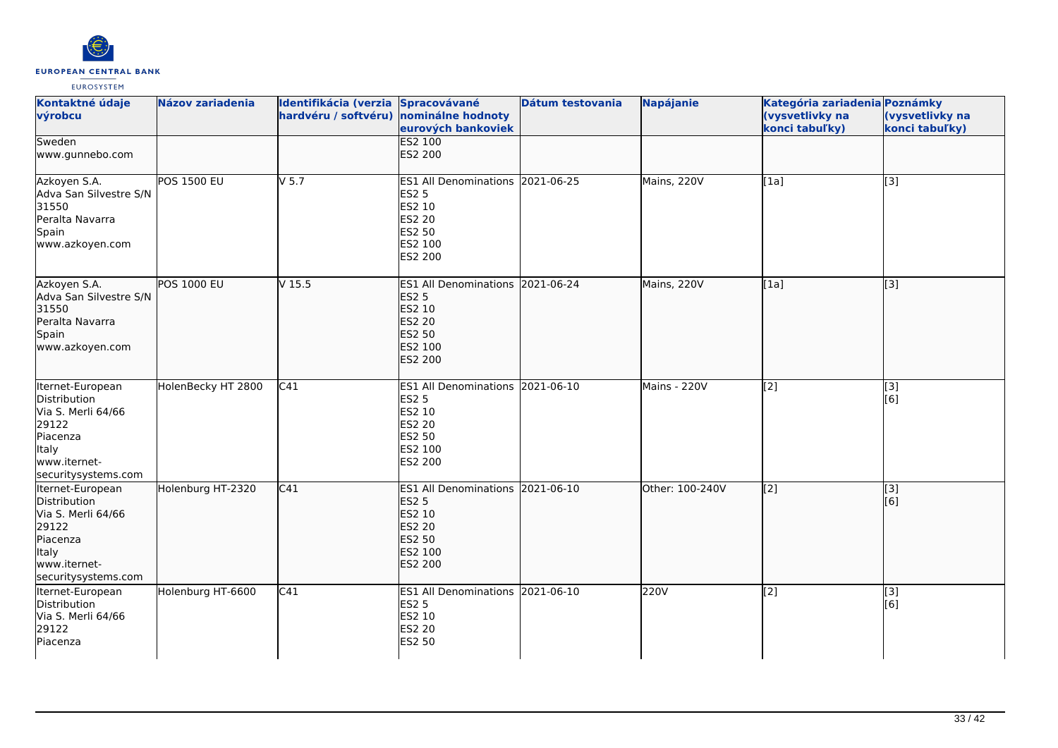| Kontaktné údaje výrobcu | Názov zariadenia | Identifikácia (verzia hardvéru / softvéru) | Spracovávané nominálne hodnoty eurových bankoviek | Dátum testovania | Napájanie | Kategória zariadenia (vysvetlivky na konci tabuľky) | Poznámky (vysvetlivky na konci tabuľky) |
|---|---|---|---|---|---|---|---|
| Sweden<br>www.gunnebo.com | | | ES2 100<br>ES2 200 | | | | |
| Azkoyen S.A.<br>Adva San Silvestre S/N<br>31550<br>Peralta Navarra<br>Spain<br>www.azkoyen.com | POS 1500 EU | V 5.7 | ES1 All Denominations<br>ES2 5<br>ES2 10<br>ES2 20<br>ES2 50<br>ES2 100<br>ES2 200 | 2021-06-25 | Mains, 220V | [1a] | [3] |
| Azkoyen S.A.<br>Adva San Silvestre S/N<br>31550<br>Peralta Navarra<br>Spain<br>www.azkoyen.com | POS 1000 EU | V 15.5 | ES1 All Denominations<br>ES2 5<br>ES2 10<br>ES2 20<br>ES2 50<br>ES2 100<br>ES2 200 | 2021-06-24 | Mains, 220V | [1a] | [3] |
| Iternet-European Distribution<br>Via S. Merli 64/66<br>29122<br>Piacenza<br>Italy<br>www.iternet-securitysystems.com | HolenBecky HT 2800 | C41 | ES1 All Denominations<br>ES2 5<br>ES2 10<br>ES2 20<br>ES2 50<br>ES2 100<br>ES2 200 | 2021-06-10 | Mains - 220V | [2] | [3]<br>[6] |
| Iternet-European Distribution<br>Via S. Merli 64/66<br>29122<br>Piacenza<br>Italy<br>www.iternet-securitysystems.com | Holenburg HT-2320 | C41 | ES1 All Denominations<br>ES2 5<br>ES2 10<br>ES2 20<br>ES2 50<br>ES2 100<br>ES2 200 | 2021-06-10 | Other: 100-240V | [2] | [3]<br>[6] |
| Iternet-European Distribution<br>Via S. Merli 64/66<br>29122<br>Piacenza | Holenburg HT-6600 | C41 | ES1 All Denominations<br>ES2 5<br>ES2 10<br>ES2 20<br>ES2 50 | 2021-06-10 | 220V | [2] | [3]<br>[6] |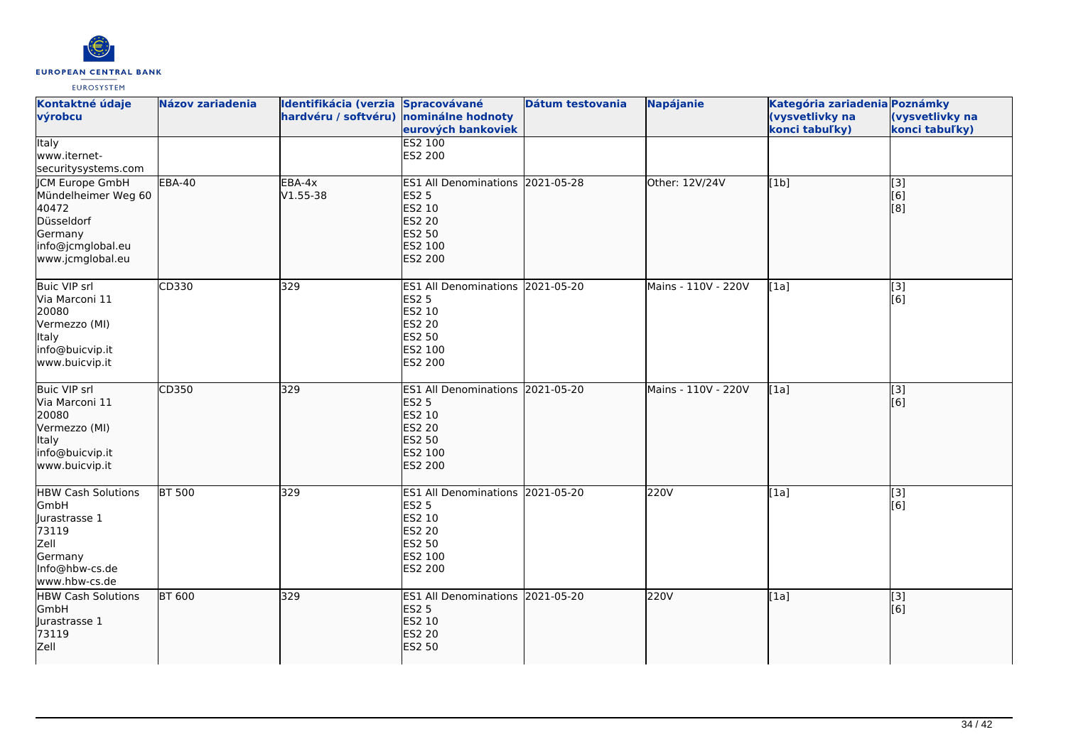| Kontaktné údaje výrobcu | Názov zariadenia | Identifikácia (verzia hardvéru / softvéru) | Spracovávané nominálne hodnoty eurových bankoviek | Dátum testovania | Napájanie | Kategória zariadenia (vysvetlivky na konci tabuľky) | Poznámky (vysvetlivky na konci tabuľky) |
|---|---|---|---|---|---|---|---|
| Italy<br>www.iternet-securitysystems.com | | | ES2 100<br>ES2 200 | | | | |
| JCM Europe GmbH<br>Mündelheimer Weg 60<br>40472<br>Düsseldorf<br>Germany<br>info@jcmglobal.eu<br>www.jcmglobal.eu | EBA-40 | EBA-4x<br>V1.55-38 | ES1 All Denominations<br>ES2 5<br>ES2 10<br>ES2 20<br>ES2 50<br>ES2 100<br>ES2 200 | 2021-05-28 | Other: 12V/24V | [1b] | [3]<br>[6]<br>[8] |
| Buic VIP srl<br>Via Marconi 11<br>20080<br>Vermezzo (MI)<br>Italy<br>info@buicvip.it<br>www.buicvip.it | CD330 | 329 | ES1 All Denominations<br>ES2 5<br>ES2 10<br>ES2 20<br>ES2 50<br>ES2 100<br>ES2 200 | 2021-05-20 | Mains - 110V - 220V | [1a] | [3]<br>[6] |
| Buic VIP srl<br>Via Marconi 11<br>20080<br>Vermezzo (MI)<br>Italy<br>info@buicvip.it<br>www.buicvip.it | CD350 | 329 | ES1 All Denominations<br>ES2 5<br>ES2 10<br>ES2 20<br>ES2 50<br>ES2 100<br>ES2 200 | 2021-05-20 | Mains - 110V - 220V | [1a] | [3]<br>[6] |
| HBW Cash Solutions GmbH<br>Jurastrasse 1<br>73119<br>Zell<br>Germany<br>Info@hbw-cs.de<br>www.hbw-cs.de | BT 500 | 329 | ES1 All Denominations<br>ES2 5<br>ES2 10<br>ES2 20<br>ES2 50<br>ES2 100<br>ES2 200 | 2021-05-20 | 220V | [1a] | [3]<br>[6] |
| HBW Cash Solutions GmbH<br>Jurastrasse 1<br>73119<br>Zell | BT 600 | 329 | ES1 All Denominations<br>ES2 5<br>ES2 10<br>ES2 20<br>ES2 50 | 2021-05-20 | 220V | [1a] | [3]<br>[6] |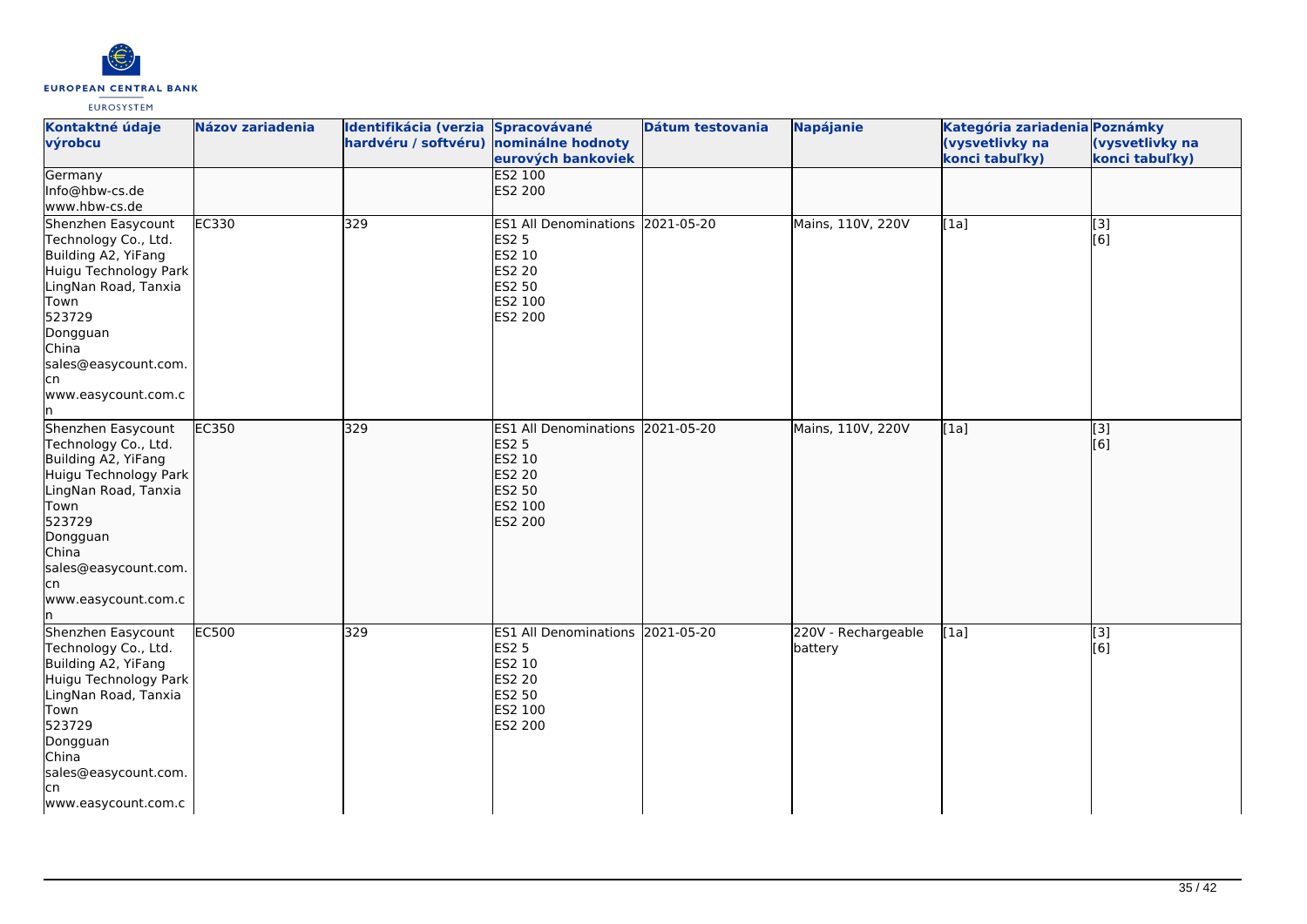| Kontaktné údaje výrobcu | Názov zariadenia | Identifikácia (verzia hardvéru / softvéru) | Spracovávané nominálne hodnoty eurových bankoviek | Dátum testovania | Napájanie | Kategória zariadenia (vysvetlivky na konci tabuľky) | Poznámky (vysvetlivky na konci tabuľky) |
|---|---|---|---|---|---|---|---|
| Germany<br>Info@hbw-cs.de<br>www.hbw-cs.de | | | ES2 100<br>ES2 200 | | | | |
| Shenzhen Easycount Technology Co., Ltd.<br>Building A2, YiFang Huigu Technology Park LingNan Road, Tanxia Town<br>523729<br>Dongguan<br>China<br>sales@easycount.com.cn<br>www.easycount.com.cn | EC330 | 329 | ES1 All Denominations<br>ES2 5<br>ES2 10<br>ES2 20<br>ES2 50<br>ES2 100<br>ES2 200 | 2021-05-20 | Mains, 110V, 220V | [1a] | [3]<br>[6] |
| Shenzhen Easycount Technology Co., Ltd.<br>Building A2, YiFang Huigu Technology Park LingNan Road, Tanxia Town<br>523729<br>Dongguan<br>China<br>sales@easycount.com.cn<br>www.easycount.com.cn | EC350 | 329 | ES1 All Denominations<br>ES2 5<br>ES2 10<br>ES2 20<br>ES2 50<br>ES2 100<br>ES2 200 | 2021-05-20 | Mains, 110V, 220V | [1a] | [3]<br>[6] |
| Shenzhen Easycount Technology Co., Ltd.<br>Building A2, YiFang Huigu Technology Park LingNan Road, Tanxia Town<br>523729<br>Dongguan<br>China<br>sales@easycount.com.cn<br>www.easycount.com.c | EC500 | 329 | ES1 All Denominations<br>ES2 5<br>ES2 10<br>ES2 20<br>ES2 50<br>ES2 100<br>ES2 200 | 2021-05-20 | 220V - Rechargeable battery | [1a] | [3]<br>[6] |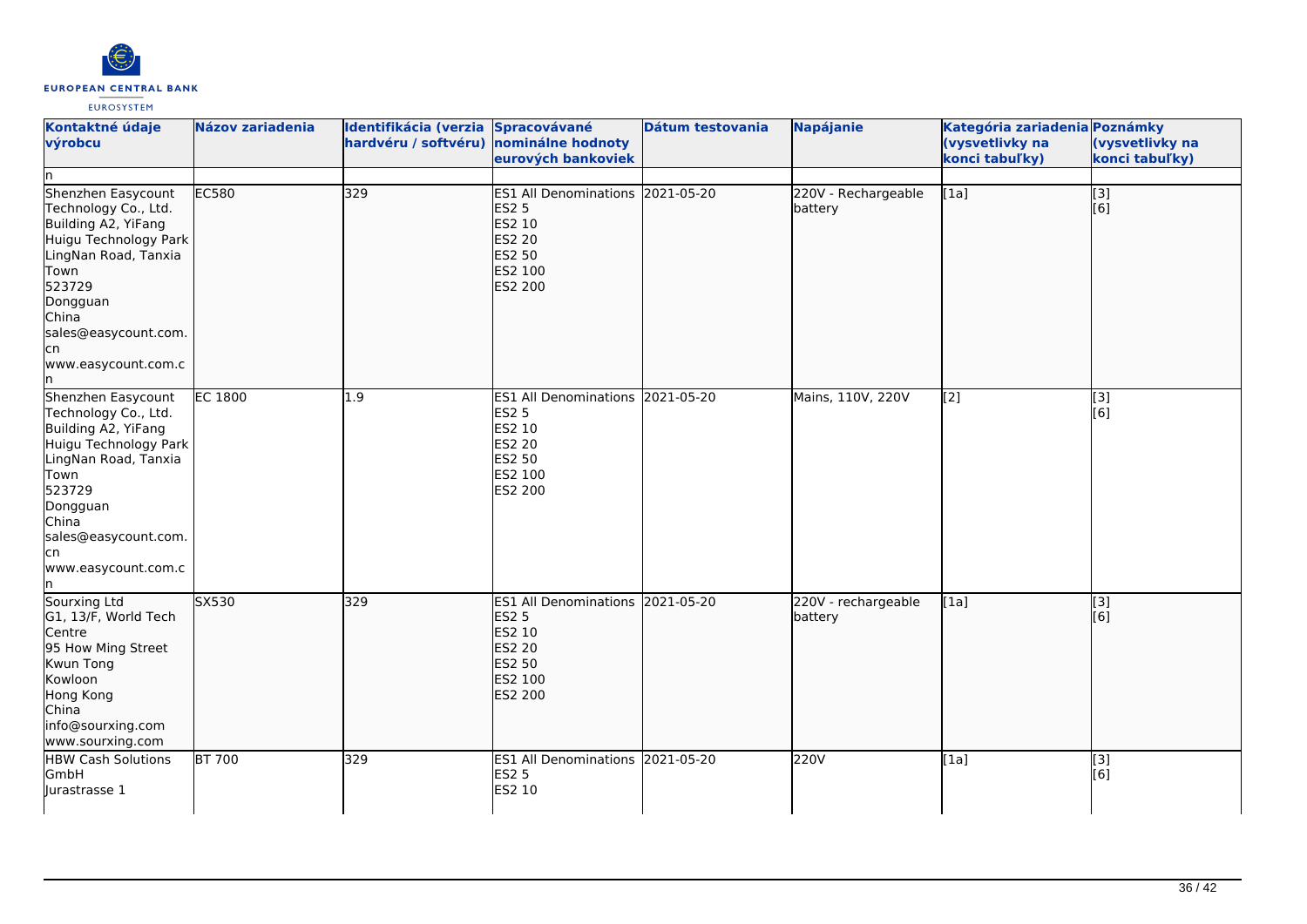| Kontaktné údaje výrobcu | Názov zariadenia | Identifikácia (verzia hardvéru / softvéru) | Spracovávané nominálne hodnoty eurových bankoviek | Dátum testovania | Napájanie | Kategória zariadenia (vysvetlivky na konci tabuľky) | Poznámky (vysvetlivky na konci tabuľky) |
| --- | --- | --- | --- | --- | --- | --- | --- |
| n | | | | | | | |
| Shenzhen Easycount Technology Co., Ltd.<br>Building A2, YiFang Huigu Technology Park LingNan Road, Tanxia Town<br>523729<br>Dongguan<br>China<br>sales@easycount.com.cn<br>www.easycount.com.cn | EC580 | 329 | ES1 All Denominations<br>ES2 5<br>ES2 10<br>ES2 20<br>ES2 50<br>ES2 100<br>ES2 200 | 2021-05-20 | 220V - Rechargeable battery | [1a] | [3]<br>[6] |
| Shenzhen Easycount Technology Co., Ltd.<br>Building A2, YiFang Huigu Technology Park LingNan Road, Tanxia Town<br>523729<br>Dongguan<br>China<br>sales@easycount.com.cn<br>www.easycount.com.cn | EC 1800 | 1.9 | ES1 All Denominations<br>ES2 5<br>ES2 10<br>ES2 20<br>ES2 50<br>ES2 100<br>ES2 200 | 2021-05-20 | Mains, 110V, 220V | [2] | [3]<br>[6] |
| Sourxing Ltd<br>G1, 13/F, World Tech Centre<br>95 How Ming Street<br>Kwun Tong<br>Kowloon<br>Hong Kong<br>China<br>info@sourxing.com<br>www.sourxing.com | SX530 | 329 | ES1 All Denominations<br>ES2 5<br>ES2 10<br>ES2 20<br>ES2 50<br>ES2 100<br>ES2 200 | 2021-05-20 | 220V - rechargeable battery | [1a] | [3]<br>[6] |
| HBW Cash Solutions GmbH<br>Jurastrasse 1 | BT 700 | 329 | ES1 All Denominations<br>ES2 5<br>ES2 10 | 2021-05-20 | 220V | [1a] | [3]<br>[6] |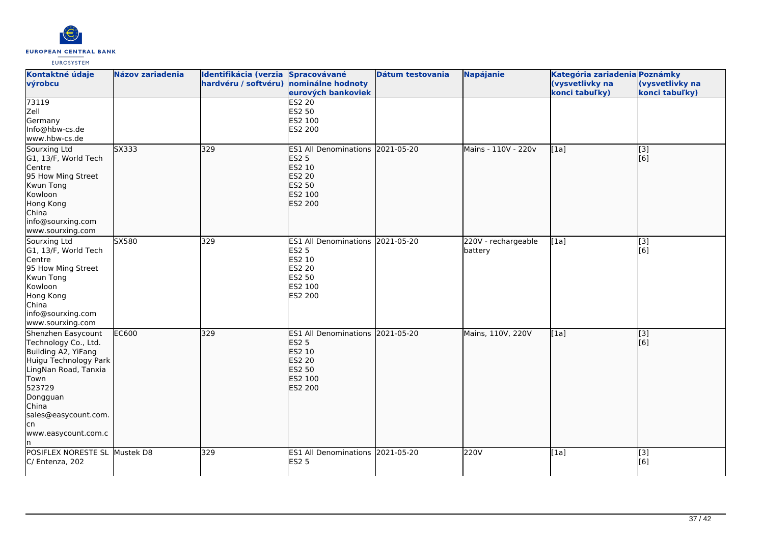| Kontaktné údaje výrobcu | Názov zariadenia | Identifikácia (verzia hardvéru / softvéru) | Spracovávané nominálne hodnoty eurových bankoviek | Dátum testovania | Napájanie | Kategória zariadenia (vysvetlivky na konci tabuľky) | Poznámky (vysvetlivky na konci tabuľky) |
| --- | --- | --- | --- | --- | --- | --- | --- |
| 73119<br>Zell<br>Germany<br>Info@hbw-cs.de<br>www.hbw-cs.de | | | ES2 20<br>ES2 50<br>ES2 100<br>ES2 200 | | | | |
| Sourxing Ltd<br>G1, 13/F, World Tech Centre<br>95 How Ming Street<br>Kwun Tong<br>Kowloon<br>Hong Kong<br>China<br>info@sourxing.com<br>www.sourxing.com | SX333 | 329 | ES1 All Denominations<br>ES2 5<br>ES2 10<br>ES2 20<br>ES2 50<br>ES2 100<br>ES2 200 | 2021-05-20 | Mains - 110V - 220v | [1a] | [3]<br>[6] |
| Sourxing Ltd<br>G1, 13/F, World Tech Centre<br>95 How Ming Street<br>Kwun Tong<br>Kowloon<br>Hong Kong<br>China<br>info@sourxing.com<br>www.sourxing.com | SX580 | 329 | ES1 All Denominations<br>ES2 5<br>ES2 10<br>ES2 20<br>ES2 50<br>ES2 100<br>ES2 200 | 2021-05-20 | 220V - rechargeable battery | [1a] | [3]<br>[6] |
| Shenzhen Easycount Technology Co., Ltd.<br>Building A2, YiFang Huigu Technology Park<br>LingNan Road, Tanxia Town<br>523729<br>Dongguan<br>China<br>sales@easycount.com.cn<br>www.easycount.com.cn | EC600 | 329 | ES1 All Denominations<br>ES2 5<br>ES2 10<br>ES2 20<br>ES2 50<br>ES2 100<br>ES2 200 | 2021-05-20 | Mains, 110V, 220V | [1a] | [3]<br>[6] |
| POSIFLEX NORESTE SL<br>C/ Entenza, 202 | Mustek D8 | 329 | ES1 All Denominations<br>ES2 5 | 2021-05-20 | 220V | [1a] | [3]<br>[6] |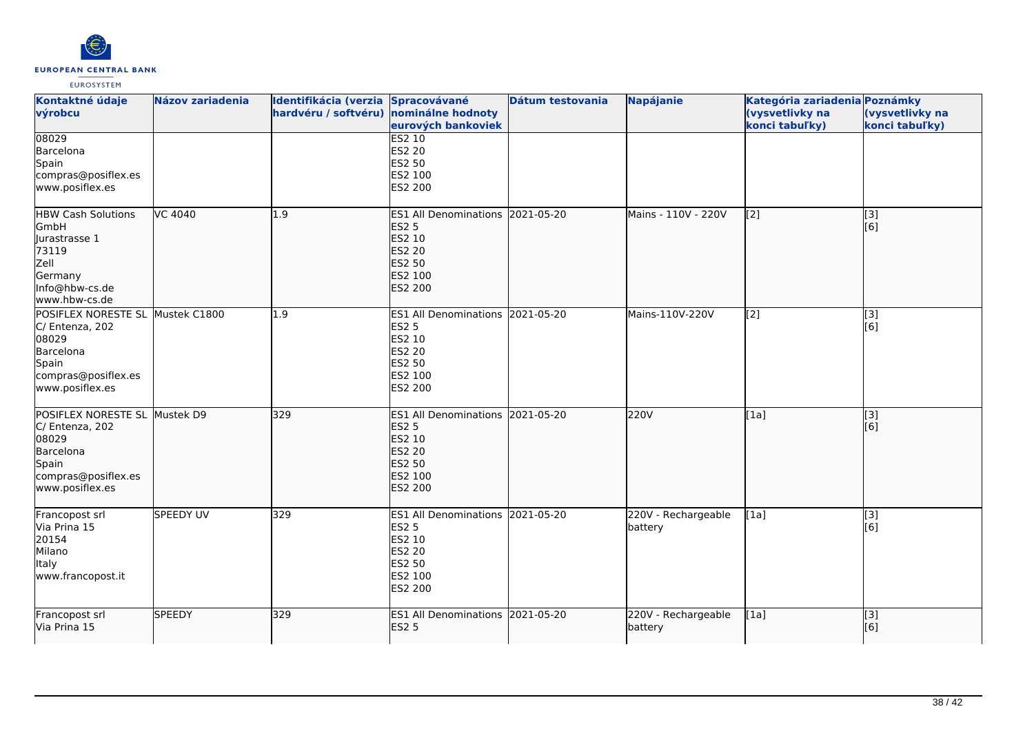| Kontaktné údaje výrobcu | Názov zariadenia | Identifikácia (verzia hardvéru / softvéru) | Spracovávané nominálne hodnoty eurových bankoviek | Dátum testovania | Napájanie | Kategória zariadenia (vysvetlivky na konci tabuľky) | Poznámky (vysvetlivky na konci tabuľky) |
|---|---|---|---|---|---|---|---|
| 08029<br>Barcelona<br>Spain<br>compras@posiflex.es<br>www.posiflex.es | | | ES2 10<br>ES2 20<br>ES2 50<br>ES2 100<br>ES2 200 | | | | |
| HBW Cash Solutions GmbH<br>Jurastrasse 1<br>73119<br>Zell<br>Germany<br>Info@hbw-cs.de<br>www.hbw-cs.de | VC 4040 | 1.9 | ES1 All Denominations<br>ES2 5<br>ES2 10<br>ES2 20<br>ES2 50<br>ES2 100<br>ES2 200 | 2021-05-20 | Mains - 110V - 220V | [2] | [3]<br>[6] |
| POSIFLEX NORESTE SL<br>C/ Entenza, 202<br>08029<br>Barcelona<br>Spain<br>compras@posiflex.es<br>www.posiflex.es | Mustek C1800 | 1.9 | ES1 All Denominations<br>ES2 5<br>ES2 10<br>ES2 20<br>ES2 50<br>ES2 100<br>ES2 200 | 2021-05-20 | Mains-110V-220V | [2] | [3]<br>[6] |
| POSIFLEX NORESTE SL<br>C/ Entenza, 202<br>08029<br>Barcelona<br>Spain<br>compras@posiflex.es<br>www.posiflex.es | Mustek D9 | 329 | ES1 All Denominations<br>ES2 5<br>ES2 10<br>ES2 20<br>ES2 50<br>ES2 100<br>ES2 200 | 2021-05-20 | 220V | [1a] | [3]<br>[6] |
| Francopost srl<br>Via Prina 15<br>20154<br>Milano<br>Italy<br>www.francopost.it | SPEEDY UV | 329 | ES1 All Denominations<br>ES2 5<br>ES2 10<br>ES2 20<br>ES2 50<br>ES2 100<br>ES2 200 | 2021-05-20 | 220V - Rechargeable battery | [1a] | [3]<br>[6] |
| Francopost srl<br>Via Prina 15 | SPEEDY | 329 | ES1 All Denominations<br>ES2 5 | 2021-05-20 | 220V - Rechargeable battery | [1a] | [3]<br>[6] |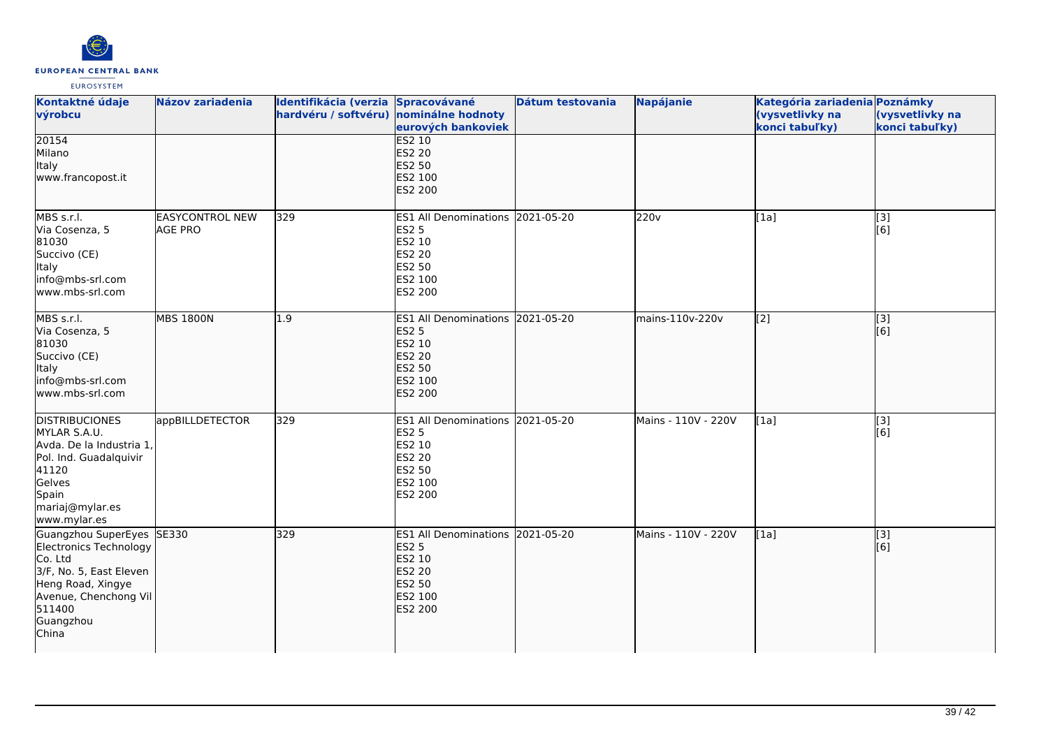| Kontaktné údaje výrobcu | Názov zariadenia | Identifikácia (verzia hardvéru / softvéru) | Spracovávané nominálne hodnoty eurových bankoviek | Dátum testovania | Napájanie | Kategória zariadenia (vysvetlivky na konci tabuľky) | Poznámky (vysvetlivky na konci tabuľky) |
|---|---|---|---|---|---|---|---|
| 20154<br>Milano<br>Italy<br>www.francopost.it | | | ES2 10<br>ES2 20<br>ES2 50<br>ES2 100<br>ES2 200 | | | | |
| MBS s.r.l.<br>Via Cosenza, 5<br>81030<br>Succivo (CE)<br>Italy<br>info@mbs-srl.com<br>www.mbs-srl.com | EASYCONTROL NEW AGE PRO | 329 | ES1 All Denominations<br>ES2 5<br>ES2 10<br>ES2 20<br>ES2 50<br>ES2 100<br>ES2 200 | 2021-05-20 | 220v | [1a] | [3]<br>[6] |
| MBS s.r.l.<br>Via Cosenza, 5<br>81030<br>Succivo (CE)<br>Italy<br>info@mbs-srl.com<br>www.mbs-srl.com | MBS 1800N | 1.9 | ES1 All Denominations<br>ES2 5<br>ES2 10<br>ES2 20<br>ES2 50<br>ES2 100<br>ES2 200 | 2021-05-20 | mains-110v-220v | [2] | [3]<br>[6] |
| DISTRIBUCIONES MYLAR S.A.U.<br>Avda. De la Industria 1, Pol. Ind. Guadalquivir<br>41120<br>Gelves<br>Spain<br>mariaj@mylar.es<br>www.mylar.es | appBILLDETECTOR | 329 | ES1 All Denominations<br>ES2 5<br>ES2 10<br>ES2 20<br>ES2 50<br>ES2 100<br>ES2 200 | 2021-05-20 | Mains - 110V - 220V | [1a] | [3]<br>[6] |
| Guangzhou SuperEyes Electronics Technology Co. Ltd<br>3/F, No. 5, East Eleven Heng Road, Xingye Avenue, Chenchong Vil<br>511400<br>Guangzhou<br>China | SE330 | 329 | ES1 All Denominations<br>ES2 5<br>ES2 10<br>ES2 20<br>ES2 50<br>ES2 100<br>ES2 200 | 2021-05-20 | Mains - 110V - 220V | [1a] | [3]<br>[6] |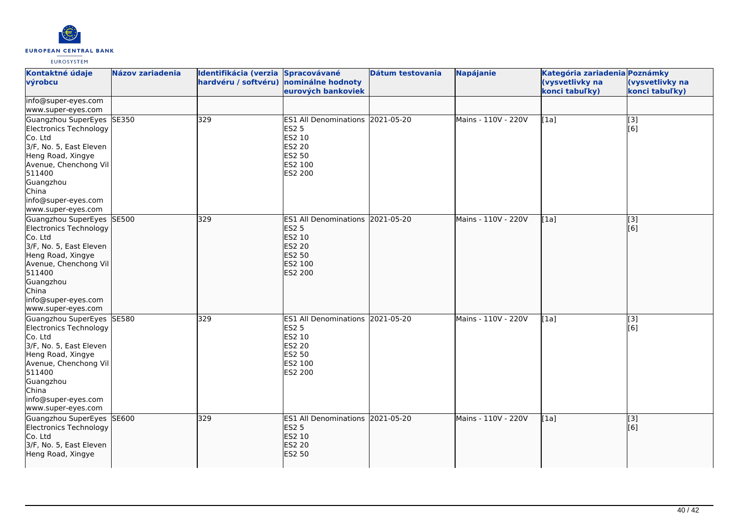| Kontaktné údaje výrobcu | Názov zariadenia | Identifikácia (verzia hardvéru / softvéru) | Spracovávané nominálne hodnoty eurových bankoviek | Dátum testovania | Napájanie | Kategória zariadenia (vysvetlivky na konci tabuľky) | Poznámky (vysvetlivky na konci tabuľky) |
|---|---|---|---|---|---|---|---|
| info@super-eyes.com<br>www.super-eyes.com | | | | | | | |
| Guangzhou SuperEyes Electronics Technology Co. Ltd<br>3/F, No. 5, East Eleven Heng Road, Xingye Avenue, Chenchong Vil<br>511400<br>Guangzhou<br>China<br>info@super-eyes.com<br>www.super-eyes.com | SE350 | 329 | ES1 All Denominations<br>ES2 5<br>ES2 10<br>ES2 20<br>ES2 50<br>ES2 100<br>ES2 200 | 2021-05-20 | Mains - 110V - 220V | [1a] | [3]<br>[6] |
| Guangzhou SuperEyes Electronics Technology Co. Ltd<br>3/F, No. 5, East Eleven Heng Road, Xingye Avenue, Chenchong Vil<br>511400<br>Guangzhou<br>China<br>info@super-eyes.com<br>www.super-eyes.com | SE500 | 329 | ES1 All Denominations<br>ES2 5<br>ES2 10<br>ES2 20<br>ES2 50<br>ES2 100<br>ES2 200 | 2021-05-20 | Mains - 110V - 220V | [1a] | [3]<br>[6] |
| Guangzhou SuperEyes Electronics Technology Co. Ltd<br>3/F, No. 5, East Eleven Heng Road, Xingye Avenue, Chenchong Vil<br>511400<br>Guangzhou<br>China<br>info@super-eyes.com<br>www.super-eyes.com | SE580 | 329 | ES1 All Denominations<br>ES2 5<br>ES2 10<br>ES2 20<br>ES2 50<br>ES2 100<br>ES2 200 | 2021-05-20 | Mains - 110V - 220V | [1a] | [3]<br>[6] |
| Guangzhou SuperEyes Electronics Technology Co. Ltd<br>3/F, No. 5, East Eleven Heng Road, Xingye | SE600 | 329 | ES1 All Denominations<br>ES2 5<br>ES2 10<br>ES2 20<br>ES2 50 | 2021-05-20 | Mains - 110V - 220V | [1a] | [3]<br>[6] |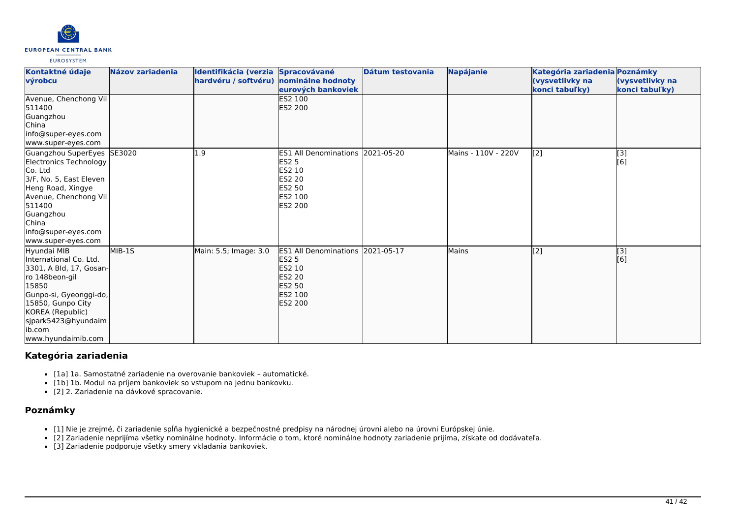| Kontaktné údaje výrobcu | Názov zariadenia | Identifikácia (verzia hardvéru / softvéru) | Spracovávané nominálne hodnoty eurových bankoviek | Dátum testovania | Napájanie | Kategória zariadenia (vysvetlivky na konci tabuľky) | Poznámky (vysvetlivky na konci tabuľky) |
|---|---|---|---|---|---|---|---|
| Avenue, Chenchong Vil<br>511400<br>Guangzhou<br>China<br>info@super-eyes.com<br>www.super-eyes.com | | | ES2 100<br>ES2 200 | | | | |
| Guangzhou SuperEyes Electronics Technology Co. Ltd<br>3/F, No. 5, East Eleven Heng Road, Xingye Avenue, Chenchong Vil<br>511400<br>Guangzhou<br>China<br>info@super-eyes.com<br>www.super-eyes.com | SE3020 | 1.9 | ES1 All Denominations<br>ES2 5<br>ES2 10<br>ES2 20<br>ES2 50<br>ES2 100<br>ES2 200 | 2021-05-20 | Mains - 110V - 220V | [2] | [3]<br>[6] |
| Hyundai MIB International Co. Ltd.<br>3301, A Bld, 17, Gosan-ro 148beon-gil<br>15850<br>Gunpo-si, Gyeonggi-do, 15850, Gunpo City<br>KOREA (Republic)<br>sjpark5423@hyundaimib.com<br>www.hyundaimib.com | MIB-1S | Main: 5.5; Image: 3.0 | ES1 All Denominations<br>ES2 5<br>ES2 10<br>ES2 20<br>ES2 50<br>ES2 100<br>ES2 200 | 2021-05-17 | Mains | [2] | [3]<br>[6] |

## Kategória zariadenia

- [1a] 1a. Samostatné zariadenie na overovanie bankoviek – automatické.
- [1b] 1b. Modul na príjem bankoviek so vstupom na jednu bankovku.
- [2] 2. Zariadenie na dávkové spracovanie.

## Poznámky

- [1] Nie je zrejmé, či zariadenie spĺňa hygienické a bezpečnostné predpisy na národnej úrovni alebo na úrovni Európskej únie.
- [2] Zariadenie neprijíma všetky nominálne hodnoty. Informácie o tom, ktoré nominálne hodnoty zariadenie prijíma, získate od dodávateľa.
- [3] Zariadenie podporuje všetky smery vkladania bankoviek.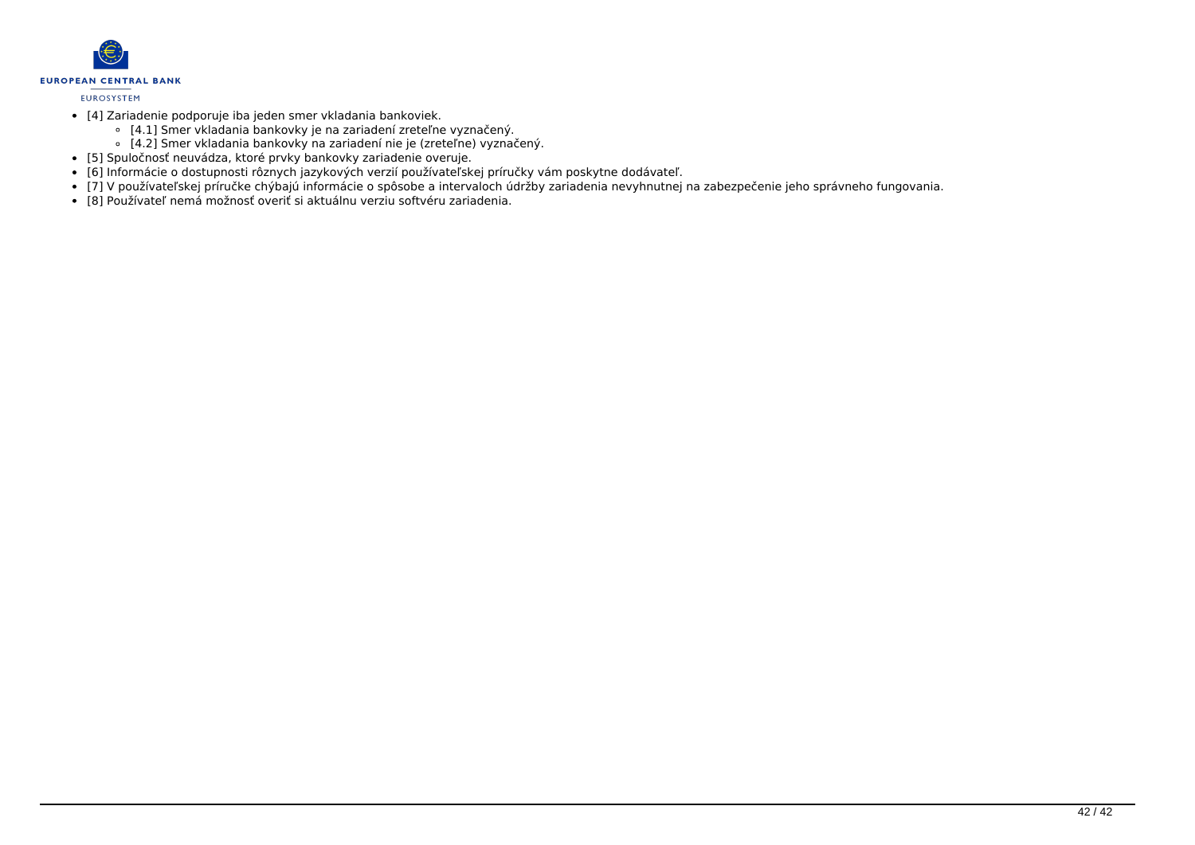- [4] Zariadenie podporuje iba jeden smer vkladania bankoviek.
  - [4.1] Smer vkladania bankovky je na zariadení zreteľne vyznačený.
  - [4.2] Smer vkladania bankovky na zariadení nie je (zreteľne) vyznačený.
- [5] Spoločnosť neuvádza, ktoré prvky bankovky zariadenie overuje.
- [6] Informácie o dostupnosti rôznych jazykových verzií používateľskej príručky vám poskytne dodávateľ.
- [7] V používateľskej príručke chýbajú informácie o spôsobe a intervaloch údržby zariadenia nevyhnutnej na zabezpečenie jeho správneho fungovania.
- [8] Používateľ nemá možnosť overiť si aktuálnu verziu softvéru zariadenia.